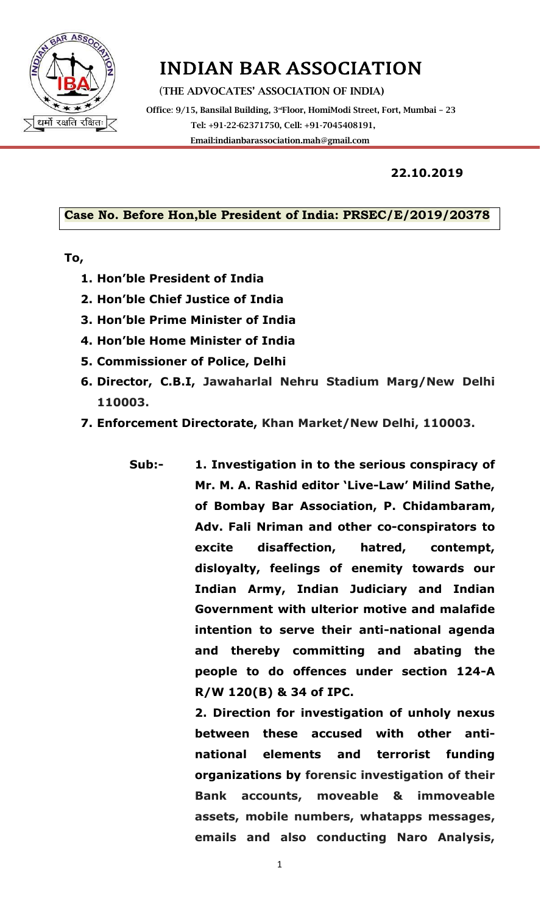# INDIAN BAR ASSOCIATION

(THE ADVOCATES' ASSOCIATION OF INDIA)

Office: 9/15, Bansilal Building, 3rd Floor, HomiModi Street, Fort, Mumbai – 23
Tel: +91-22-62371750, Cell: +91-7045408191,
Email:indianbarassociation.mah@gmail.com

**22.10.2019**

**Case No. Before Hon,ble President of India: PRSEC/E/2019/20378**

**To,**

1. **Hon'ble President of India**
2. **Hon'ble Chief Justice of India**
3. **Hon'ble Prime Minister of India**
4. **Hon'ble Home Minister of India**
5. **Commissioner of Police, Delhi**
6. **Director, C.B.I, Jawaharlal Nehru Stadium Marg/New Delhi 110003.**
7. **Enforcement Directorate, Khan Market/New Delhi, 110003.**

**Sub:-** **1. Investigation in to the serious conspiracy of Mr. M. A. Rashid editor 'Live-Law' Milind Sathe, of Bombay Bar Association, P. Chidambaram, Adv. Fali Nriman and other co-conspirators to excite disaffection, hatred, contempt, disloyalty, feelings of enemity towards our Indian Army, Indian Judiciary and Indian Government with ulterior motive and malafide intention to serve their anti-national agenda and thereby committing and abating the people to do offences under section 124-A R/W 120(B) & 34 of IPC.**

**2. Direction for investigation of unholy nexus between these accused with other anti-national elements and terrorist funding organizations by forensic investigation of their Bank accounts, moveable & immoveable assets, mobile numbers, whatapps messages, emails and also conducting Naro Analysis,**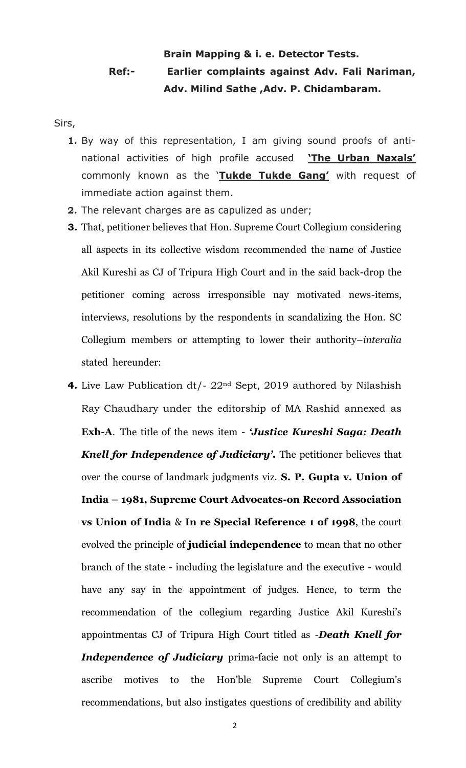**Brain Mapping & i. e. Detector Tests.**

**Ref:- Earlier complaints against Adv. Fali Nariman, Adv. Milind Sathe ,Adv. P. Chidambaram.**

Sirs,

1. By way of this representation, I am giving sound proofs of anti-national activities of high profile accused **<u>'The Urban Naxals'</u>** commonly known as the '**<u>Tukde Tukde Gang'</u>** with request of immediate action against them.
2. The relevant charges are as capulized as under;
3. That, petitioner believes that Hon. Supreme Court Collegium considering all aspects in its collective wisdom recommended the name of Justice Akil Kureshi as CJ of Tripura High Court and in the said back-drop the petitioner coming across irresponsible nay motivated news-items, interviews, resolutions by the respondents in scandalizing the Hon. SC Collegium members or attempting to lower their authority–*interalia* stated hereunder:
4. Live Law Publication dt/- 22nd Sept, 2019 authored by Nilashish Ray Chaudhary under the editorship of MA Rashid annexed as **Exh-A**. The title of the news item - ***'Justice Kureshi Saga: Death Knell for Independence of Judiciary'.*** The petitioner believes that over the course of landmark judgments viz. **S. P. Gupta v. Union of India – 1981, Supreme Court Advocates-on Record Association vs Union of India** & **In re Special Reference 1 of 1998**, the court evolved the principle of **judicial independence** to mean that no other branch of the state - including the legislature and the executive - would have any say in the appointment of judges. Hence, to term the recommendation of the collegium regarding Justice Akil Kureshi's appointmentas CJ of Tripura High Court titled as -***Death Knell for Independence of Judiciary*** prima-facie not only is an attempt to ascribe motives to the Hon'ble Supreme Court Collegium's recommendations, but also instigates questions of credibility and ability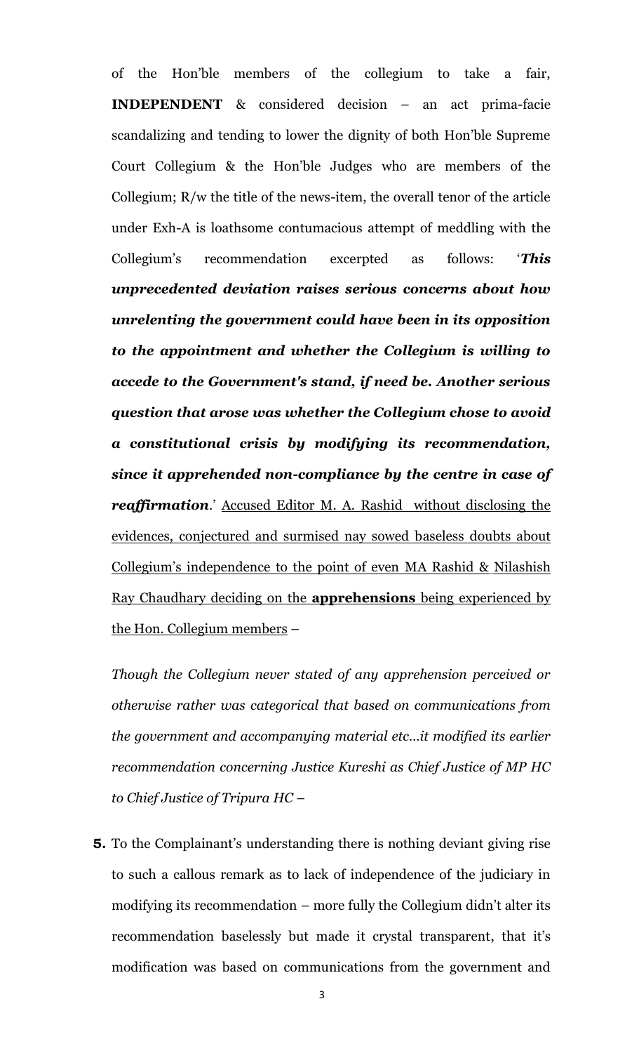of the Hon'ble members of the collegium to take a fair, **INDEPENDENT** & considered decision – an act prima-facie scandalizing and tending to lower the dignity of both Hon'ble Supreme Court Collegium & the Hon'ble Judges who are members of the Collegium; R/w the title of the news-item, the overall tenor of the article under Exh-A is loathsome contumacious attempt of meddling with the Collegium's recommendation excerpted as follows: '***This unprecedented deviation raises serious concerns about how unrelenting the government could have been in its opposition to the appointment and whether the Collegium is willing to accede to the Government's stand, if need be. Another serious question that arose was whether the Collegium chose to avoid a constitutional crisis by modifying its recommendation, since it apprehended non-compliance by the centre in case of reaffirmation***.' <u>Accused Editor M. A. Rashid without disclosing the evidences, conjectured and surmised nay sowed baseless doubts about Collegium's independence to the point of even MA Rashid & Nilashish Ray Chaudhary deciding on the **apprehensions** being experienced by the Hon. Collegium members</u> –

*Though the Collegium never stated of any apprehension perceived or otherwise rather was categorical that based on communications from the government and accompanying material etc...it modified its earlier recommendation concerning Justice Kureshi as Chief Justice of MP HC to Chief Justice of Tripura HC –*

**5.** To the Complainant's understanding there is nothing deviant giving rise to such a callous remark as to lack of independence of the judiciary in modifying its recommendation – more fully the Collegium didn't alter its recommendation baselessly but made it crystal transparent, that it's modification was based on communications from the government and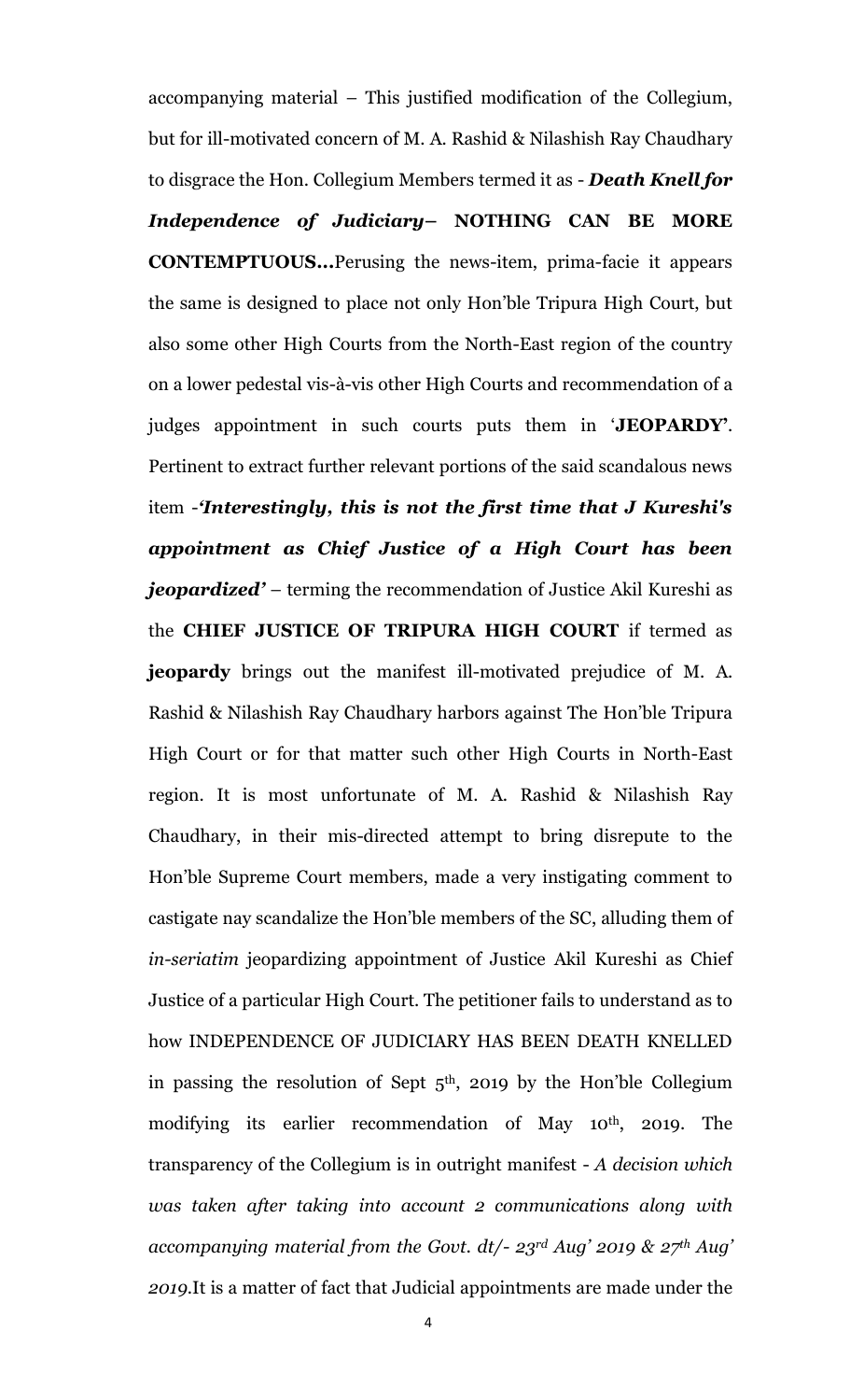accompanying material – This justified modification of the Collegium, but for ill-motivated concern of M. A. Rashid & Nilashish Ray Chaudhary to disgrace the Hon. Collegium Members termed it as - ***Death Knell for Independence of Judiciary*– NOTHING CAN BE MORE CONTEMPTUOUS…**Perusing the news-item, prima-facie it appears the same is designed to place not only Hon'ble Tripura High Court, but also some other High Courts from the North-East region of the country on a lower pedestal vis-à-vis other High Courts and recommendation of a judges appointment in such courts puts them in '**JEOPARDY**'. Pertinent to extract further relevant portions of the said scandalous news item -***'Interestingly, this is not the first time that J Kureshi's appointment as Chief Justice of a High Court has been jeopardized'*** – terming the recommendation of Justice Akil Kureshi as the **CHIEF JUSTICE OF TRIPURA HIGH COURT** if termed as **jeopardy** brings out the manifest ill-motivated prejudice of M. A. Rashid & Nilashish Ray Chaudhary harbors against The Hon'ble Tripura High Court or for that matter such other High Courts in North-East region. It is most unfortunate of M. A. Rashid & Nilashish Ray Chaudhary, in their mis-directed attempt to bring disrepute to the Hon'ble Supreme Court members, made a very instigating comment to castigate nay scandalize the Hon'ble members of the SC, alluding them of *in-seriatim* jeopardizing appointment of Justice Akil Kureshi as Chief Justice of a particular High Court. The petitioner fails to understand as to how INDEPENDENCE OF JUDICIARY HAS BEEN DEATH KNELLED in passing the resolution of Sept 5th, 2019 by the Hon'ble Collegium modifying its earlier recommendation of May 10th, 2019. The transparency of the Collegium is in outright manifest - *A decision which was taken after taking into account 2 communications along with accompanying material from the Govt. dt/- 23rd Aug' 2019 & 27th Aug' 2019.*It is a matter of fact that Judicial appointments are made under the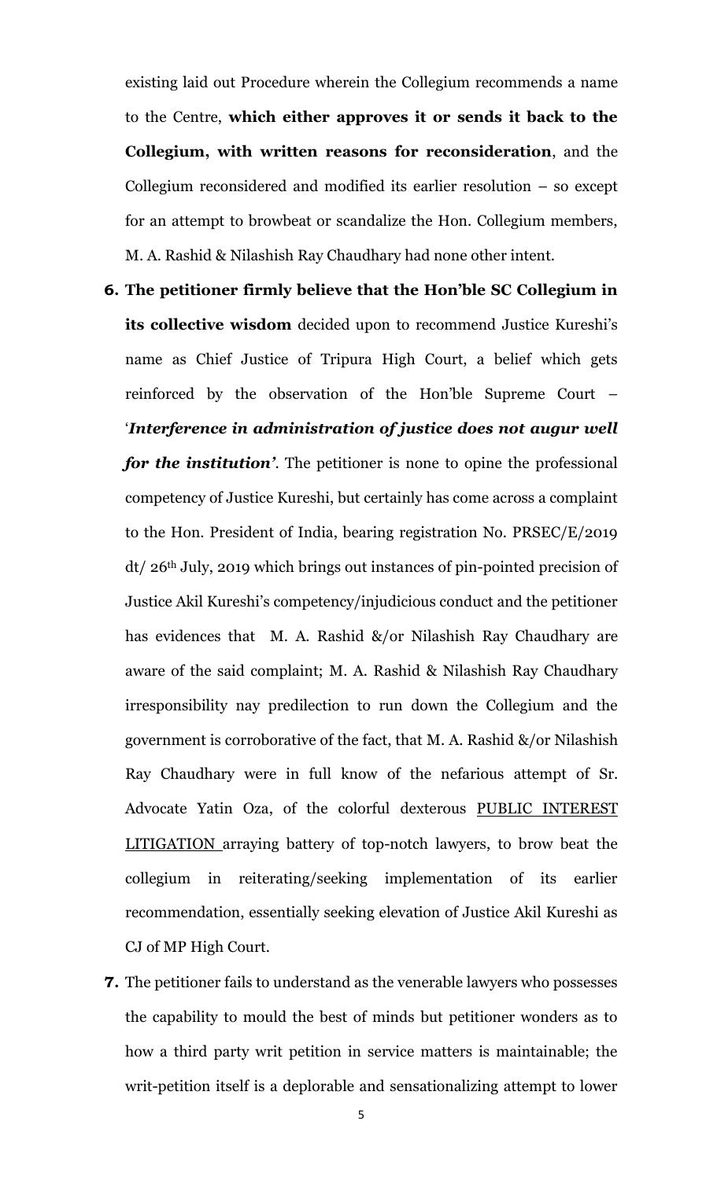existing laid out Procedure wherein the Collegium recommends a name to the Centre, **which either approves it or sends it back to the Collegium, with written reasons for reconsideration**, and the Collegium reconsidered and modified its earlier resolution – so except for an attempt to browbeat or scandalize the Hon. Collegium members, M. A. Rashid & Nilashish Ray Chaudhary had none other intent.

**6.** **The petitioner firmly believe that the Hon'ble SC Collegium in its collective wisdom** decided upon to recommend Justice Kureshi's name as Chief Justice of Tripura High Court, a belief which gets reinforced by the observation of the Hon'ble Supreme Court – '***Interference in administration of justice does not augur well for the institution'***. The petitioner is none to opine the professional competency of Justice Kureshi, but certainly has come across a complaint to the Hon. President of India, bearing registration No. PRSEC/E/2019 dt/ 26th July, 2019 which brings out instances of pin-pointed precision of Justice Akil Kureshi's competency/injudicious conduct and the petitioner has evidences that M. A. Rashid &/or Nilashish Ray Chaudhary are aware of the said complaint; M. A. Rashid & Nilashish Ray Chaudhary irresponsibility nay predilection to run down the Collegium and the government is corroborative of the fact, that M. A. Rashid &/or Nilashish Ray Chaudhary were in full know of the nefarious attempt of Sr. Advocate Yatin Oza, of the colorful dexterous <u>PUBLIC INTEREST LITIGATION</u> arraying battery of top-notch lawyers, to brow beat the collegium in reiterating/seeking implementation of its earlier recommendation, essentially seeking elevation of Justice Akil Kureshi as CJ of MP High Court.

**7.** The petitioner fails to understand as the venerable lawyers who possesses the capability to mould the best of minds but petitioner wonders as to how a third party writ petition in service matters is maintainable; the writ-petition itself is a deplorable and sensationalizing attempt to lower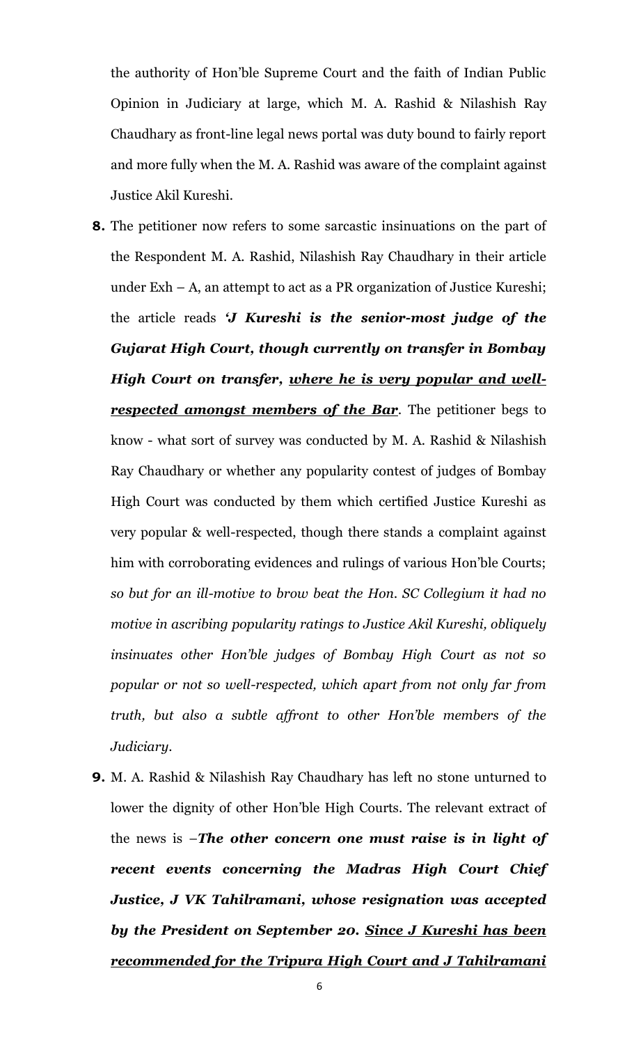the authority of Hon'ble Supreme Court and the faith of Indian Public Opinion in Judiciary at large, which M. A. Rashid & Nilashish Ray Chaudhary as front-line legal news portal was duty bound to fairly report and more fully when the M. A. Rashid was aware of the complaint against Justice Akil Kureshi.

**8.** The petitioner now refers to some sarcastic insinuations on the part of the Respondent M. A. Rashid, Nilashish Ray Chaudhary in their article under Exh – A, an attempt to act as a PR organization of Justice Kureshi; the article reads ***'J Kureshi is the senior-most judge of the Gujarat High Court, though currently on transfer in Bombay High Court on transfer, <u>where he is very popular and well-respected amongst members of the Bar</u>***. The petitioner begs to know - what sort of survey was conducted by M. A. Rashid & Nilashish Ray Chaudhary or whether any popularity contest of judges of Bombay High Court was conducted by them which certified Justice Kureshi as very popular & well-respected, though there stands a complaint against him with corroborating evidences and rulings of various Hon'ble Courts; *so but for an ill-motive to brow beat the Hon. SC Collegium it had no motive in ascribing popularity ratings to Justice Akil Kureshi, obliquely insinuates other Hon'ble judges of Bombay High Court as not so popular or not so well-respected, which apart from not only far from truth, but also a subtle affront to other Hon'ble members of the Judiciary.*

**9.** M. A. Rashid & Nilashish Ray Chaudhary has left no stone unturned to lower the dignity of other Hon'ble High Courts. The relevant extract of the news is –***The other concern one must raise is in light of recent events concerning the Madras High Court Chief Justice, J VK Tahilramani, whose resignation was accepted by the President on September 20. <u>Since J Kureshi has been recommended for the Tripura High Court and J Tahilramani</u>***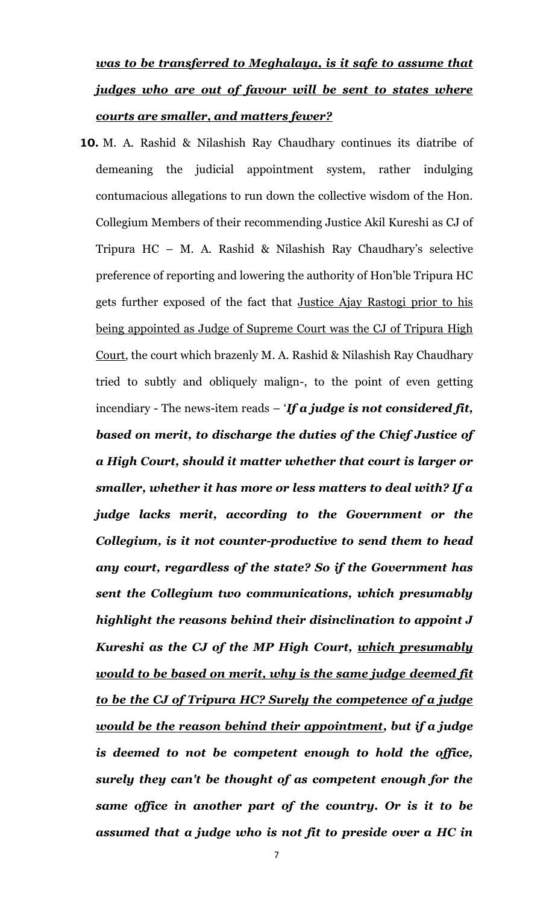***<u>was to be transferred to Meghalaya, is it safe to assume that judges who are out of favour will be sent to states where courts are smaller, and matters fewer?</u>***

**10.** M. A. Rashid & Nilashish Ray Chaudhary continues its diatribe of demeaning the judicial appointment system, rather indulging contumacious allegations to run down the collective wisdom of the Hon. Collegium Members of their recommending Justice Akil Kureshi as CJ of Tripura HC – M. A. Rashid & Nilashish Ray Chaudhary's selective preference of reporting and lowering the authority of Hon'ble Tripura HC gets further exposed of the fact that <u>Justice Ajay Rastogi prior to his being appointed as Judge of Supreme Court was the CJ of Tripura High Court</u>, the court which brazenly M. A. Rashid & Nilashish Ray Chaudhary tried to subtly and obliquely malign-, to the point of even getting incendiary - The news-item reads – '***If a judge is not considered fit, based on merit, to discharge the duties of the Chief Justice of a High Court, should it matter whether that court is larger or smaller, whether it has more or less matters to deal with? If a judge lacks merit, according to the Government or the Collegium, is it not counter-productive to send them to head any court, regardless of the state? So if the Government has sent the Collegium two communications, which presumably highlight the reasons behind their disinclination to appoint J Kureshi as the CJ of the MP High Court, <u>which presumably would to be based on merit, why is the same judge deemed fit to be the CJ of Tripura HC? Surely the competence of a judge would be the reason behind their appointment</u>, but if a judge is deemed to not be competent enough to hold the office, surely they can't be thought of as competent enough for the same office in another part of the country. Or is it to be assumed that a judge who is not fit to preside over a HC in***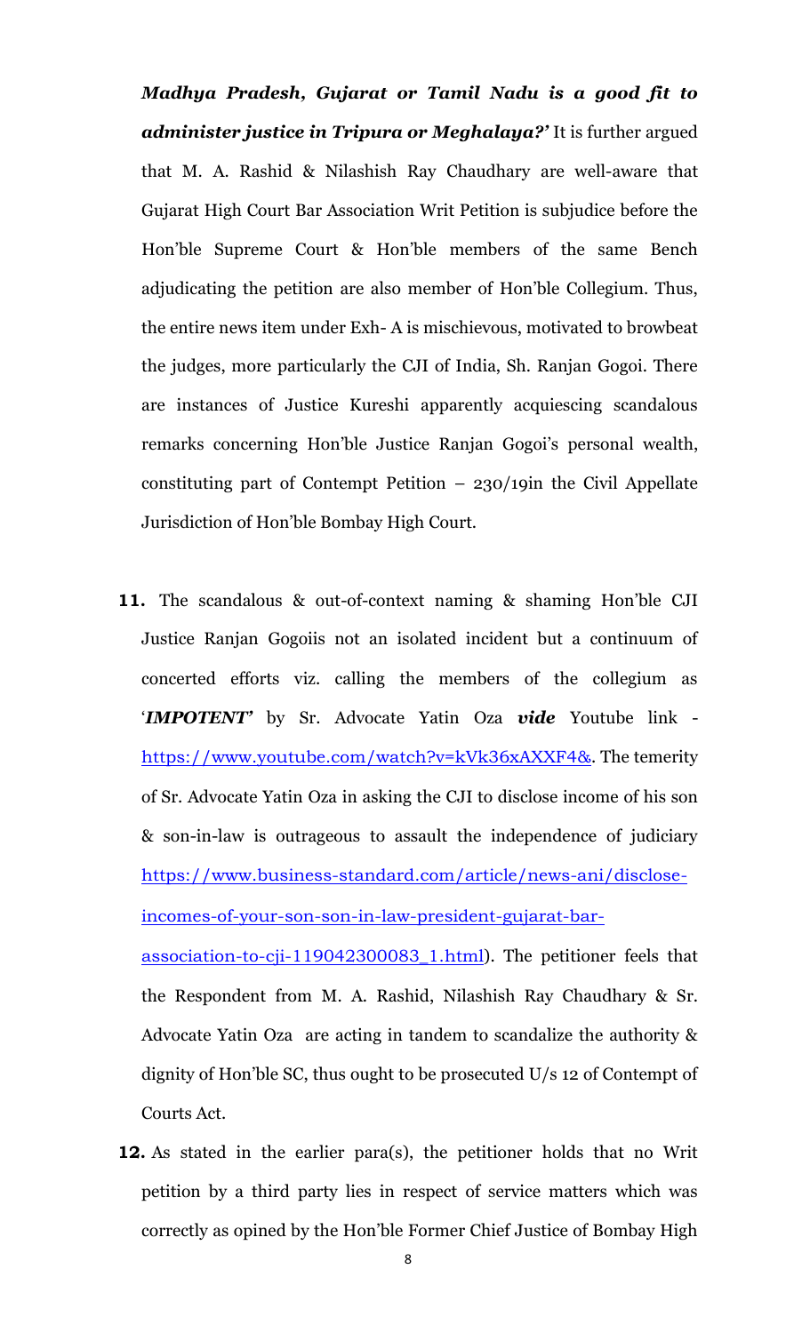***Madhya Pradesh, Gujarat or Tamil Nadu is a good fit to administer justice in Tripura or Meghalaya?'*** It is further argued that M. A. Rashid & Nilashish Ray Chaudhary are well-aware that Gujarat High Court Bar Association Writ Petition is subjudice before the Hon'ble Supreme Court & Hon'ble members of the same Bench adjudicating the petition are also member of Hon'ble Collegium. Thus, the entire news item under Exh- A is mischievous, motivated to browbeat the judges, more particularly the CJI of India, Sh. Ranjan Gogoi. There are instances of Justice Kureshi apparently acquiescing scandalous remarks concerning Hon'ble Justice Ranjan Gogoi's personal wealth, constituting part of Contempt Petition – 230/19in the Civil Appellate Jurisdiction of Hon'ble Bombay High Court.

**11.** The scandalous & out-of-context naming & shaming Hon'ble CJI Justice Ranjan Gogoiis not an isolated incident but a continuum of concerted efforts viz. calling the members of the collegium as '***IMPOTENT'*** by Sr. Advocate Yatin Oza ***vide*** Youtube link - https://www.youtube.com/watch?v=kVk36xAXXF4&. The temerity of Sr. Advocate Yatin Oza in asking the CJI to disclose income of his son & son-in-law is outrageous to assault the independence of judiciary https://www.business-standard.com/article/news-ani/disclose-incomes-of-your-son-son-in-law-president-gujarat-bar-association-to-cji-119042300083_1.html). The petitioner feels that the Respondent from M. A. Rashid, Nilashish Ray Chaudhary & Sr. Advocate Yatin Oza are acting in tandem to scandalize the authority & dignity of Hon'ble SC, thus ought to be prosecuted U/s 12 of Contempt of Courts Act.

**12.** As stated in the earlier para(s), the petitioner holds that no Writ petition by a third party lies in respect of service matters which was correctly as opined by the Hon'ble Former Chief Justice of Bombay High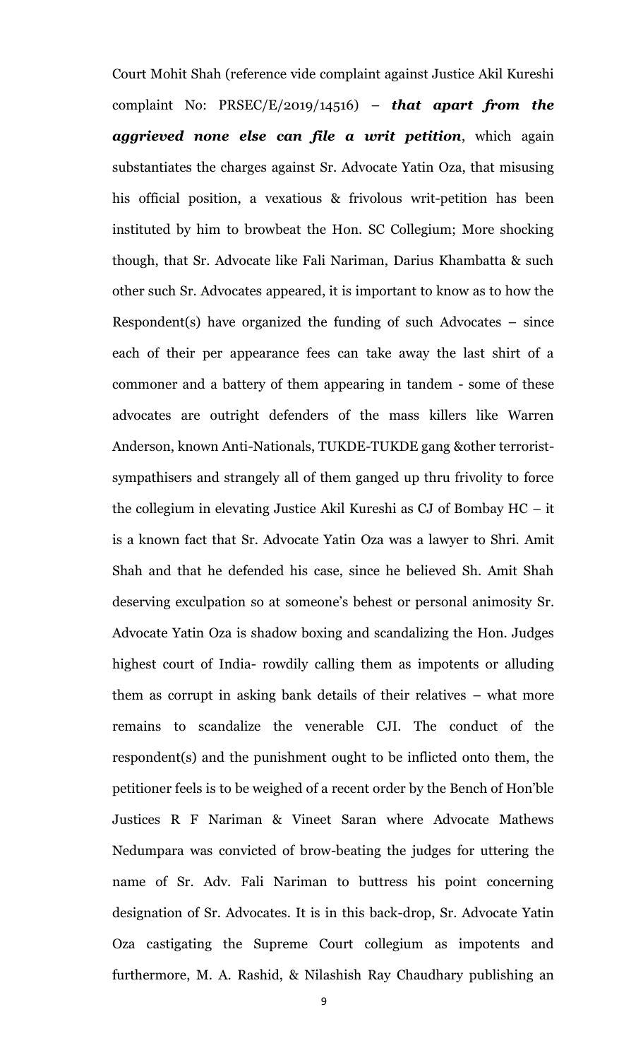Court Mohit Shah (reference vide complaint against Justice Akil Kureshi complaint No: PRSEC/E/2019/14516) – ***that apart from the aggrieved none else can file a writ petition***, which again substantiates the charges against Sr. Advocate Yatin Oza, that misusing his official position, a vexatious & frivolous writ-petition has been instituted by him to browbeat the Hon. SC Collegium; More shocking though, that Sr. Advocate like Fali Nariman, Darius Khambatta & such other such Sr. Advocates appeared, it is important to know as to how the Respondent(s) have organized the funding of such Advocates – since each of their per appearance fees can take away the last shirt of a commoner and a battery of them appearing in tandem - some of these advocates are outright defenders of the mass killers like Warren Anderson, known Anti-Nationals, TUKDE-TUKDE gang &other terrorist-sympathisers and strangely all of them ganged up thru frivolity to force the collegium in elevating Justice Akil Kureshi as CJ of Bombay HC – it is a known fact that Sr. Advocate Yatin Oza was a lawyer to Shri. Amit Shah and that he defended his case, since he believed Sh. Amit Shah deserving exculpation so at someone's behest or personal animosity Sr. Advocate Yatin Oza is shadow boxing and scandalizing the Hon. Judges highest court of India- rowdily calling them as impotents or alluding them as corrupt in asking bank details of their relatives – what more remains to scandalize the venerable CJI. The conduct of the respondent(s) and the punishment ought to be inflicted onto them, the petitioner feels is to be weighed of a recent order by the Bench of Hon'ble Justices R F Nariman & Vineet Saran where Advocate Mathews Nedumpara was convicted of brow-beating the judges for uttering the name of Sr. Adv. Fali Nariman to buttress his point concerning designation of Sr. Advocates. It is in this back-drop, Sr. Advocate Yatin Oza castigating the Supreme Court collegium as impotents and furthermore, M. A. Rashid, & Nilashish Ray Chaudhary publishing an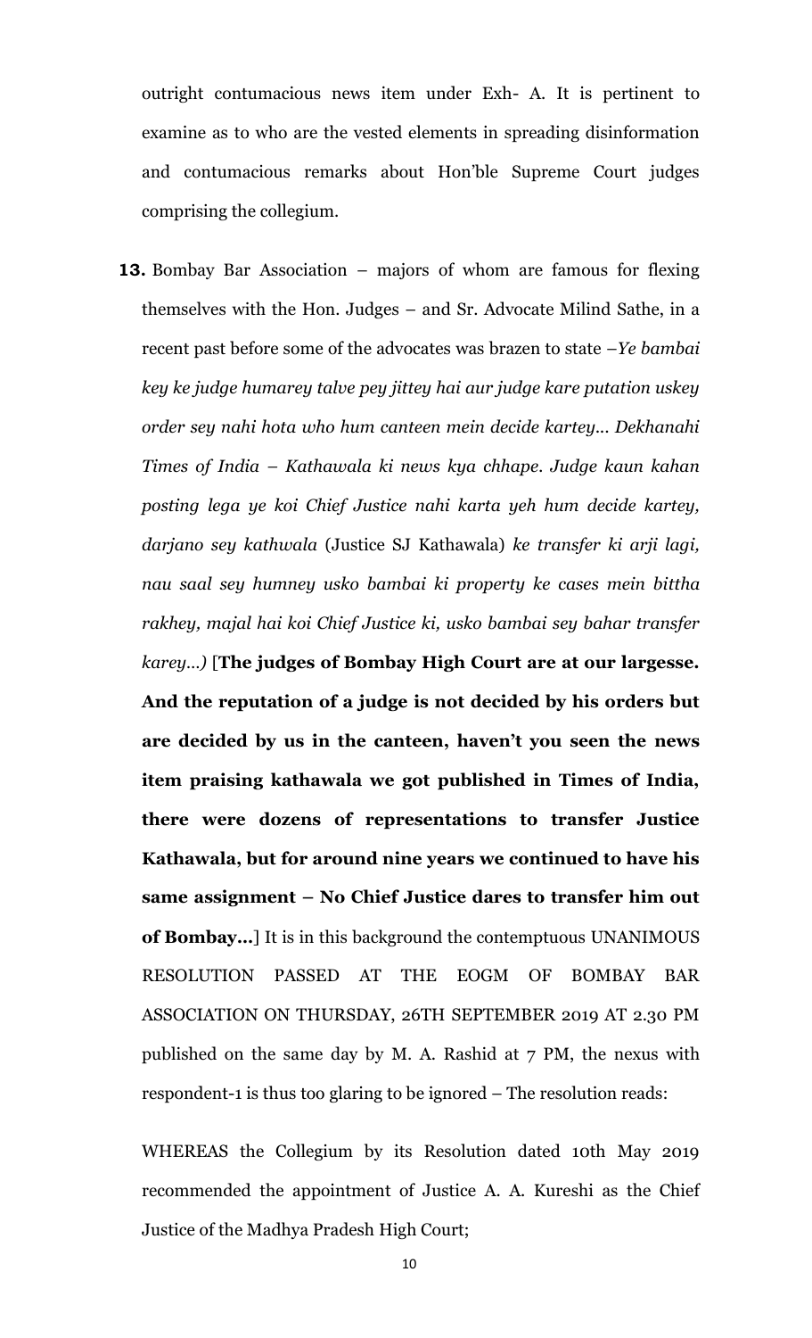outright contumacious news item under Exh- A. It is pertinent to examine as to who are the vested elements in spreading disinformation and contumacious remarks about Hon'ble Supreme Court judges comprising the collegium.

**13.** Bombay Bar Association – majors of whom are famous for flexing themselves with the Hon. Judges – and Sr. Advocate Milind Sathe, in a recent past before some of the advocates was brazen to state –*Ye bambai key ke judge humarey talve pey jittey hai aur judge kare putation uskey order sey nahi hota who hum canteen mein decide kartey... Dekhanahi Times of India – Kathawala ki news kya chhape. Judge kaun kahan posting lega ye koi Chief Justice nahi karta yeh hum decide kartey, darjano sey kathwala* (Justice SJ Kathawala) *ke transfer ki arji lagi, nau saal sey humney usko bambai ki property ke cases mein bittha rakhey, majal hai koi Chief Justice ki, usko bambai sey bahar transfer karey...)* [**The judges of Bombay High Court are at our largesse. And the reputation of a judge is not decided by his orders but are decided by us in the canteen, haven't you seen the news item praising kathawala we got published in Times of India, there were dozens of representations to transfer Justice Kathawala, but for around nine years we continued to have his same assignment – No Chief Justice dares to transfer him out of Bombay...**] It is in this background the contemptuous UNANIMOUS RESOLUTION PASSED AT THE EOGM OF BOMBAY BAR ASSOCIATION ON THURSDAY, 26TH SEPTEMBER 2019 AT 2.30 PM published on the same day by M. A. Rashid at 7 PM, the nexus with respondent-1 is thus too glaring to be ignored – The resolution reads:

WHEREAS the Collegium by its Resolution dated 10th May 2019 recommended the appointment of Justice A. A. Kureshi as the Chief Justice of the Madhya Pradesh High Court;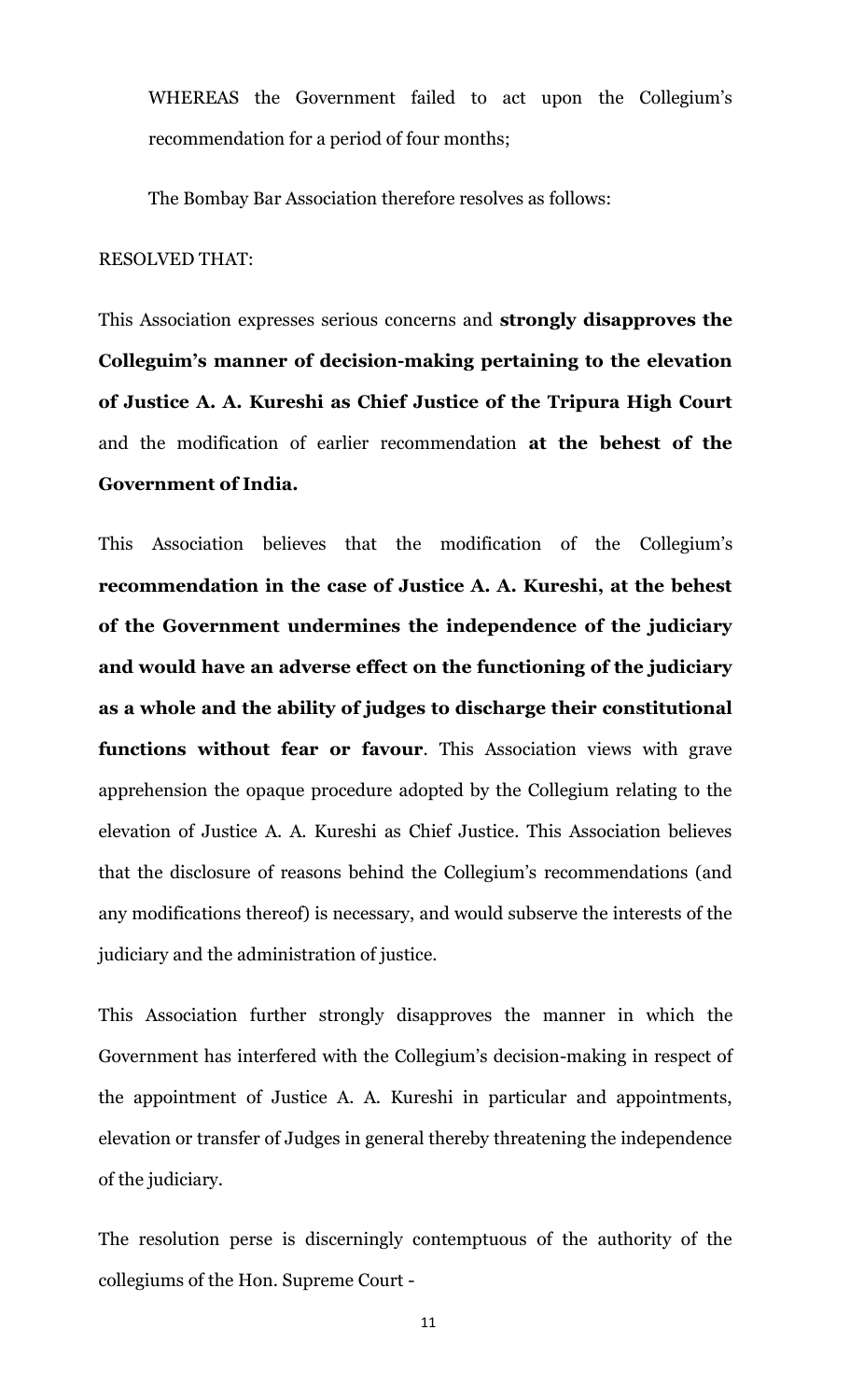WHEREAS the Government failed to act upon the Collegium's recommendation for a period of four months;

The Bombay Bar Association therefore resolves as follows:

RESOLVED THAT:

This Association expresses serious concerns and **strongly disapproves the Colleguim's manner of decision-making pertaining to the elevation of Justice A. A. Kureshi as Chief Justice of the Tripura High Court** and the modification of earlier recommendation **at the behest of the Government of India.**

This Association believes that the modification of the Collegium's **recommendation in the case of Justice A. A. Kureshi, at the behest of the Government undermines the independence of the judiciary and would have an adverse effect on the functioning of the judiciary as a whole and the ability of judges to discharge their constitutional functions without fear or favour**. This Association views with grave apprehension the opaque procedure adopted by the Collegium relating to the elevation of Justice A. A. Kureshi as Chief Justice. This Association believes that the disclosure of reasons behind the Collegium's recommendations (and any modifications thereof) is necessary, and would subserve the interests of the judiciary and the administration of justice.

This Association further strongly disapproves the manner in which the Government has interfered with the Collegium's decision-making in respect of the appointment of Justice A. A. Kureshi in particular and appointments, elevation or transfer of Judges in general thereby threatening the independence of the judiciary.

The resolution perse is discerningly contemptuous of the authority of the collegiums of the Hon. Supreme Court -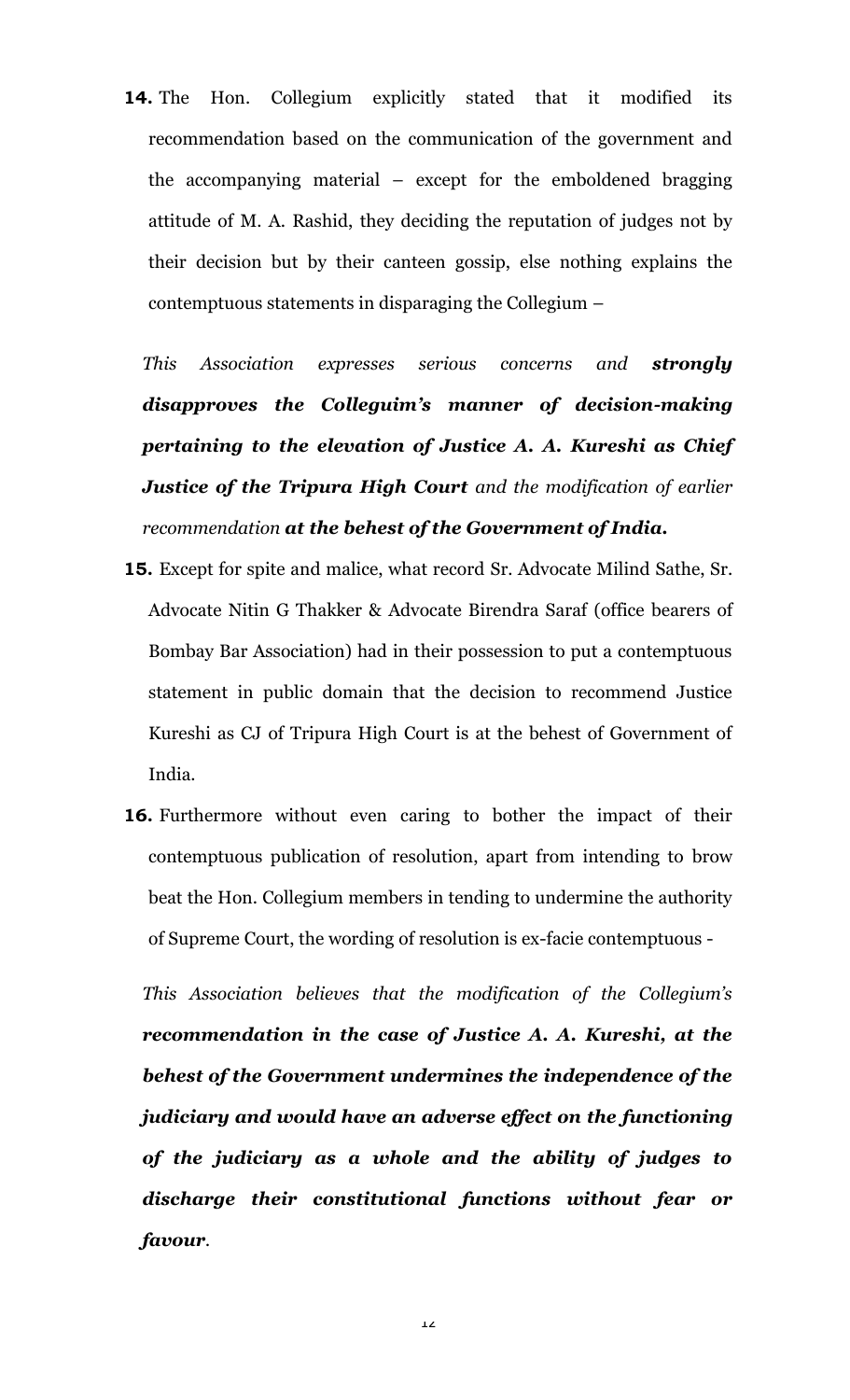**14.** The Hon. Collegium explicitly stated that it modified its recommendation based on the communication of the government and the accompanying material – except for the emboldened bragging attitude of M. A. Rashid, they deciding the reputation of judges not by their decision but by their canteen gossip, else nothing explains the contemptuous statements in disparaging the Collegium –

> *This Association expresses serious concerns and **strongly disapproves the Colleguim's manner of decision-making pertaining to the elevation of Justice A. A. Kureshi as Chief Justice of the Tripura High Court** and the modification of earlier recommendation **at the behest of the Government of India.***

**15.** Except for spite and malice, what record Sr. Advocate Milind Sathe, Sr. Advocate Nitin G Thakker & Advocate Birendra Saraf (office bearers of Bombay Bar Association) had in their possession to put a contemptuous statement in public domain that the decision to recommend Justice Kureshi as CJ of Tripura High Court is at the behest of Government of India.

**16.** Furthermore without even caring to bother the impact of their contemptuous publication of resolution, apart from intending to brow beat the Hon. Collegium members in tending to undermine the authority of Supreme Court, the wording of resolution is ex-facie contemptuous -

> *This Association believes that the modification of the Collegium's **recommendation in the case of Justice A. A. Kureshi, at the behest of the Government undermines the independence of the judiciary and would have an adverse effect on the functioning of the judiciary as a whole and the ability of judges to discharge their constitutional functions without fear or favour**.*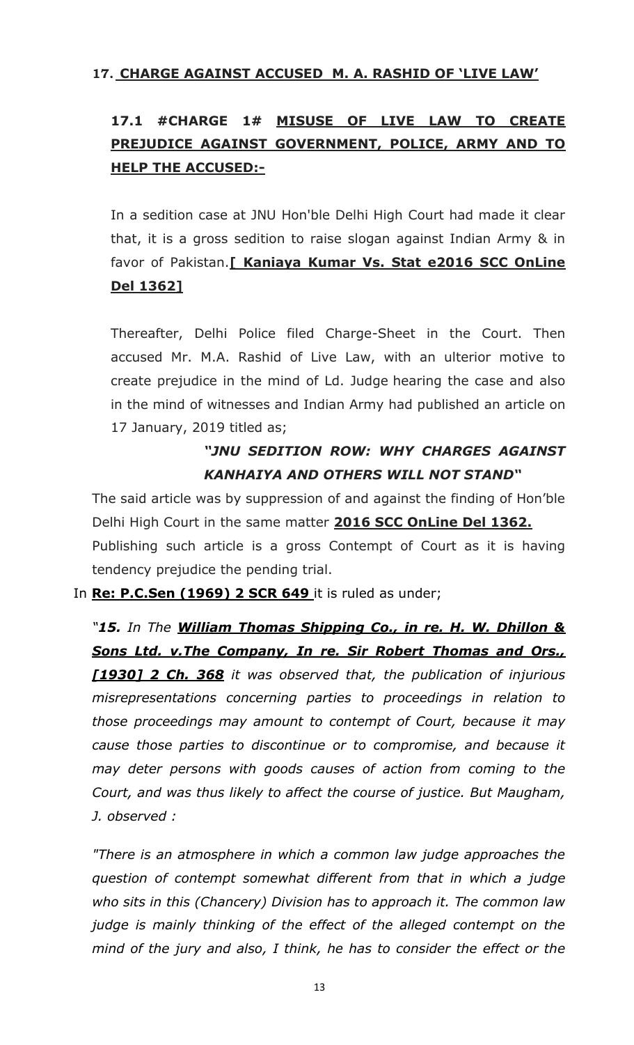**17. <u>CHARGE AGAINST ACCUSED M. A. RASHID OF 'LIVE LAW'</u>**

**17.1 #CHARGE 1# <u>MISUSE OF LIVE LAW TO CREATE PREJUDICE AGAINST GOVERNMENT, POLICE, ARMY AND TO HELP THE ACCUSED:-</u>**

In a sedition case at JNU Hon'ble Delhi High Court had made it clear that, it is a gross sedition to raise slogan against Indian Army & in favor of Pakistan.**<u>[ Kaniaya Kumar Vs. Stat e2016 SCC OnLine Del 1362]</u>**

Thereafter, Delhi Police filed Charge-Sheet in the Court. Then accused Mr. M.A. Rashid of Live Law, with an ulterior motive to create prejudice in the mind of Ld. Judge hearing the case and also in the mind of witnesses and Indian Army had published an article on 17 January, 2019 titled as;

***"JNU SEDITION ROW: WHY CHARGES AGAINST KANHAIYA AND OTHERS WILL NOT STAND"***

The said article was by suppression of and against the finding of Hon'ble Delhi High Court in the same matter **<u>2016 SCC OnLine Del 1362.</u>**

Publishing such article is a gross Contempt of Court as it is having tendency prejudice the pending trial.

In **<u>Re: P.C.Sen (1969) 2 SCR 649</u>** it is ruled as under;

*"**15.** In The **<u>William Thomas Shipping Co., in re. H. W. Dhillon & Sons Ltd. v.The Company, In re. Sir Robert Thomas and Ors., [1930] 2 Ch. 368</u>** it was observed that, the publication of injurious misrepresentations concerning parties to proceedings in relation to those proceedings may amount to contempt of Court, because it may cause those parties to discontinue or to compromise, and because it may deter persons with goods causes of action from coming to the Court, and was thus likely to affect the course of justice. But Maugham, J. observed :*

*"There is an atmosphere in which a common law judge approaches the question of contempt somewhat different from that in which a judge who sits in this (Chancery) Division has to approach it. The common law judge is mainly thinking of the effect of the alleged contempt on the mind of the jury and also, I think, he has to consider the effect or the*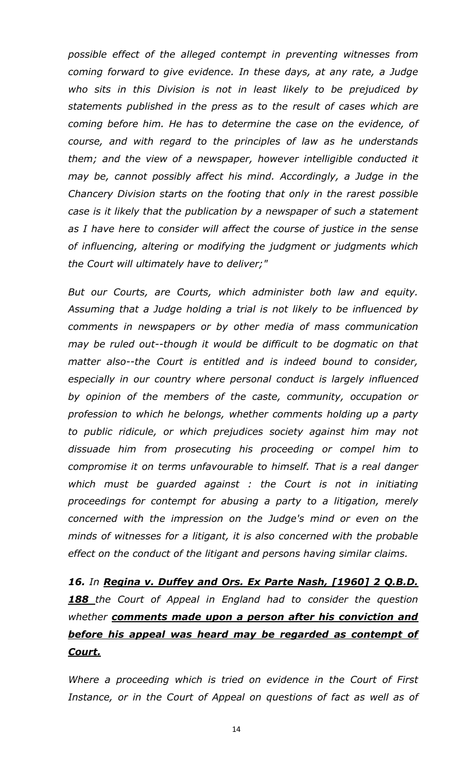*possible effect of the alleged contempt in preventing witnesses from coming forward to give evidence. In these days, at any rate, a Judge who sits in this Division is not in least likely to be prejudiced by statements published in the press as to the result of cases which are coming before him. He has to determine the case on the evidence, of course, and with regard to the principles of law as he understands them; and the view of a newspaper, however intelligible conducted it may be, cannot possibly affect his mind. Accordingly, a Judge in the Chancery Division starts on the footing that only in the rarest possible case is it likely that the publication by a newspaper of such a statement as I have here to consider will affect the course of justice in the sense of influencing, altering or modifying the judgment or judgments which the Court will ultimately have to deliver;"*

*But our Courts, are Courts, which administer both law and equity. Assuming that a Judge holding a trial is not likely to be influenced by comments in newspapers or by other media of mass communication may be ruled out--though it would be difficult to be dogmatic on that matter also--the Court is entitled and is indeed bound to consider, especially in our country where personal conduct is largely influenced by opinion of the members of the caste, community, occupation or profession to which he belongs, whether comments holding up a party to public ridicule, or which prejudices society against him may not dissuade him from prosecuting his proceeding or compel him to compromise it on terms unfavourable to himself. That is a real danger which must be guarded against : the Court is not in initiating proceedings for contempt for abusing a party to a litigation, merely concerned with the impression on the Judge's mind or even on the minds of witnesses for a litigant, it is also concerned with the probable effect on the conduct of the litigant and persons having similar claims.*

***16.** In **<u>Regina v. Duffey and Ors. Ex Parte Nash, [1960] 2 Q.B.D. 188</u>** the Court of Appeal in England had to consider the question whether **<u>comments made upon a person after his conviction and before his appeal was heard may be regarded as contempt of Court.</u>***

*Where a proceeding which is tried on evidence in the Court of First Instance, or in the Court of Appeal on questions of fact as well as of*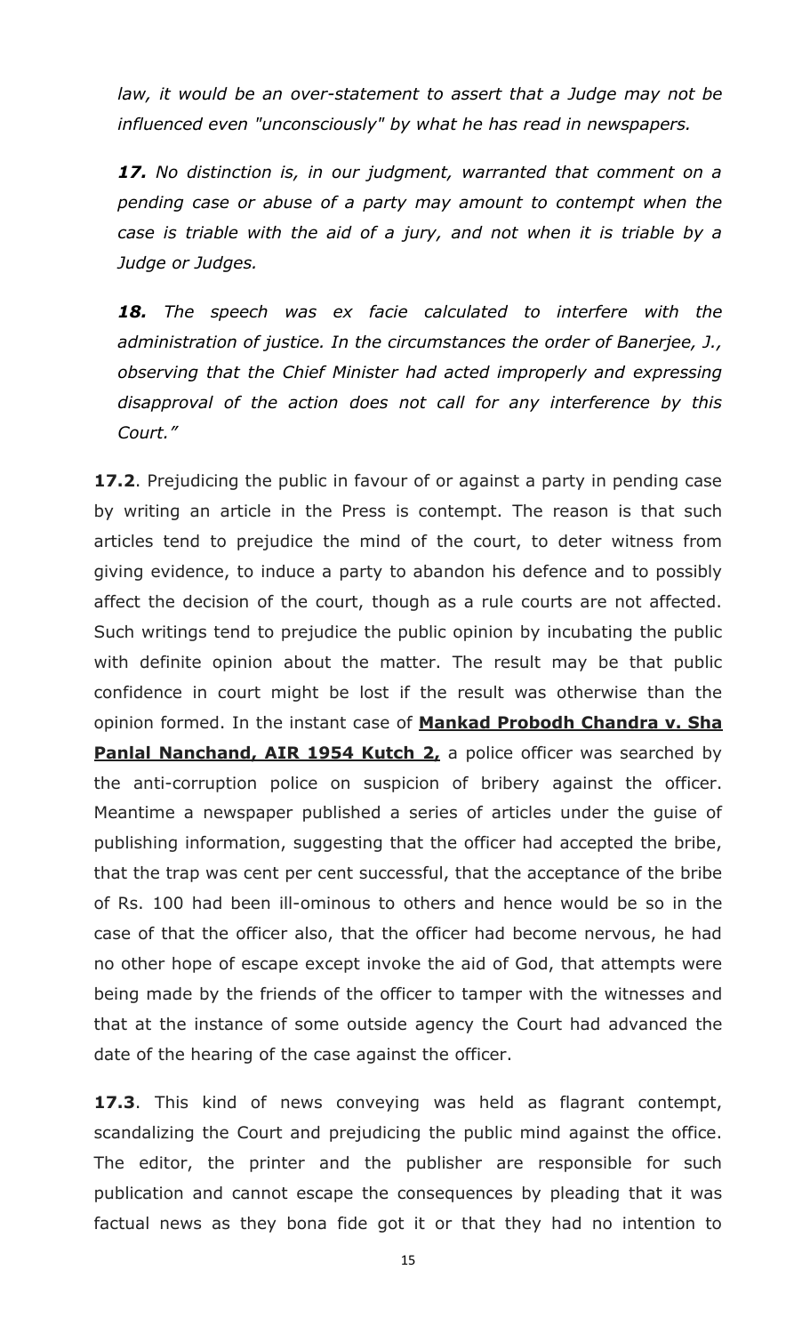*law, it would be an over-statement to assert that a Judge may not be influenced even "unconsciously" by what he has read in newspapers.*

***17.** No distinction is, in our judgment, warranted that comment on a pending case or abuse of a party may amount to contempt when the case is triable with the aid of a jury, and not when it is triable by a Judge or Judges.*

***18.** The speech was ex facie calculated to interfere with the administration of justice. In the circumstances the order of Banerjee, J., observing that the Chief Minister had acted improperly and expressing disapproval of the action does not call for any interference by this Court."*

**17.2**. Prejudicing the public in favour of or against a party in pending case by writing an article in the Press is contempt. The reason is that such articles tend to prejudice the mind of the court, to deter witness from giving evidence, to induce a party to abandon his defence and to possibly affect the decision of the court, though as a rule courts are not affected. Such writings tend to prejudice the public opinion by incubating the public with definite opinion about the matter. The result may be that public confidence in court might be lost if the result was otherwise than the opinion formed. In the instant case of **Mankad Probodh Chandra v. Sha Panlal Nanchand, AIR 1954 Kutch 2,** a police officer was searched by the anti-corruption police on suspicion of bribery against the officer. Meantime a newspaper published a series of articles under the guise of publishing information, suggesting that the officer had accepted the bribe, that the trap was cent per cent successful, that the acceptance of the bribe of Rs. 100 had been ill-ominous to others and hence would be so in the case of that the officer also, that the officer had become nervous, he had no other hope of escape except invoke the aid of God, that attempts were being made by the friends of the officer to tamper with the witnesses and that at the instance of some outside agency the Court had advanced the date of the hearing of the case against the officer.

**17.3**. This kind of news conveying was held as flagrant contempt, scandalizing the Court and prejudicing the public mind against the office. The editor, the printer and the publisher are responsible for such publication and cannot escape the consequences by pleading that it was factual news as they bona fide got it or that they had no intention to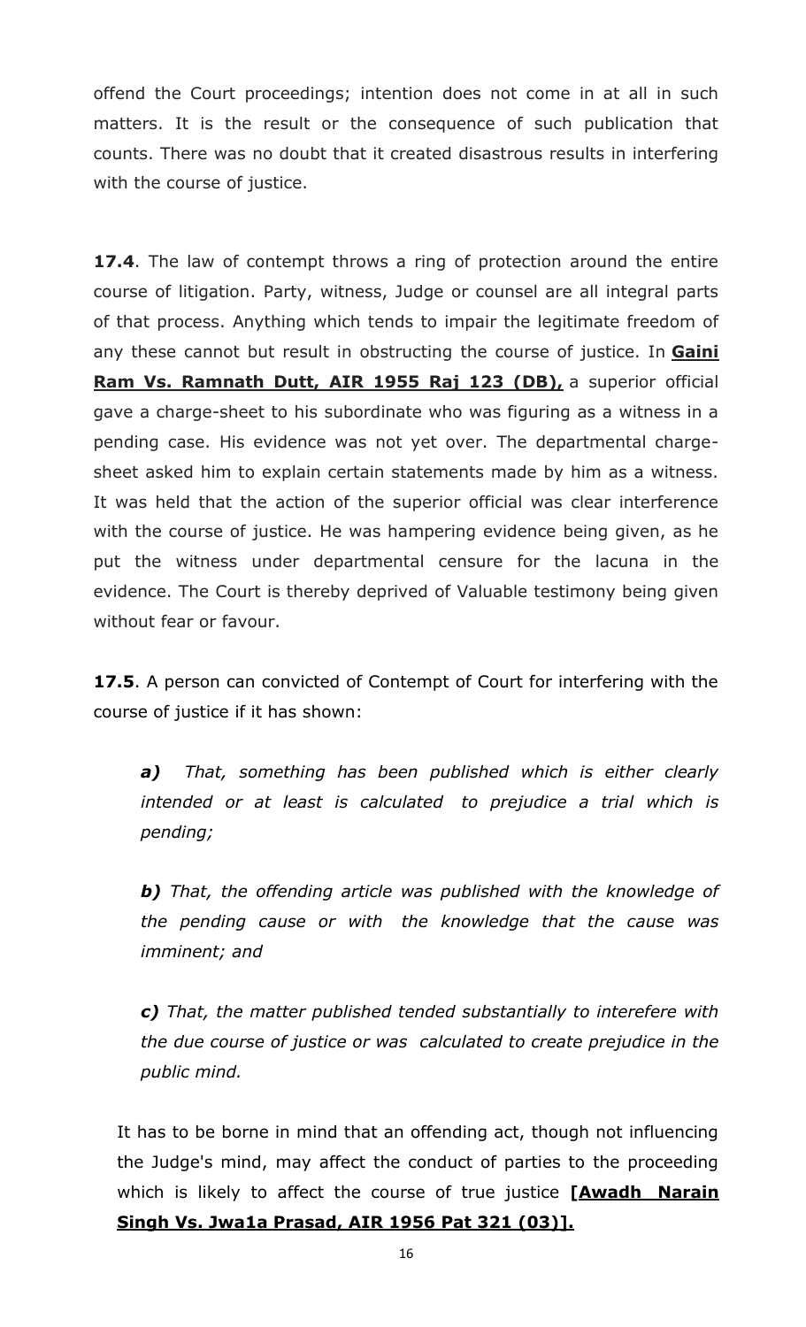offend the Court proceedings; intention does not come in at all in such matters. It is the result or the consequence of such publication that counts. There was no doubt that it created disastrous results in interfering with the course of justice.

**17.4**. The law of contempt throws a ring of protection around the entire course of litigation. Party, witness, Judge or counsel are all integral parts of that process. Anything which tends to impair the legitimate freedom of any these cannot but result in obstructing the course of justice. In **Gaini Ram Vs. Ramnath Dutt, AIR 1955 Raj 123 (DB),** a superior official gave a charge-sheet to his subordinate who was figuring as a witness in a pending case. His evidence was not yet over. The departmental charge-sheet asked him to explain certain statements made by him as a witness. It was held that the action of the superior official was clear interference with the course of justice. He was hampering evidence being given, as he put the witness under departmental censure for the lacuna in the evidence. The Court is thereby deprived of Valuable testimony being given without fear or favour.

**17.5**. A person can convicted of Contempt of Court for interfering with the course of justice if it has shown:

> ***a)*** *That, something has been published which is either clearly intended or at least is calculated to prejudice a trial which is pending;*
>
> ***b)*** *That, the offending article was published with the knowledge of the pending cause or with the knowledge that the cause was imminent; and*
>
> ***c)*** *That, the matter published tended substantially to interefere with the due course of justice or was calculated to create prejudice in the public mind.*

It has to be borne in mind that an offending act, though not influencing the Judge's mind, may affect the conduct of parties to the proceeding which is likely to affect the course of true justice **[Awadh Narain Singh Vs. Jwa1a Prasad, AIR 1956 Pat 321 (03)].**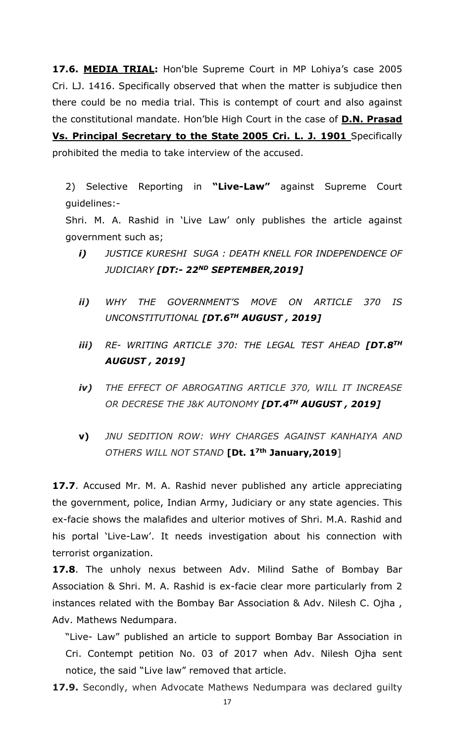**17.6. <u>MEDIA TRIAL</u>:** Hon'ble Supreme Court in MP Lohiya's case 2005 Cri. LJ. 1416. Specifically observed that when the matter is subjudice then there could be no media trial. This is contempt of court and also against the constitutional mandate. Hon'ble High Court in the case of **<u>D.N. Prasad Vs. Principal Secretary to the State 2005 Cri. L. J. 1901</u>** Specifically prohibited the media to take interview of the accused.

2) Selective Reporting in **"Live-Law"** against Supreme Court guidelines:-

Shri. M. A. Rashid in 'Live Law' only publishes the article against government such as;

***i)*** *JUSTICE KURESHI SUGA : DEATH KNELL FOR INDEPENDENCE OF JUDICIARY* ***[DT:- 22ND SEPTEMBER,2019]***

***ii)*** *WHY THE GOVERNMENT'S MOVE ON ARTICLE 370 IS UNCONSTITUTIONAL* ***[DT.6TH AUGUST , 2019]***

***iii)*** *RE- WRITING ARTICLE 370: THE LEGAL TEST AHEAD* ***[DT.8TH AUGUST , 2019]***

***iv)*** *THE EFFECT OF ABROGATING ARTICLE 370, WILL IT INCREASE OR DECRESE THE J&K AUTONOMY* ***[DT.4TH AUGUST , 2019]***

**v)** *JNU SEDITION ROW: WHY CHARGES AGAINST KANHAIYA AND OTHERS WILL NOT STAND* **[Dt. 17th January,2019**]

**17.7**. Accused Mr. M. A. Rashid never published any article appreciating the government, police, Indian Army, Judiciary or any state agencies. This ex-facie shows the malafides and ulterior motives of Shri. M.A. Rashid and his portal 'Live-Law'. It needs investigation about his connection with terrorist organization.

**17.8**. The unholy nexus between Adv. Milind Sathe of Bombay Bar Association & Shri. M. A. Rashid is ex-facie clear more particularly from 2 instances related with the Bombay Bar Association & Adv. Nilesh C. Ojha , Adv. Mathews Nedumpara.

"Live- Law" published an article to support Bombay Bar Association in Cri. Contempt petition No. 03 of 2017 when Adv. Nilesh Ojha sent notice, the said "Live law" removed that article.

**17.9.** Secondly, when Advocate Mathews Nedumpara was declared guilty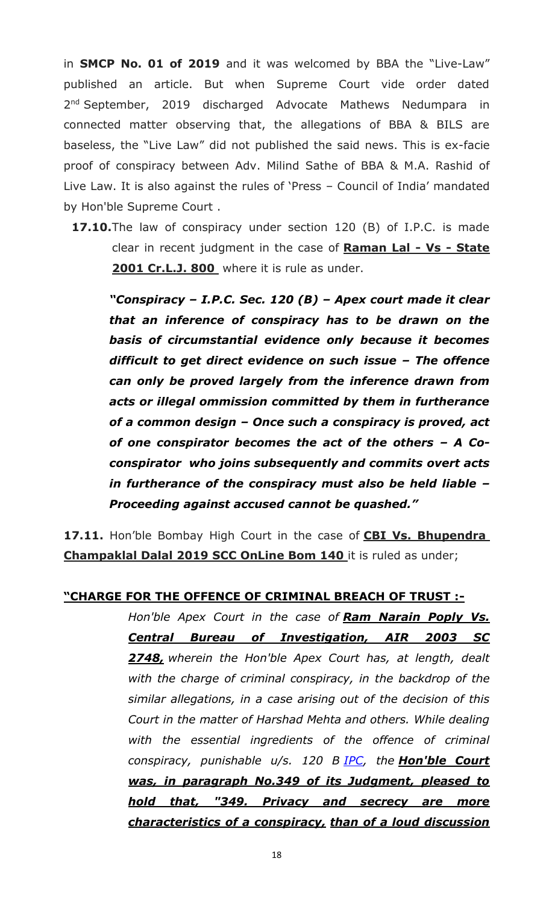in **SMCP No. 01 of 2019** and it was welcomed by BBA the "Live-Law" published an article. But when Supreme Court vide order dated 2nd September, 2019 discharged Advocate Mathews Nedumpara in connected matter observing that, the allegations of BBA & BILS are baseless, the "Live Law" did not published the said news. This is ex-facie proof of conspiracy between Adv. Milind Sathe of BBA & M.A. Rashid of Live Law. It is also against the rules of 'Press – Council of India' mandated by Hon'ble Supreme Court .

**17.10.** The law of conspiracy under section 120 (B) of I.P.C. is made clear in recent judgment in the case of **<u>Raman Lal - Vs - State 2001 Cr.L.J. 800</u>** where it is rule as under.

> ***"Conspiracy – I.P.C. Sec. 120 (B) – Apex court made it clear that an inference of conspiracy has to be drawn on the basis of circumstantial evidence only because it becomes difficult to get direct evidence on such issue – The offence can only be proved largely from the inference drawn from acts or illegal ommission committed by them in furtherance of a common design – Once such a conspiracy is proved, act of one conspirator becomes the act of the others – A Co-conspirator who joins subsequently and commits overt acts in furtherance of the conspiracy must also be held liable – Proceeding against accused cannot be quashed."***

**17.11.** Hon'ble Bombay High Court in the case of **<u>CBI Vs. Bhupendra Champaklal Dalal 2019 SCC OnLine Bom 140</u>** it is ruled as under;

**<u>"CHARGE FOR THE OFFENCE OF CRIMINAL BREACH OF TRUST :-</u>**

> *Hon'ble Apex Court in the case of* ***<u>Ram Narain Poply Vs. Central Bureau of Investigation, AIR 2003 SC 2748,</u>*** *wherein the Hon'ble Apex Court has, at length, dealt with the charge of criminal conspiracy, in the backdrop of the similar allegations, in a case arising out of the decision of this Court in the matter of Harshad Mehta and others. While dealing with the essential ingredients of the offence of criminal conspiracy, punishable u/s. 120 B IPC, the* ***<u>Hon'ble Court was, in paragraph No.349 of its Judgment, pleased to hold that, "349. Privacy and secrecy are more characteristics of a conspiracy,</u> <u>than of a loud discussion</u>***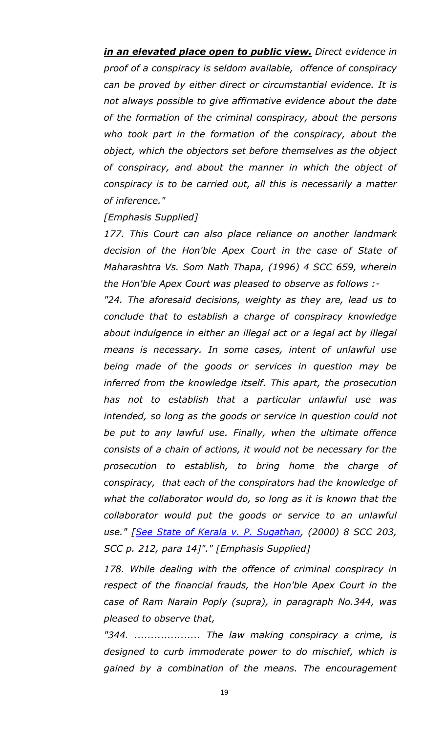***in an elevated place open to public view.*** *Direct evidence in proof of a conspiracy is seldom available, offence of conspiracy can be proved by either direct or circumstantial evidence. It is not always possible to give affirmative evidence about the date of the formation of the criminal conspiracy, about the persons who took part in the formation of the conspiracy, about the object, which the objectors set before themselves as the object of conspiracy, and about the manner in which the object of conspiracy is to be carried out, all this is necessarily a matter of inference."*

*[Emphasis Supplied]*

*177. This Court can also place reliance on another landmark decision of the Hon'ble Apex Court in the case of State of Maharashtra Vs. Som Nath Thapa, (1996) 4 SCC 659, wherein the Hon'ble Apex Court was pleased to observe as follows :-*

*"24. The aforesaid decisions, weighty as they are, lead us to conclude that to establish a charge of conspiracy knowledge about indulgence in either an illegal act or a legal act by illegal means is necessary. In some cases, intent of unlawful use being made of the goods or services in question may be inferred from the knowledge itself. This apart, the prosecution has not to establish that a particular unlawful use was intended, so long as the goods or service in question could not be put to any lawful use. Finally, when the ultimate offence consists of a chain of actions, it would not be necessary for the prosecution to establish, to bring home the charge of conspiracy, that each of the conspirators had the knowledge of what the collaborator would do, so long as it is known that the collaborator would put the goods or service to an unlawful use." [See State of Kerala v. P. Sugathan, (2000) 8 SCC 203, SCC p. 212, para 14]"." [Emphasis Supplied]*

*178. While dealing with the offence of criminal conspiracy in respect of the financial frauds, the Hon'ble Apex Court in the case of Ram Narain Poply (supra), in paragraph No.344, was pleased to observe that,*

*"344. .................... The law making conspiracy a crime, is designed to curb immoderate power to do mischief, which is gained by a combination of the means. The encouragement*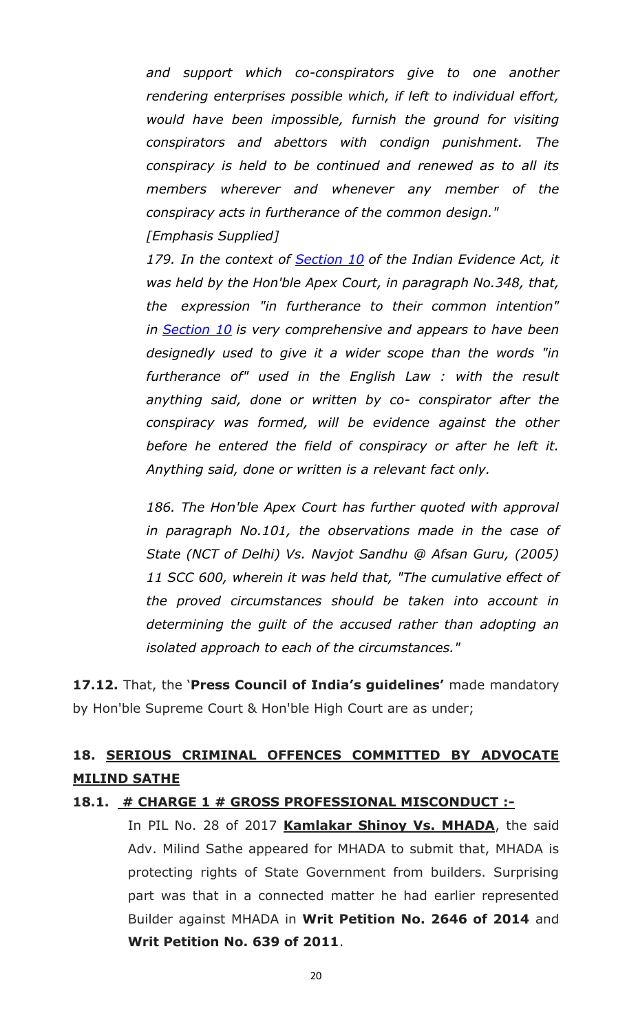*and support which co-conspirators give to one another rendering enterprises possible which, if left to individual effort, would have been impossible, furnish the ground for visiting conspirators and abettors with condign punishment. The conspiracy is held to be continued and renewed as to all its members wherever and whenever any member of the conspiracy acts in furtherance of the common design."*

*[Emphasis Supplied]*

*179. In the context of Section 10 of the Indian Evidence Act, it was held by the Hon'ble Apex Court, in paragraph No.348, that, the expression "in furtherance to their common intention" in Section 10 is very comprehensive and appears to have been designedly used to give it a wider scope than the words "in furtherance of" used in the English Law : with the result anything said, done or written by co- conspirator after the conspiracy was formed, will be evidence against the other before he entered the field of conspiracy or after he left it. Anything said, done or written is a relevant fact only.*

*186. The Hon'ble Apex Court has further quoted with approval in paragraph No.101, the observations made in the case of State (NCT of Delhi) Vs. Navjot Sandhu @ Afsan Guru, (2005) 11 SCC 600, wherein it was held that, "The cumulative effect of the proved circumstances should be taken into account in determining the guilt of the accused rather than adopting an isolated approach to each of the circumstances."*

**17.12.** That, the '**Press Council of India's guidelines'** made mandatory by Hon'ble Supreme Court & Hon'ble High Court are as under;

## 18. <u>SERIOUS CRIMINAL OFFENCES COMMITTED BY ADVOCATE MILIND SATHE</u>

### 18.1. <u># CHARGE 1 # GROSS PROFESSIONAL MISCONDUCT :-</u>

In PIL No. 28 of 2017 **<u>Kamlakar Shinoy Vs. MHADA</u>**, the said Adv. Milind Sathe appeared for MHADA to submit that, MHADA is protecting rights of State Government from builders. Surprising part was that in a connected matter he had earlier represented Builder against MHADA in **Writ Petition No. 2646 of 2014** and **Writ Petition No. 639 of 2011**.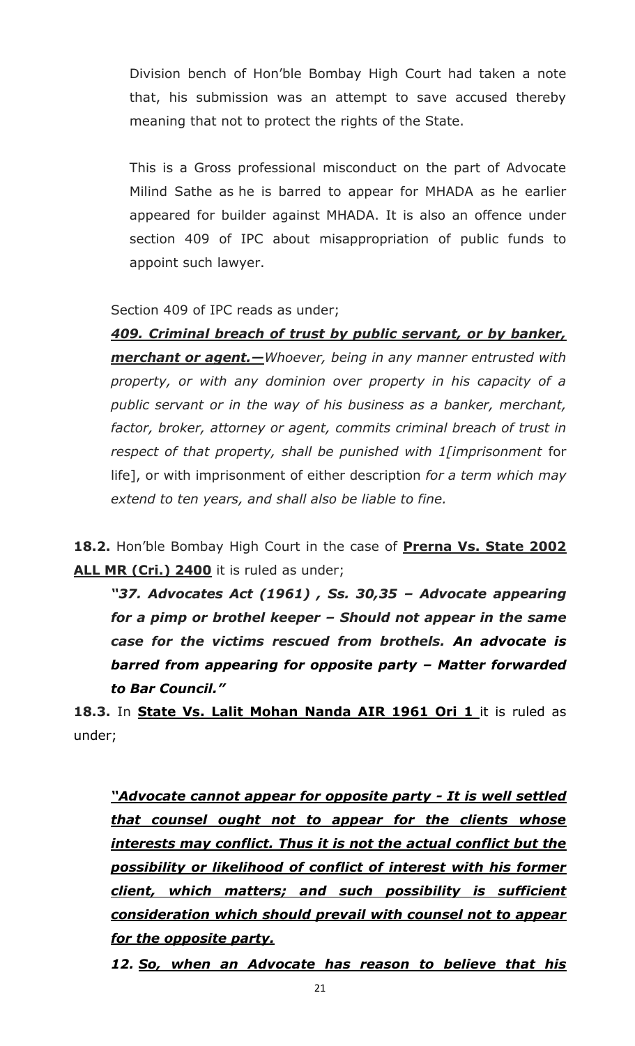Division bench of Hon'ble Bombay High Court had taken a note that, his submission was an attempt to save accused thereby meaning that not to protect the rights of the State.

This is a Gross professional misconduct on the part of Advocate Milind Sathe as he is barred to appear for MHADA as he earlier appeared for builder against MHADA. It is also an offence under section 409 of IPC about misappropriation of public funds to appoint such lawyer.

Section 409 of IPC reads as under;

***<u>409. Criminal breach of trust by public servant, or by banker, merchant or agent.—</u>*** *Whoever, being in any manner entrusted with property, or with any dominion over property in his capacity of a public servant or in the way of his business as a banker, merchant, factor, broker, attorney or agent, commits criminal breach of trust in respect of that property, shall be punished with 1[imprisonment* for life], or with imprisonment of either description *for a term which may extend to ten years, and shall also be liable to fine.*

**18.2.** Hon'ble Bombay High Court in the case of **<u>Prerna Vs. State 2002 ALL MR (Cri.) 2400</u>** it is ruled as under;

***"37. Advocates Act (1961) , Ss. 30,35 – Advocate appearing for a pimp or brothel keeper – Should not appear in the same case for the victims rescued from brothels. An advocate is barred from appearing for opposite party – Matter forwarded to Bar Council."***

**18.3.** In **<u>State Vs. Lalit Mohan Nanda AIR 1961 Ori 1</u>** it is ruled as under;

***<u>"Advocate cannot appear for opposite party - It is well settled that counsel ought not to appear for the clients whose interests may conflict. Thus it is not the actual conflict but the possibility or likelihood of conflict of interest with his former client, which matters; and such possibility is sufficient consideration which should prevail with counsel not to appear for the opposite party.</u>***

***12. <u>So, when an Advocate has reason to believe that his</u>***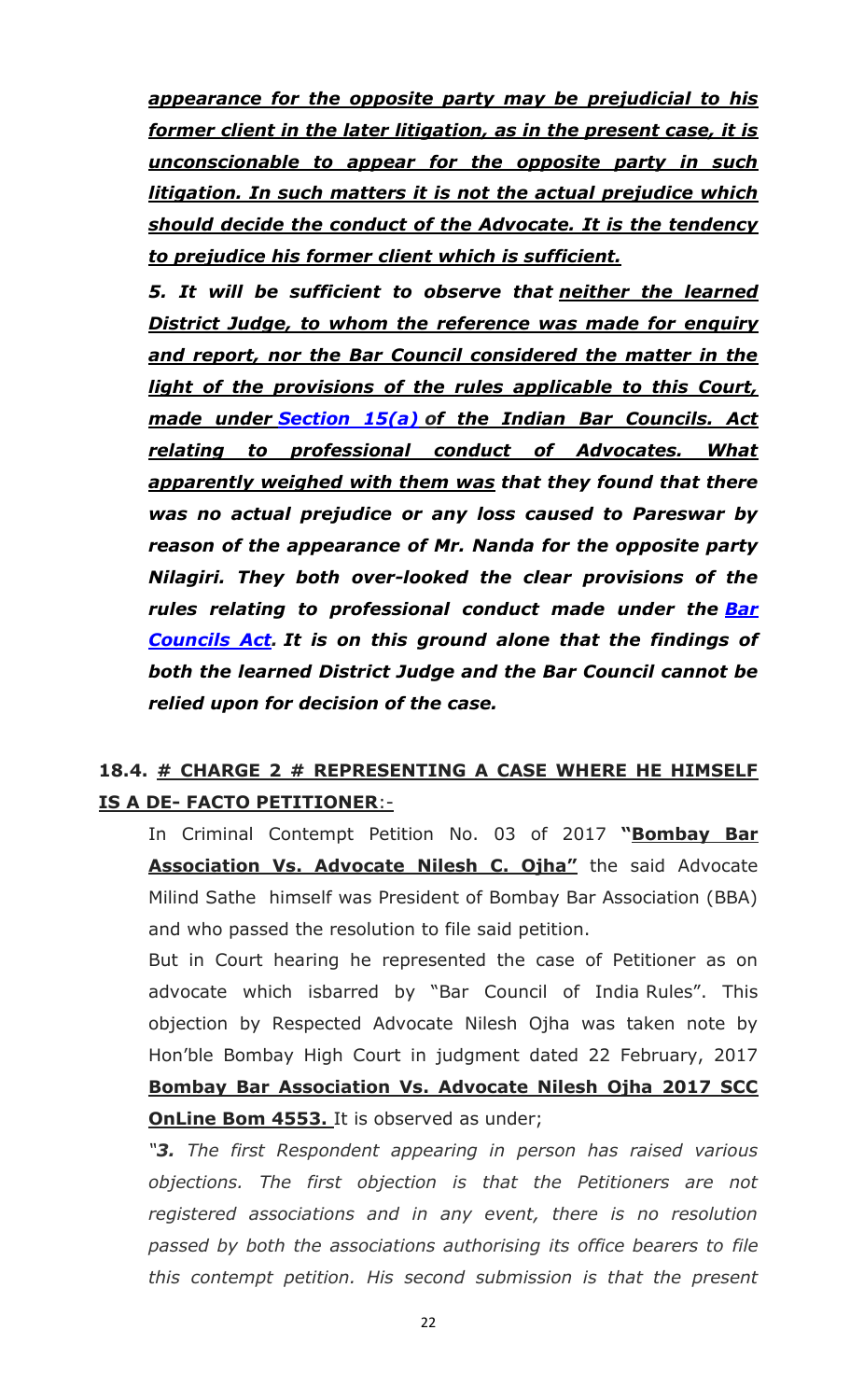***<u>appearance for the opposite party may be prejudicial to his former client in the later litigation, as in the present case, it is unconscionable to appear for the opposite party in such litigation. In such matters it is not the actual prejudice which should decide the conduct of the Advocate. It is the tendency to prejudice his former client which is sufficient.</u>***

***5. It will be sufficient to observe that <u>neither the learned District Judge, to whom the reference was made for enquiry and report, nor the Bar Council considered the matter in the light of the provisions of the rules applicable to this Court, made under Section 15(a) of the Indian Bar Councils. Act relating to professional conduct of Advocates. What apparently weighed with them was</u> that they found that there was no actual prejudice or any loss caused to Pareswar by reason of the appearance of Mr. Nanda for the opposite party Nilagiri. They both over-looked the clear provisions of the rules relating to professional conduct made under the Bar Councils Act. It is on this ground alone that the findings of both the learned District Judge and the Bar Council cannot be relied upon for decision of the case.***

## **18.4. <u># CHARGE 2 # REPRESENTING A CASE WHERE HE HIMSELF IS A DE- FACTO PETITIONER</u>**:-

In Criminal Contempt Petition No. 03 of 2017 **"<u>Bombay Bar Association Vs. Advocate Nilesh C. Ojha</u>"** the said Advocate Milind Sathe himself was President of Bombay Bar Association (BBA) and who passed the resolution to file said petition.

But in Court hearing he represented the case of Petitioner as on advocate which isbarred by "Bar Council of India Rules". This objection by Respected Advocate Nilesh Ojha was taken note by Hon'ble Bombay High Court in judgment dated 22 February, 2017 **<u>Bombay Bar Association Vs. Advocate Nilesh Ojha 2017 SCC OnLine Bom 4553.</u>** It is observed as under;

*"**3.** The first Respondent appearing in person has raised various objections. The first objection is that the Petitioners are not registered associations and in any event, there is no resolution passed by both the associations authorising its office bearers to file this contempt petition. His second submission is that the present*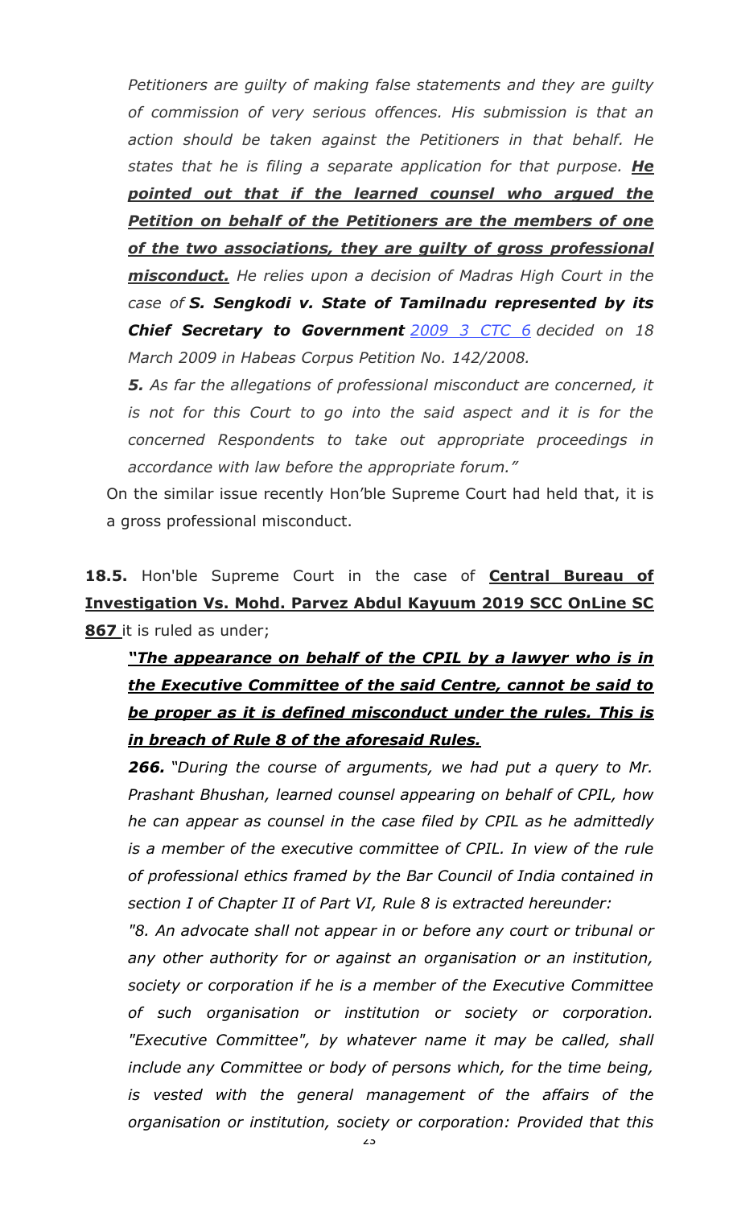*Petitioners are guilty of making false statements and they are guilty of commission of very serious offences. His submission is that an action should be taken against the Petitioners in that behalf. He states that he is filing a separate application for that purpose.* ***He pointed out that if the learned counsel who argued the Petition on behalf of the Petitioners are the members of one of the two associations, they are guilty of gross professional misconduct.*** *He relies upon a decision of Madras High Court in the case of* ***S. Sengkodi v. State of Tamilnadu represented by its Chief Secretary to Government*** *2009 3 CTC 6 decided on 18 March 2009 in Habeas Corpus Petition No. 142/2008.*

***5.*** *As far the allegations of professional misconduct are concerned, it is not for this Court to go into the said aspect and it is for the concerned Respondents to take out appropriate proceedings in accordance with law before the appropriate forum."*

On the similar issue recently Hon'ble Supreme Court had held that, it is a gross professional misconduct.

**18.5.** Hon'ble Supreme Court in the case of **Central Bureau of Investigation Vs. Mohd. Parvez Abdul Kayuum 2019 SCC OnLine SC 867** it is ruled as under;

***"The appearance on behalf of the CPIL by a lawyer who is in the Executive Committee of the said Centre, cannot be said to be proper as it is defined misconduct under the rules. This is in breach of Rule 8 of the aforesaid Rules.***

***266.*** *"During the course of arguments, we had put a query to Mr. Prashant Bhushan, learned counsel appearing on behalf of CPIL, how he can appear as counsel in the case filed by CPIL as he admittedly is a member of the executive committee of CPIL. In view of the rule of professional ethics framed by the Bar Council of India contained in section I of Chapter II of Part VI, Rule 8 is extracted hereunder:*

*"8. An advocate shall not appear in or before any court or tribunal or any other authority for or against an organisation or an institution, society or corporation if he is a member of the Executive Committee of such organisation or institution or society or corporation. "Executive Committee", by whatever name it may be called, shall include any Committee or body of persons which, for the time being, is vested with the general management of the affairs of the organisation or institution, society or corporation: Provided that this*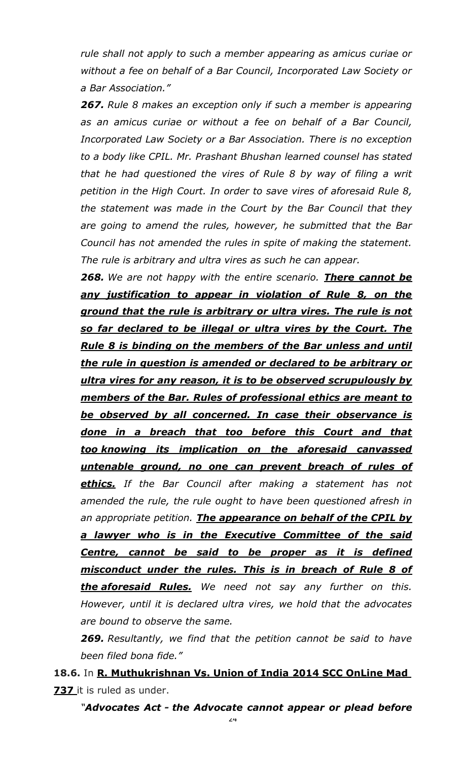*rule shall not apply to such a member appearing as amicus curiae or without a fee on behalf of a Bar Council, Incorporated Law Society or a Bar Association."*

***267.*** *Rule 8 makes an exception only if such a member is appearing as an amicus curiae or without a fee on behalf of a Bar Council, Incorporated Law Society or a Bar Association. There is no exception to a body like CPIL. Mr. Prashant Bhushan learned counsel has stated that he had questioned the vires of Rule 8 by way of filing a writ petition in the High Court. In order to save vires of aforesaid Rule 8, the statement was made in the Court by the Bar Council that they are going to amend the rules, however, he submitted that the Bar Council has not amended the rules in spite of making the statement. The rule is arbitrary and ultra vires as such he can appear.*

***268.*** *We are not happy with the entire scenario.* ***<u>There cannot be any justification to appear in violation of Rule 8, on the ground that the rule is arbitrary or ultra vires. The rule is not so far declared to be illegal or ultra vires by the Court. The Rule 8 is binding on the members of the Bar unless and until the rule in question is amended or declared to be arbitrary or ultra vires for any reason, it is to be observed scrupulously by members of the Bar. Rules of professional ethics are meant to be observed by all concerned. In case their observance is done in a breach that too before this Court and that too knowing its implication on the aforesaid canvassed untenable ground, no one can prevent breach of rules of ethics.</u>*** *If the Bar Council after making a statement has not amended the rule, the rule ought to have been questioned afresh in an appropriate petition.* ***<u>The appearance on behalf of the CPIL by a lawyer who is in the Executive Committee of the said Centre, cannot be said to be proper as it is defined misconduct under the rules. This is in breach of Rule 8 of the aforesaid Rules.</u>*** *We need not say any further on this. However, until it is declared ultra vires, we hold that the advocates are bound to observe the same.*

***269.*** *Resultantly, we find that the petition cannot be said to have been filed bona fide."*

**18.6.** In **<u>R. Muthukrishnan Vs. Union of India 2014 SCC OnLine Mad 737</u>** it is ruled as under.

*"**Advocates Act - the Advocate cannot appear or plead before***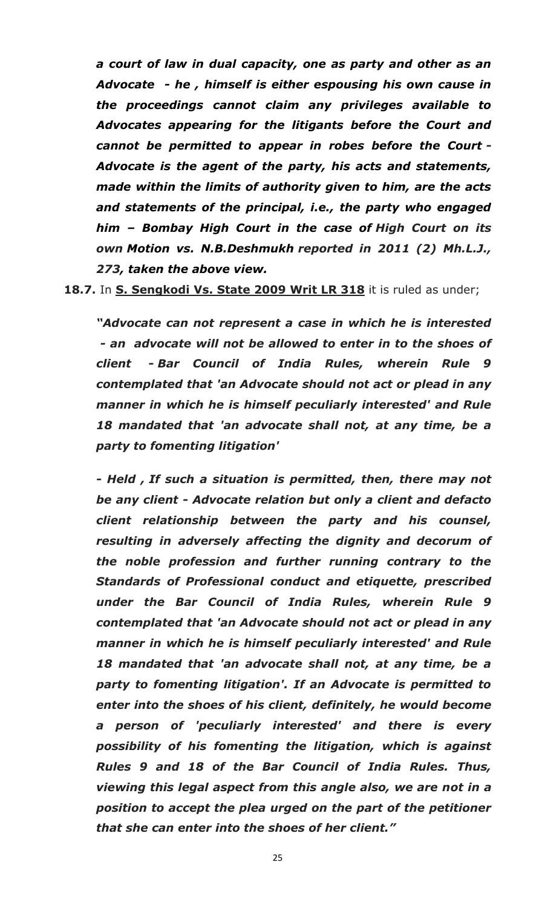***a court of law in dual capacity, one as party and other as an Advocate - he , himself is either espousing his own cause in the proceedings cannot claim any privileges available to Advocates appearing for the litigants before the Court and cannot be permitted to appear in robes before the Court - Advocate is the agent of the party, his acts and statements, made within the limits of authority given to him, are the acts and statements of the principal, i.e., the party who engaged him – Bombay High Court in the case of High Court on its own Motion vs. N.B.Deshmukh reported in 2011 (2) Mh.L.J., 273, taken the above view.***

**18.7.** In **S. Sengkodi Vs. State 2009 Writ LR 318** it is ruled as under;

***"Advocate can not represent a case in which he is interested - an advocate will not be allowed to enter in to the shoes of client - Bar Council of India Rules, wherein Rule 9 contemplated that 'an Advocate should not act or plead in any manner in which he is himself peculiarly interested' and Rule 18 mandated that 'an advocate shall not, at any time, be a party to fomenting litigation'***

***- Held , If such a situation is permitted, then, there may not be any client - Advocate relation but only a client and defacto client relationship between the party and his counsel, resulting in adversely affecting the dignity and decorum of the noble profession and further running contrary to the Standards of Professional conduct and etiquette, prescribed under the Bar Council of India Rules, wherein Rule 9 contemplated that 'an Advocate should not act or plead in any manner in which he is himself peculiarly interested' and Rule 18 mandated that 'an advocate shall not, at any time, be a party to fomenting litigation'. If an Advocate is permitted to enter into the shoes of his client, definitely, he would become a person of 'peculiarly interested' and there is every possibility of his fomenting the litigation, which is against Rules 9 and 18 of the Bar Council of India Rules. Thus, viewing this legal aspect from this angle also, we are not in a position to accept the plea urged on the part of the petitioner that she can enter into the shoes of her client."***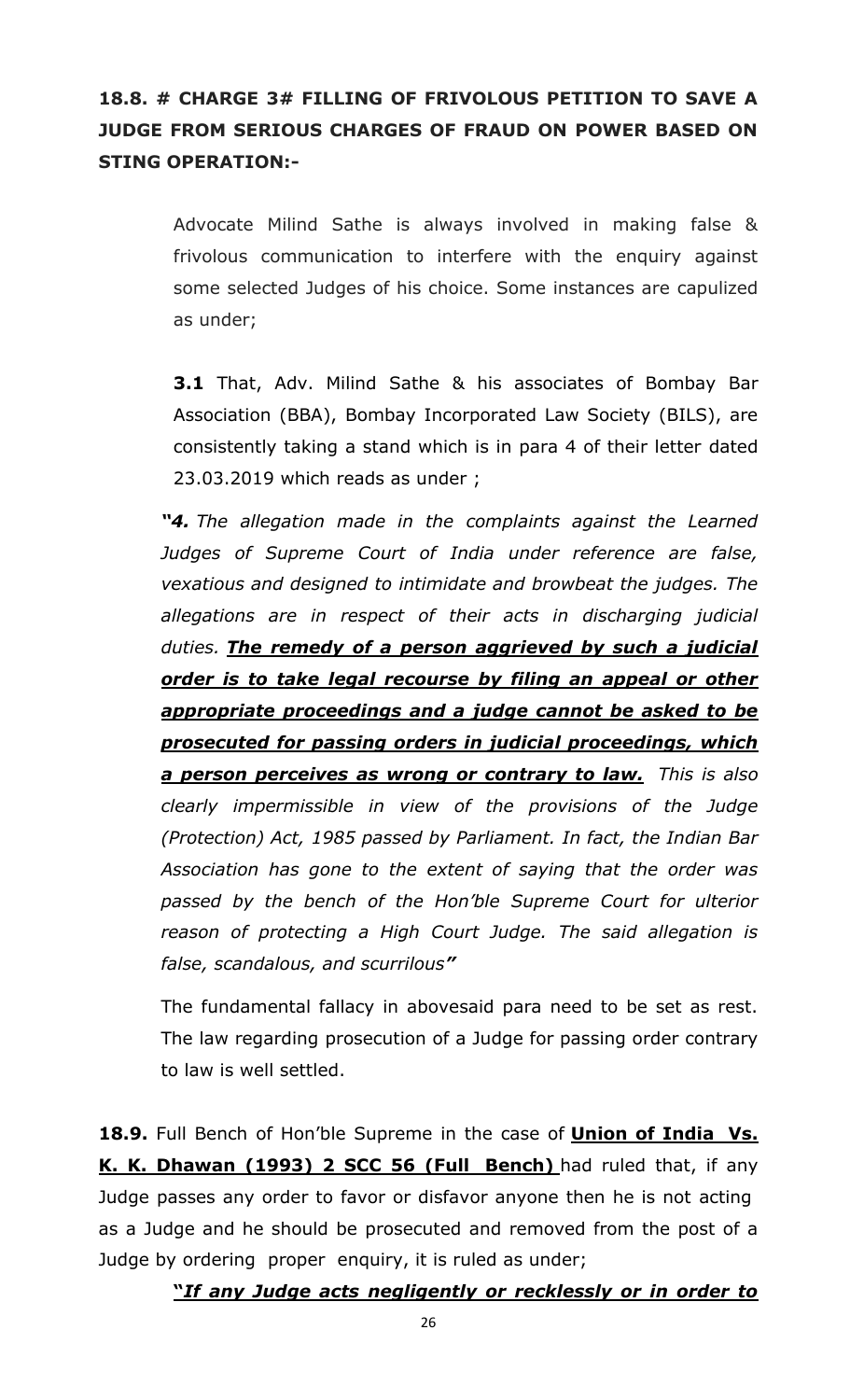**18.8. # CHARGE 3# FILLING OF FRIVOLOUS PETITION TO SAVE A JUDGE FROM SERIOUS CHARGES OF FRAUD ON POWER BASED ON STING OPERATION:-**

Advocate Milind Sathe is always involved in making false & frivolous communication to interfere with the enquiry against some selected Judges of his choice. Some instances are capulized as under;

**3.1** That, Adv. Milind Sathe & his associates of Bombay Bar Association (BBA), Bombay Incorporated Law Society (BILS), are consistently taking a stand which is in para 4 of their letter dated 23.03.2019 which reads as under ;

***"4.** The allegation made in the complaints against the Learned Judges of Supreme Court of India under reference are false, vexatious and designed to intimidate and browbeat the judges. The allegations are in respect of their acts in discharging judicial duties. **<u>The remedy of a person aggrieved by such a judicial order is to take legal recourse by filing an appeal or other appropriate proceedings and a judge cannot be asked to be prosecuted for passing orders in judicial proceedings, which a person perceives as wrong or contrary to law.</u>** This is also clearly impermissible in view of the provisions of the Judge (Protection) Act, 1985 passed by Parliament. In fact, the Indian Bar Association has gone to the extent of saying that the order was passed by the bench of the Hon'ble Supreme Court for ulterior reason of protecting a High Court Judge. The said allegation is false, scandalous, and scurrilous"*

The fundamental fallacy in abovesaid para need to be set as rest. The law regarding prosecution of a Judge for passing order contrary to law is well settled.

**18.9.** Full Bench of Hon'ble Supreme in the case of **<u>Union of India Vs. K. K. Dhawan (1993) 2 SCC 56 (Full Bench)</u>** had ruled that, if any Judge passes any order to favor or disfavor anyone then he is not acting as a Judge and he should be prosecuted and removed from the post of a Judge by ordering proper enquiry, it is ruled as under;

***<u>"If any Judge acts negligently or recklessly or in order to</u>***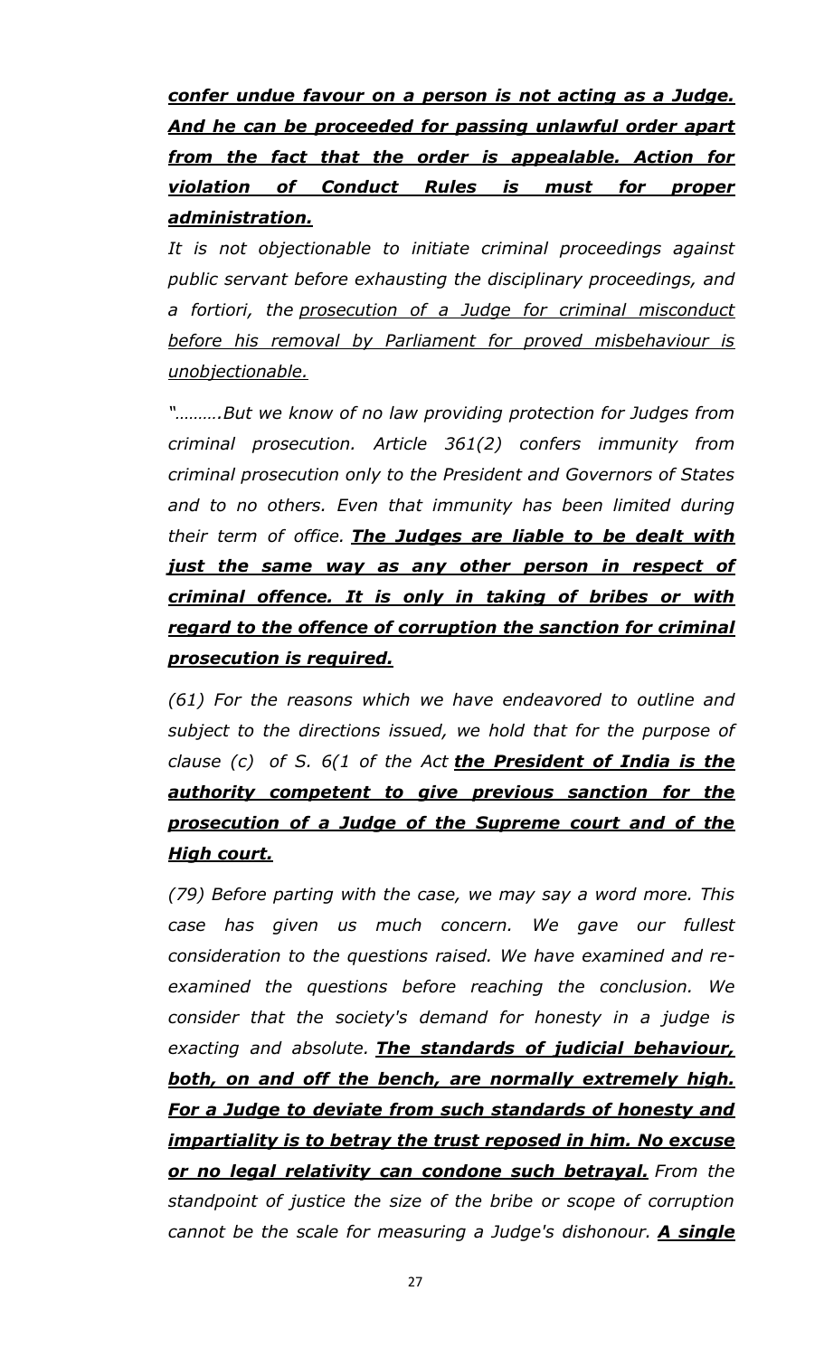***<u>confer undue favour on a person is not acting as a Judge. And he can be proceeded for passing unlawful order apart from the fact that the order is appealable. Action for violation of Conduct Rules is must for proper administration.</u>***

*It is not objectionable to initiate criminal proceedings against public servant before exhausting the disciplinary proceedings, and a fortiori, the <u>prosecution of a Judge for criminal misconduct before his removal by Parliament for proved misbehaviour is unobjectionable.</u>*

*"……….But we know of no law providing protection for Judges from criminal prosecution. Article 361(2) confers immunity from criminal prosecution only to the President and Governors of States and to no others. Even that immunity has been limited during their term of office.* ***<u>The Judges are liable to be dealt with just the same way as any other person in respect of criminal offence. It is only in taking of bribes or with regard to the offence of corruption the sanction for criminal prosecution is required.</u>***

*(61) For the reasons which we have endeavored to outline and subject to the directions issued, we hold that for the purpose of clause (c) of S. 6(1 of the Act* ***<u>the President of India is the authority competent to give previous sanction for the prosecution of a Judge of the Supreme court and of the High court.</u>***

*(79) Before parting with the case, we may say a word more. This case has given us much concern. We gave our fullest consideration to the questions raised. We have examined and re-examined the questions before reaching the conclusion. We consider that the society's demand for honesty in a judge is exacting and absolute.* ***<u>The standards of judicial behaviour, both, on and off the bench, are normally extremely high. For a Judge to deviate from such standards of honesty and impartiality is to betray the trust reposed in him. No excuse or no legal relativity can condone such betrayal.</u>*** *From the standpoint of justice the size of the bribe or scope of corruption cannot be the scale for measuring a Judge's dishonour.* ***<u>A single</u>***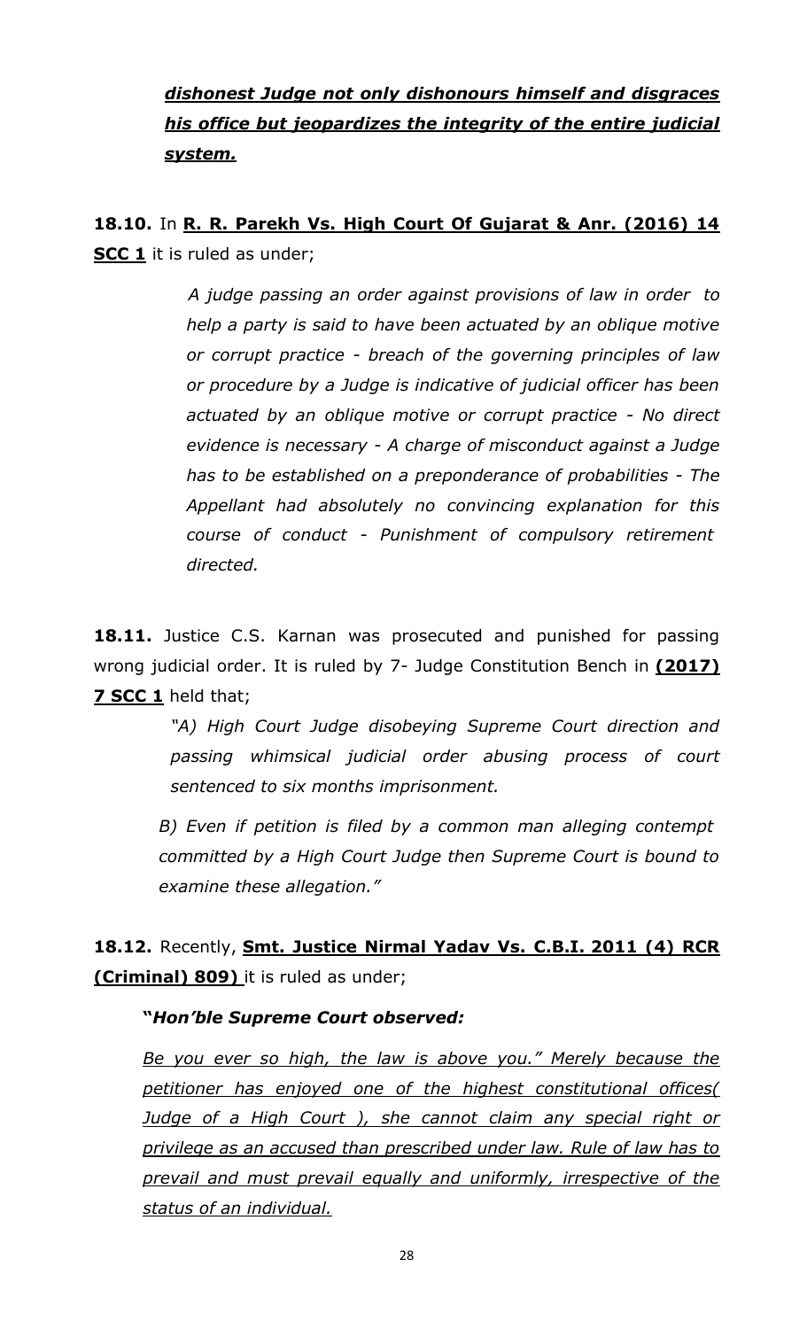***<u>dishonest Judge not only dishonours himself and disgraces his office but jeopardizes the integrity of the entire judicial system.</u>***

**18.10.** In **<u>R. R. Parekh Vs. High Court Of Gujarat & Anr. (2016) 14 SCC 1</u>** it is ruled as under;

> *A judge passing an order against provisions of law in order to help a party is said to have been actuated by an oblique motive or corrupt practice - breach of the governing principles of law or procedure by a Judge is indicative of judicial officer has been actuated by an oblique motive or corrupt practice - No direct evidence is necessary - A charge of misconduct against a Judge has to be established on a preponderance of probabilities - The Appellant had absolutely no convincing explanation for this course of conduct - Punishment of compulsory retirement directed.*

**18.11.** Justice C.S. Karnan was prosecuted and punished for passing wrong judicial order. It is ruled by 7- Judge Constitution Bench in **<u>(2017) 7 SCC 1</u>** held that;

> *"A) High Court Judge disobeying Supreme Court direction and passing whimsical judicial order abusing process of court sentenced to six months imprisonment.*
>
> *B) Even if petition is filed by a common man alleging contempt committed by a High Court Judge then Supreme Court is bound to examine these allegation."*

**18.12.** Recently, **<u>Smt. Justice Nirmal Yadav Vs. C.B.I. 2011 (4) RCR (Criminal) 809)</u>** it is ruled as under;

***"Hon'ble Supreme Court observed:***

*<u>Be you ever so high, the law is above you." Merely because the petitioner has enjoyed one of the highest constitutional offices( Judge of a High Court ), she cannot claim any special right or privilege as an accused than prescribed under law. Rule of law has to prevail and must prevail equally and uniformly, irrespective of the status of an individual.</u>*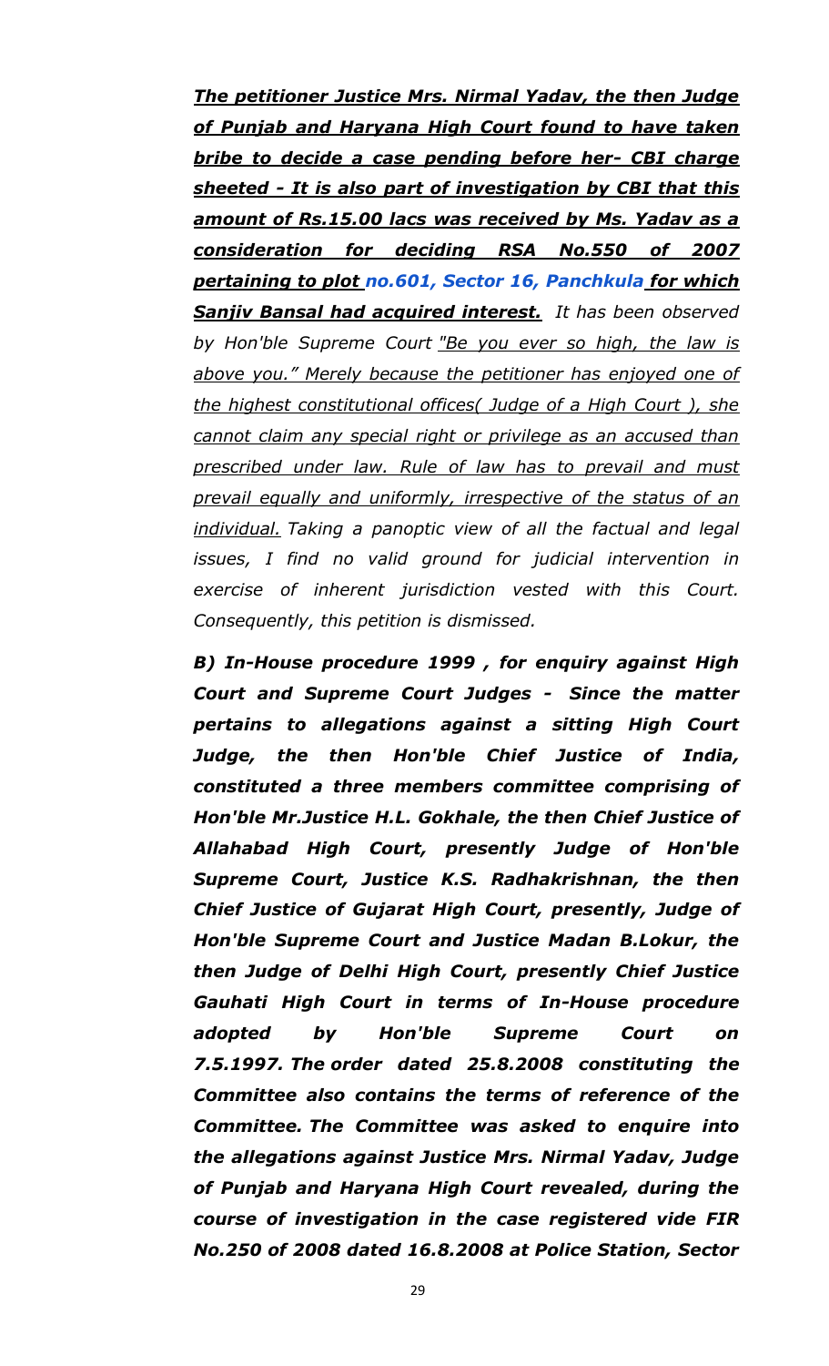***The petitioner Justice Mrs. Nirmal Yadav, the then Judge of Punjab and Haryana High Court found to have taken bribe to decide a case pending before her- CBI charge sheeted - It is also part of investigation by CBI that this amount of Rs.15.00 lacs was received by Ms. Yadav as a consideration for deciding RSA No.550 of 2007 pertaining to plot no.601, Sector 16, Panchkula for which Sanjiv Bansal had acquired interest.*** *It has been observed by Hon'ble Supreme Court "Be you ever so high, the law is above you." Merely because the petitioner has enjoyed one of the highest constitutional offices( Judge of a High Court ), she cannot claim any special right or privilege as an accused than prescribed under law. Rule of law has to prevail and must prevail equally and uniformly, irrespective of the status of an individual. Taking a panoptic view of all the factual and legal issues, I find no valid ground for judicial intervention in exercise of inherent jurisdiction vested with this Court. Consequently, this petition is dismissed.*

***B) In-House procedure 1999 , for enquiry against High Court and Supreme Court Judges - Since the matter pertains to allegations against a sitting High Court Judge, the then Hon'ble Chief Justice of India, constituted a three members committee comprising of Hon'ble Mr.Justice H.L. Gokhale, the then Chief Justice of Allahabad High Court, presently Judge of Hon'ble Supreme Court, Justice K.S. Radhakrishnan, the then Chief Justice of Gujarat High Court, presently, Judge of Hon'ble Supreme Court and Justice Madan B.Lokur, the then Judge of Delhi High Court, presently Chief Justice Gauhati High Court in terms of In-House procedure adopted by Hon'ble Supreme Court on 7.5.1997. The order dated 25.8.2008 constituting the Committee also contains the terms of reference of the Committee. The Committee was asked to enquire into the allegations against Justice Mrs. Nirmal Yadav, Judge of Punjab and Haryana High Court revealed, during the course of investigation in the case registered vide FIR No.250 of 2008 dated 16.8.2008 at Police Station, Sector***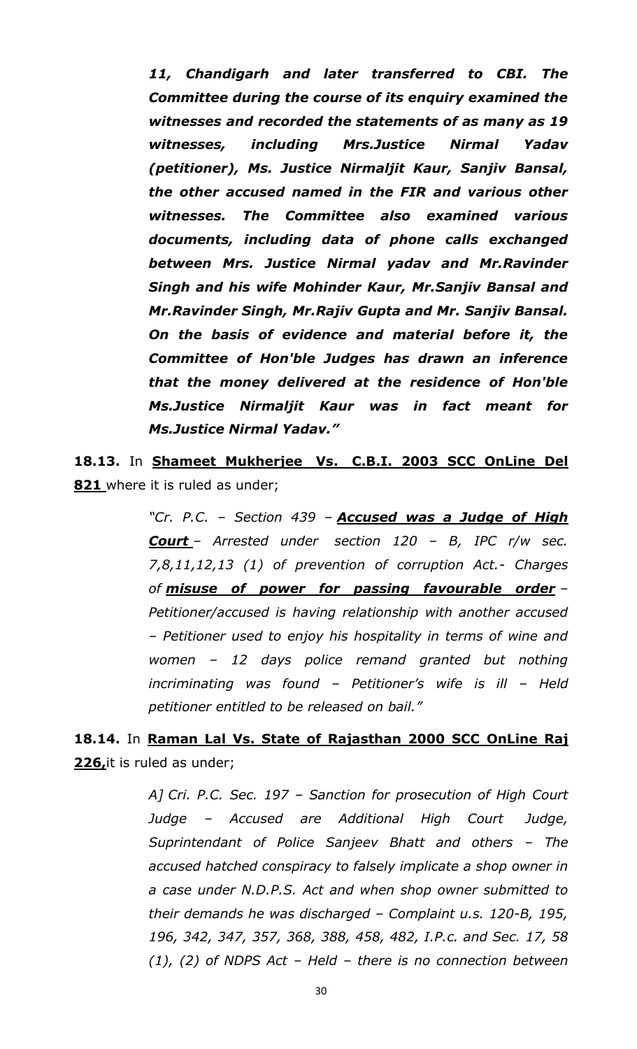> ***11, Chandigarh and later transferred to CBI. The Committee during the course of its enquiry examined the witnesses and recorded the statements of as many as 19 witnesses, including Mrs.Justice Nirmal Yadav (petitioner), Ms. Justice Nirmaljit Kaur, Sanjiv Bansal, the other accused named in the FIR and various other witnesses. The Committee also examined various documents, including data of phone calls exchanged between Mrs. Justice Nirmal yadav and Mr.Ravinder Singh and his wife Mohinder Kaur, Mr.Sanjiv Bansal and Mr.Ravinder Singh, Mr.Rajiv Gupta and Mr. Sanjiv Bansal. On the basis of evidence and material before it, the Committee of Hon'ble Judges has drawn an inference that the money delivered at the residence of Hon'ble Ms.Justice Nirmaljit Kaur was in fact meant for Ms.Justice Nirmal Yadav."***

**18.13.** In **Shameet Mukherjee Vs. C.B.I. 2003 SCC OnLine Del 821** where it is ruled as under;

> *"Cr. P.C. – Section 439 –* ***Accused was a Judge of High Court*** *– Arrested under section 120 – B, IPC r/w sec. 7,8,11,12,13 (1) of prevention of corruption Act.- Charges of* ***misuse of power for passing favourable order*** *– Petitioner/accused is having relationship with another accused – Petitioner used to enjoy his hospitality in terms of wine and women – 12 days police remand granted but nothing incriminating was found – Petitioner's wife is ill – Held petitioner entitled to be released on bail."*

**18.14.** In **Raman Lal Vs. State of Rajasthan 2000 SCC OnLine Raj 226,** it is ruled as under;

> *A] Cri. P.C. Sec. 197 – Sanction for prosecution of High Court Judge – Accused are Additional High Court Judge, Suprintendant of Police Sanjeev Bhatt and others – The accused hatched conspiracy to falsely implicate a shop owner in a case under N.D.P.S. Act and when shop owner submitted to their demands he was discharged – Complaint u.s. 120-B, 195, 196, 342, 347, 357, 368, 388, 458, 482, I.P.c. and Sec. 17, 58 (1), (2) of NDPS Act – Held – there is no connection between*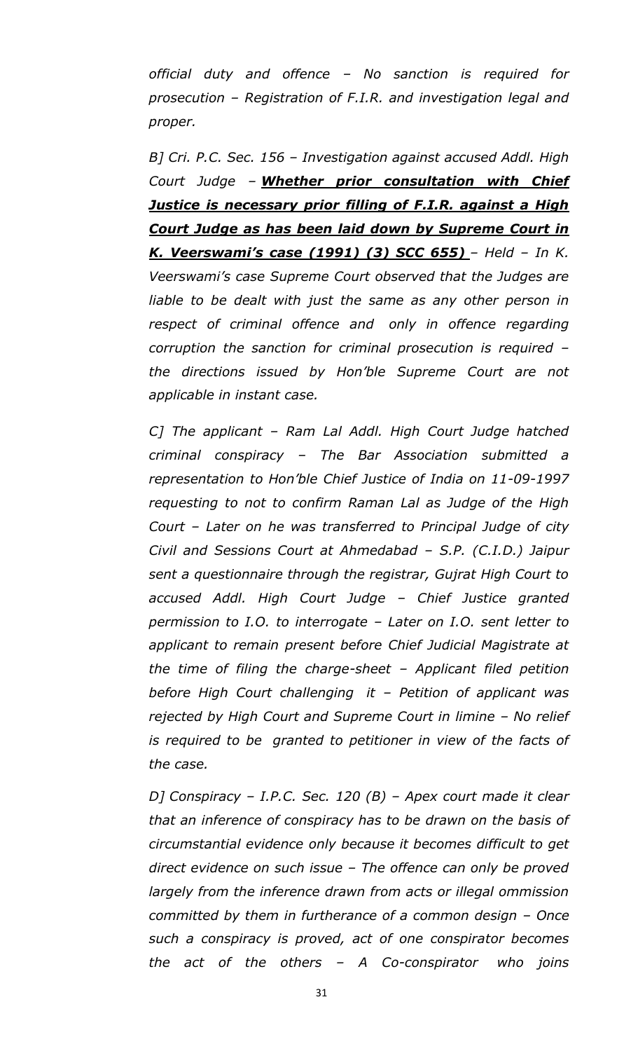*official duty and offence – No sanction is required for prosecution – Registration of F.I.R. and investigation legal and proper.*

*B] Cri. P.C. Sec. 156 – Investigation against accused Addl. High Court Judge – **Whether prior consultation with Chief Justice is necessary prior filling of F.I.R. against a High Court Judge as has been laid down by Supreme Court in K. Veerswami's case (1991) (3) SCC 655)** – Held – In K. Veerswami's case Supreme Court observed that the Judges are liable to be dealt with just the same as any other person in respect of criminal offence and only in offence regarding corruption the sanction for criminal prosecution is required – the directions issued by Hon'ble Supreme Court are not applicable in instant case.*

*C] The applicant – Ram Lal Addl. High Court Judge hatched criminal conspiracy – The Bar Association submitted a representation to Hon'ble Chief Justice of India on 11-09-1997 requesting to not to confirm Raman Lal as Judge of the High Court – Later on he was transferred to Principal Judge of city Civil and Sessions Court at Ahmedabad – S.P. (C.I.D.) Jaipur sent a questionnaire through the registrar, Gujrat High Court to accused Addl. High Court Judge – Chief Justice granted permission to I.O. to interrogate – Later on I.O. sent letter to applicant to remain present before Chief Judicial Magistrate at the time of filing the charge-sheet – Applicant filed petition before High Court challenging it – Petition of applicant was rejected by High Court and Supreme Court in limine – No relief is required to be granted to petitioner in view of the facts of the case.*

*D] Conspiracy – I.P.C. Sec. 120 (B) – Apex court made it clear that an inference of conspiracy has to be drawn on the basis of circumstantial evidence only because it becomes difficult to get direct evidence on such issue – The offence can only be proved largely from the inference drawn from acts or illegal ommission committed by them in furtherance of a common design – Once such a conspiracy is proved, act of one conspirator becomes the act of the others – A Co-conspirator who joins*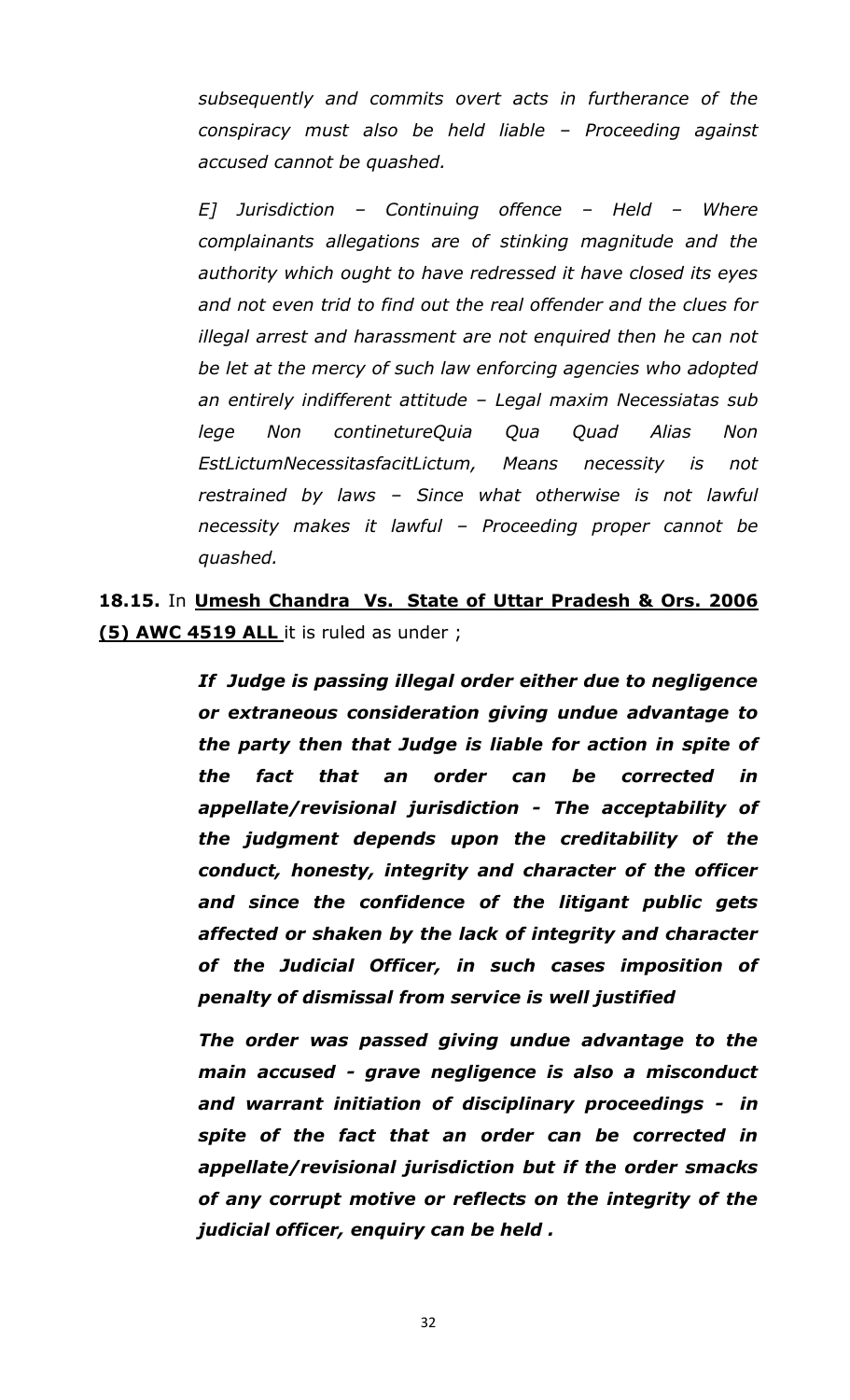*subsequently and commits overt acts in furtherance of the conspiracy must also be held liable – Proceeding against accused cannot be quashed.*

*E] Jurisdiction – Continuing offence – Held – Where complainants allegations are of stinking magnitude and the authority which ought to have redressed it have closed its eyes and not even trid to find out the real offender and the clues for illegal arrest and harassment are not enquired then he can not be let at the mercy of such law enforcing agencies who adopted an entirely indifferent attitude – Legal maxim Necessiatas sub lege Non continetureQuia Qua Quad Alias Non EstLictumNecessitasfacitLictum, Means necessity is not restrained by laws – Since what otherwise is not lawful necessity makes it lawful – Proceeding proper cannot be quashed.*

**18.15.** In **Umesh Chandra Vs. State of Uttar Pradesh & Ors. 2006 (5) AWC 4519 ALL** it is ruled as under ;

> ***If Judge is passing illegal order either due to negligence or extraneous consideration giving undue advantage to the party then that Judge is liable for action in spite of the fact that an order can be corrected in appellate/revisional jurisdiction - The acceptability of the judgment depends upon the creditability of the conduct, honesty, integrity and character of the officer and since the confidence of the litigant public gets affected or shaken by the lack of integrity and character of the Judicial Officer, in such cases imposition of penalty of dismissal from service is well justified***
>
> ***The order was passed giving undue advantage to the main accused - grave negligence is also a misconduct and warrant initiation of disciplinary proceedings - in spite of the fact that an order can be corrected in appellate/revisional jurisdiction but if the order smacks of any corrupt motive or reflects on the integrity of the judicial officer, enquiry can be held .***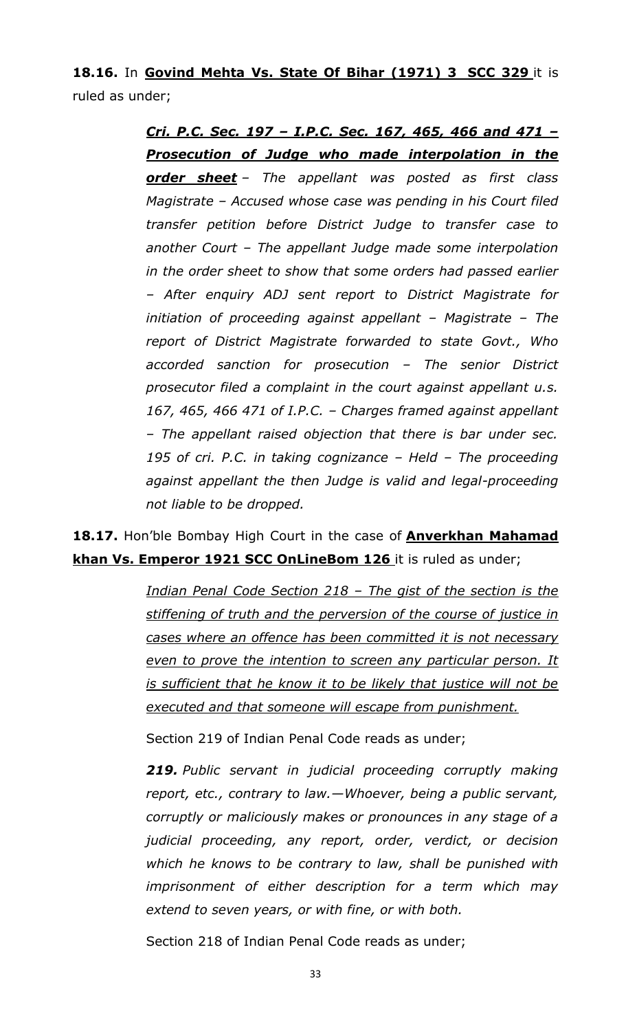**18.16.** In **Govind Mehta Vs. State Of Bihar (1971) 3 SCC 329** it is ruled as under;

> ***Cri. P.C. Sec. 197 – I.P.C. Sec. 167, 465, 466 and 471 – Prosecution of Judge who made interpolation in the order sheet*** *– The appellant was posted as first class Magistrate – Accused whose case was pending in his Court filed transfer petition before District Judge to transfer case to another Court – The appellant Judge made some interpolation in the order sheet to show that some orders had passed earlier – After enquiry ADJ sent report to District Magistrate for initiation of proceeding against appellant – Magistrate – The report of District Magistrate forwarded to state Govt., Who accorded sanction for prosecution – The senior District prosecutor filed a complaint in the court against appellant u.s. 167, 465, 466 471 of I.P.C. – Charges framed against appellant – The appellant raised objection that there is bar under sec. 195 of cri. P.C. in taking cognizance – Held – The proceeding against appellant the then Judge is valid and legal-proceeding not liable to be dropped.*

**18.17.** Hon'ble Bombay High Court in the case of **Anverkhan Mahamad khan Vs. Emperor 1921 SCC OnLineBom 126** it is ruled as under;

> *Indian Penal Code Section 218 – The gist of the section is the stiffening of truth and the perversion of the course of justice in cases where an offence has been committed it is not necessary even to prove the intention to screen any particular person. It is sufficient that he know it to be likely that justice will not be executed and that someone will escape from punishment.*
>
> Section 219 of Indian Penal Code reads as under;
>
> ***219.*** *Public servant in judicial proceeding corruptly making report, etc., contrary to law.—Whoever, being a public servant, corruptly or maliciously makes or pronounces in any stage of a judicial proceeding, any report, order, verdict, or decision which he knows to be contrary to law, shall be punished with imprisonment of either description for a term which may extend to seven years, or with fine, or with both.*
>
> Section 218 of Indian Penal Code reads as under;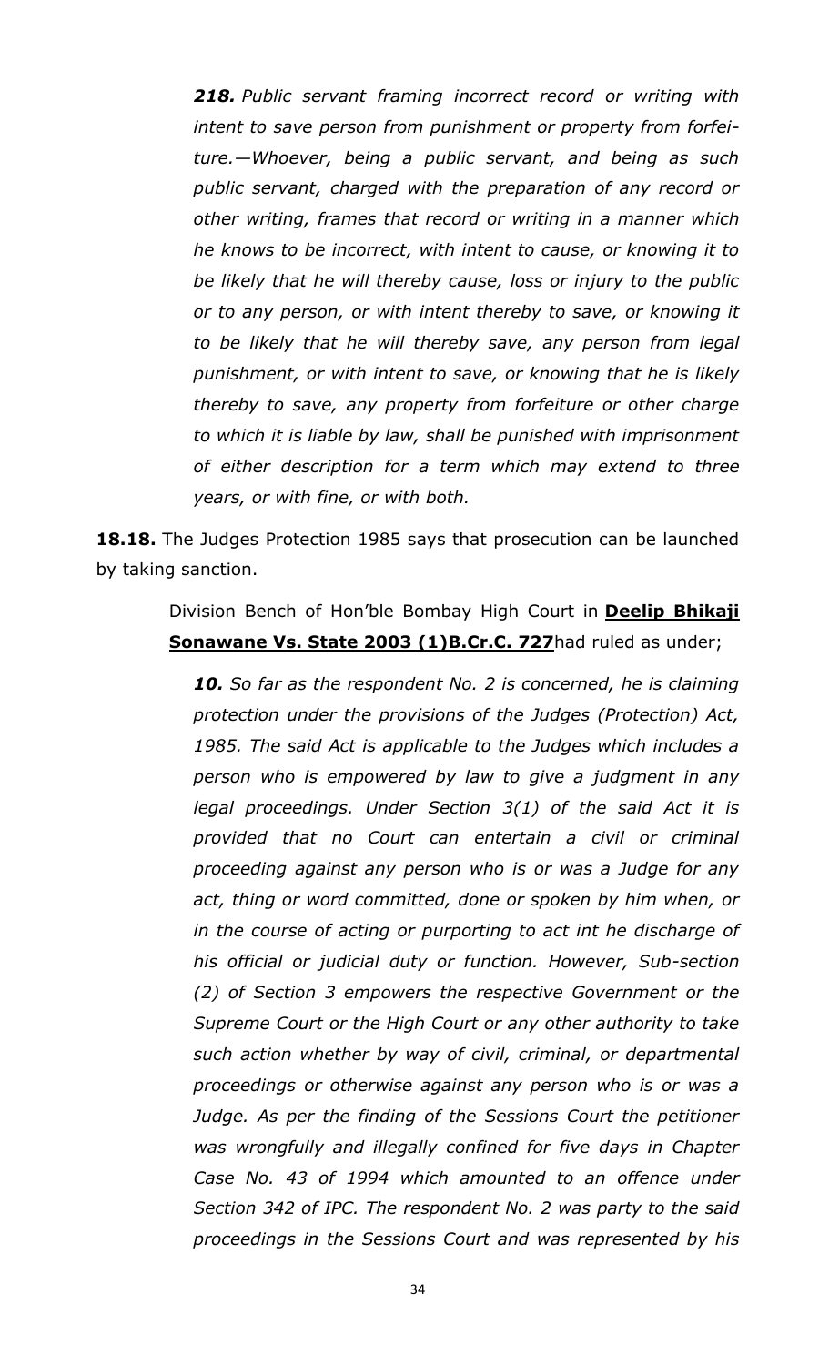***218.** Public servant framing incorrect record or writing with intent to save person from punishment or property from forfeiture.—Whoever, being a public servant, and being as such public servant, charged with the preparation of any record or other writing, frames that record or writing in a manner which he knows to be incorrect, with intent to cause, or knowing it to be likely that he will thereby cause, loss or injury to the public or to any person, or with intent thereby to save, or knowing it to be likely that he will thereby save, any person from legal punishment, or with intent to save, or knowing that he is likely thereby to save, any property from forfeiture or other charge to which it is liable by law, shall be punished with imprisonment of either description for a term which may extend to three years, or with fine, or with both.*

**18.18.** The Judges Protection 1985 says that prosecution can be launched by taking sanction.

Division Bench of Hon'ble Bombay High Court in **Deelip Bhikaji Sonawane Vs. State 2003 (1)B.Cr.C. 727**had ruled as under;

***10.** So far as the respondent No. 2 is concerned, he is claiming protection under the provisions of the Judges (Protection) Act, 1985. The said Act is applicable to the Judges which includes a person who is empowered by law to give a judgment in any legal proceedings. Under Section 3(1) of the said Act it is provided that no Court can entertain a civil or criminal proceeding against any person who is or was a Judge for any act, thing or word committed, done or spoken by him when, or in the course of acting or purporting to act int he discharge of his official or judicial duty or function. However, Sub-section (2) of Section 3 empowers the respective Government or the Supreme Court or the High Court or any other authority to take such action whether by way of civil, criminal, or departmental proceedings or otherwise against any person who is or was a Judge. As per the finding of the Sessions Court the petitioner was wrongfully and illegally confined for five days in Chapter Case No. 43 of 1994 which amounted to an offence under Section 342 of IPC. The respondent No. 2 was party to the said proceedings in the Sessions Court and was represented by his*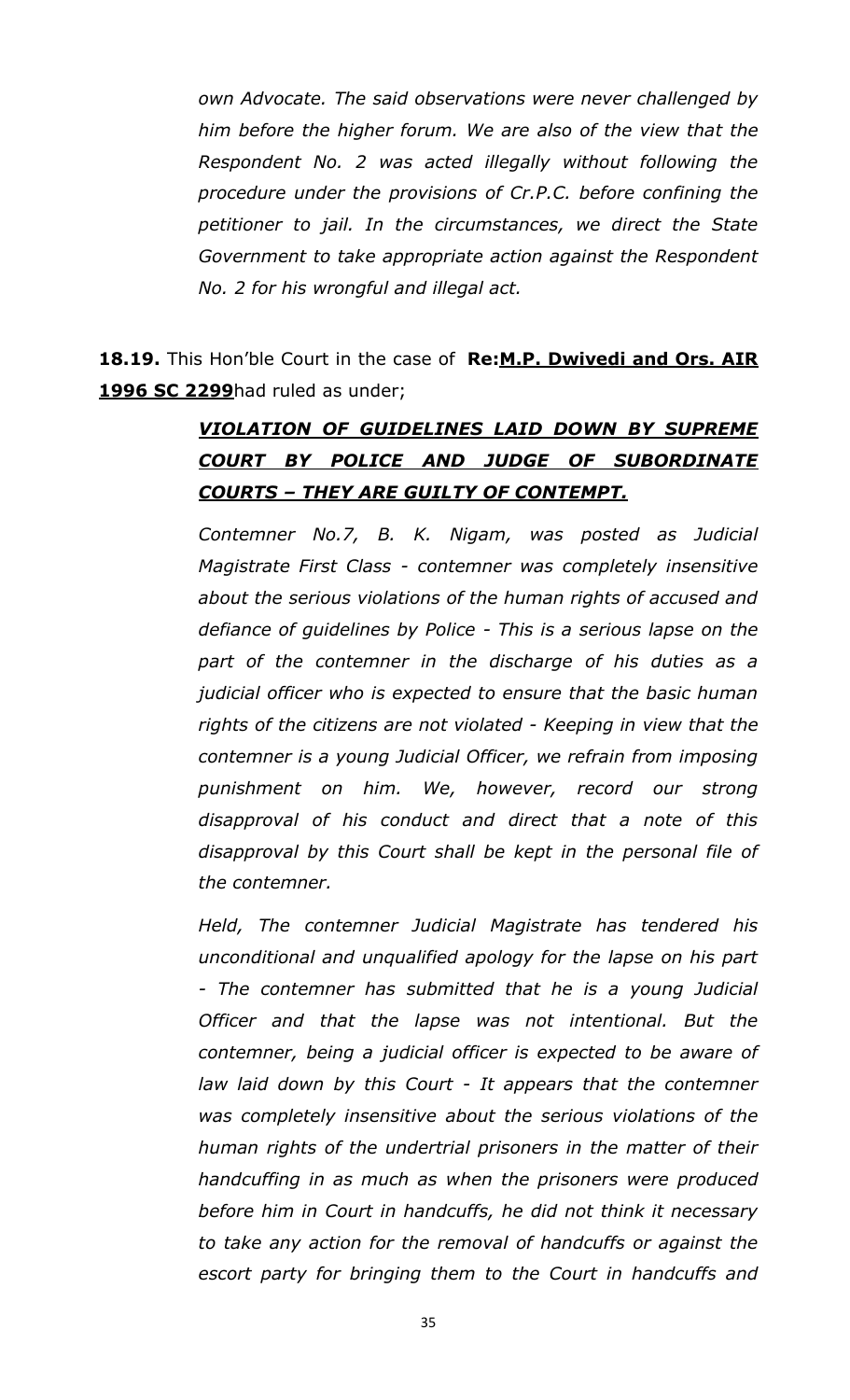*own Advocate. The said observations were never challenged by him before the higher forum. We are also of the view that the Respondent No. 2 was acted illegally without following the procedure under the provisions of Cr.P.C. before confining the petitioner to jail. In the circumstances, we direct the State Government to take appropriate action against the Respondent No. 2 for his wrongful and illegal act.*

**18.19.** This Hon'ble Court in the case of **Re:M.P. Dwivedi and Ors. AIR 1996 SC 2299** had ruled as under;

> ***VIOLATION OF GUIDELINES LAID DOWN BY SUPREME COURT BY POLICE AND JUDGE OF SUBORDINATE COURTS – THEY ARE GUILTY OF CONTEMPT.***
>
> *Contemner No.7, B. K. Nigam, was posted as Judicial Magistrate First Class - contemner was completely insensitive about the serious violations of the human rights of accused and defiance of guidelines by Police - This is a serious lapse on the part of the contemner in the discharge of his duties as a judicial officer who is expected to ensure that the basic human rights of the citizens are not violated - Keeping in view that the contemner is a young Judicial Officer, we refrain from imposing punishment on him. We, however, record our strong disapproval of his conduct and direct that a note of this disapproval by this Court shall be kept in the personal file of the contemner.*
>
> *Held, The contemner Judicial Magistrate has tendered his unconditional and unqualified apology for the lapse on his part - The contemner has submitted that he is a young Judicial Officer and that the lapse was not intentional. But the contemner, being a judicial officer is expected to be aware of law laid down by this Court - It appears that the contemner was completely insensitive about the serious violations of the human rights of the undertrial prisoners in the matter of their handcuffing in as much as when the prisoners were produced before him in Court in handcuffs, he did not think it necessary to take any action for the removal of handcuffs or against the escort party for bringing them to the Court in handcuffs and*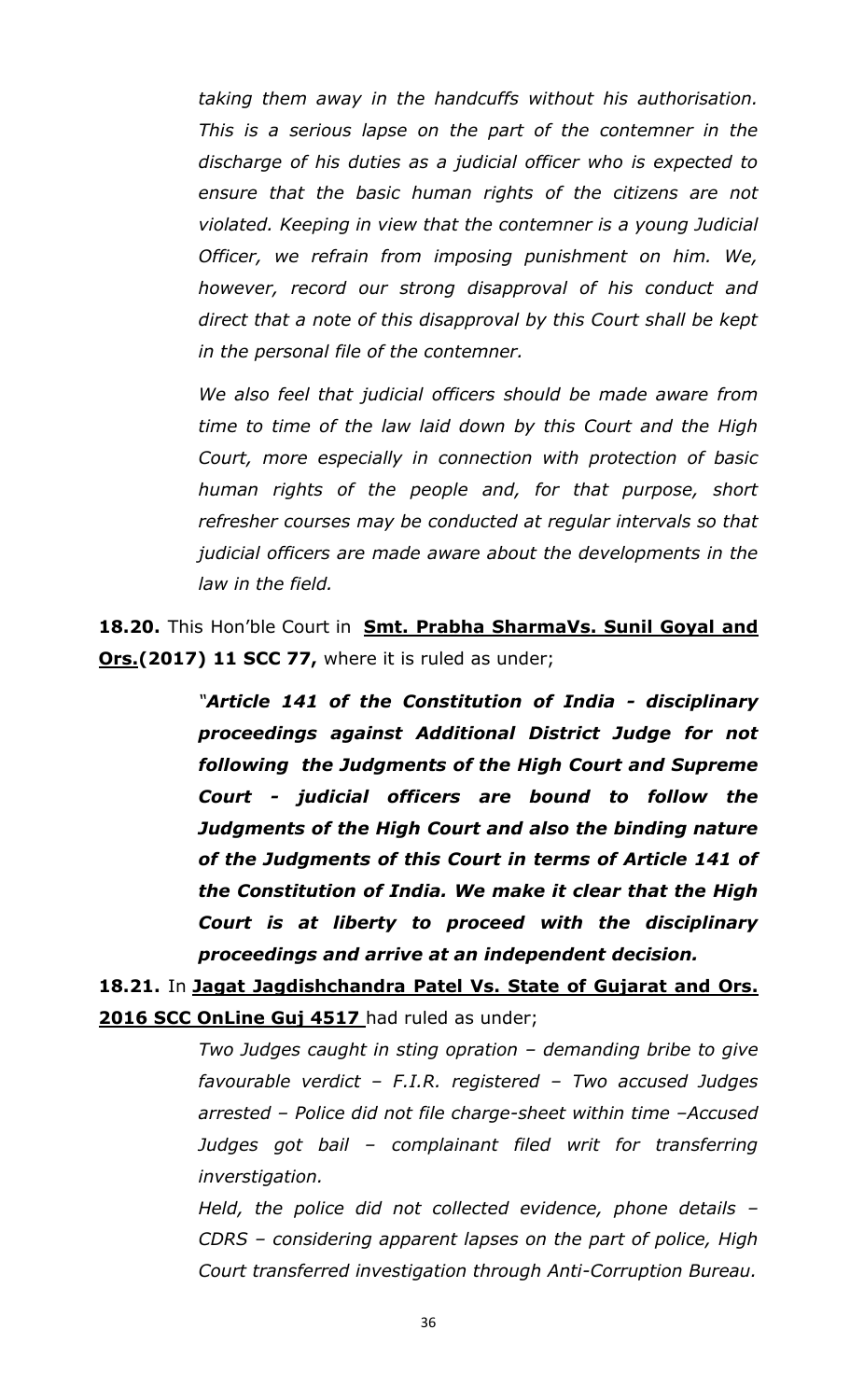*taking them away in the handcuffs without his authorisation. This is a serious lapse on the part of the contemner in the discharge of his duties as a judicial officer who is expected to ensure that the basic human rights of the citizens are not violated. Keeping in view that the contemner is a young Judicial Officer, we refrain from imposing punishment on him. We, however, record our strong disapproval of his conduct and direct that a note of this disapproval by this Court shall be kept in the personal file of the contemner.*

*We also feel that judicial officers should be made aware from time to time of the law laid down by this Court and the High Court, more especially in connection with protection of basic human rights of the people and, for that purpose, short refresher courses may be conducted at regular intervals so that judicial officers are made aware about the developments in the law in the field.*

**18.20.** This Hon'ble Court in **Smt. Prabha SharmaVs. Sunil Goyal and Ors.(2017) 11 SCC 77,** where it is ruled as under;

> ***"Article 141 of the Constitution of India - disciplinary proceedings against Additional District Judge for not following the Judgments of the High Court and Supreme Court - judicial officers are bound to follow the Judgments of the High Court and also the binding nature of the Judgments of this Court in terms of Article 141 of the Constitution of India. We make it clear that the High Court is at liberty to proceed with the disciplinary proceedings and arrive at an independent decision.***

**18.21.** In **Jagat Jagdishchandra Patel Vs. State of Gujarat and Ors. 2016 SCC OnLine Guj 4517** had ruled as under;

> *Two Judges caught in sting opration – demanding bribe to give favourable verdict – F.I.R. registered – Two accused Judges arrested – Police did not file charge-sheet within time –Accused Judges got bail – complainant filed writ for transferring inverstigation.*
>
> *Held, the police did not collected evidence, phone details – CDRS – considering apparent lapses on the part of police, High Court transferred investigation through Anti-Corruption Bureau.*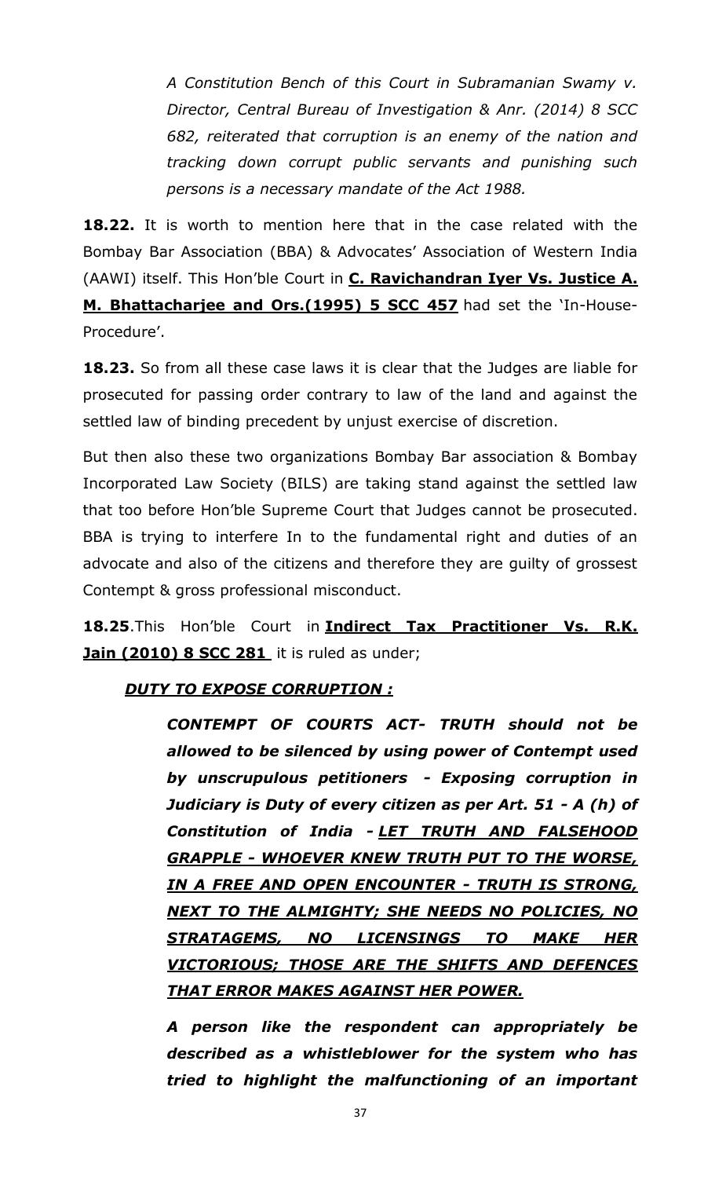> *A Constitution Bench of this Court in Subramanian Swamy v. Director, Central Bureau of Investigation & Anr. (2014) 8 SCC 682, reiterated that corruption is an enemy of the nation and tracking down corrupt public servants and punishing such persons is a necessary mandate of the Act 1988.*

**18.22.** It is worth to mention here that in the case related with the Bombay Bar Association (BBA) & Advocates' Association of Western India (AAWI) itself. This Hon'ble Court in **C. Ravichandran Iyer Vs. Justice A. M. Bhattacharjee and Ors.(1995) 5 SCC 457** had set the 'In-House-Procedure'.

**18.23.** So from all these case laws it is clear that the Judges are liable for prosecuted for passing order contrary to law of the land and against the settled law of binding precedent by unjust exercise of discretion.

But then also these two organizations Bombay Bar association & Bombay Incorporated Law Society (BILS) are taking stand against the settled law that too before Hon'ble Supreme Court that Judges cannot be prosecuted. BBA is trying to interfere In to the fundamental right and duties of an advocate and also of the citizens and therefore they are guilty of grossest Contempt & gross professional misconduct.

**18.25**.This Hon'ble Court in **Indirect Tax Practitioner Vs. R.K. Jain (2010) 8 SCC 281** it is ruled as under;

***DUTY TO EXPOSE CORRUPTION :***

> ***CONTEMPT OF COURTS ACT- TRUTH should not be allowed to be silenced by using power of Contempt used by unscrupulous petitioners - Exposing corruption in Judiciary is Duty of every citizen as per Art. 51 - A (h) of Constitution of India - LET TRUTH AND FALSEHOOD GRAPPLE - WHOEVER KNEW TRUTH PUT TO THE WORSE, IN A FREE AND OPEN ENCOUNTER - TRUTH IS STRONG, NEXT TO THE ALMIGHTY; SHE NEEDS NO POLICIES, NO STRATAGEMS, NO LICENSINGS TO MAKE HER VICTORIOUS; THOSE ARE THE SHIFTS AND DEFENCES THAT ERROR MAKES AGAINST HER POWER.***
>
> ***A person like the respondent can appropriately be described as a whistleblower for the system who has tried to highlight the malfunctioning of an important***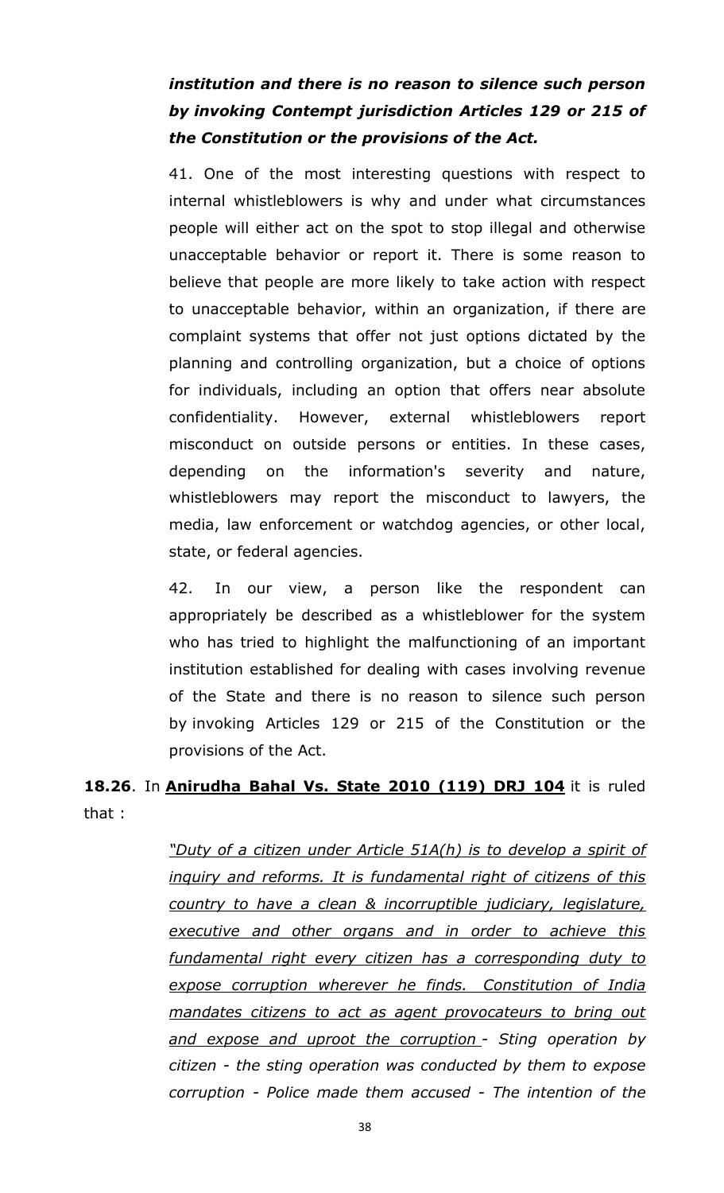***institution and there is no reason to silence such person by invoking Contempt jurisdiction Articles 129 or 215 of the Constitution or the provisions of the Act.***

41. One of the most interesting questions with respect to internal whistleblowers is why and under what circumstances people will either act on the spot to stop illegal and otherwise unacceptable behavior or report it. There is some reason to believe that people are more likely to take action with respect to unacceptable behavior, within an organization, if there are complaint systems that offer not just options dictated by the planning and controlling organization, but a choice of options for individuals, including an option that offers near absolute confidentiality. However, external whistleblowers report misconduct on outside persons or entities. In these cases, depending on the information's severity and nature, whistleblowers may report the misconduct to lawyers, the media, law enforcement or watchdog agencies, or other local, state, or federal agencies.

42. In our view, a person like the respondent can appropriately be described as a whistleblower for the system who has tried to highlight the malfunctioning of an important institution established for dealing with cases involving revenue of the State and there is no reason to silence such person by invoking Articles 129 or 215 of the Constitution or the provisions of the Act.

**18.26**. In **<u>Anirudha Bahal Vs. State 2010 (119) DRJ 104</u>** it is ruled that :

*<u>"Duty of a citizen under Article 51A(h) is to develop a spirit of inquiry and reforms. It is fundamental right of citizens of this country to have a clean & incorruptible judiciary, legislature, executive and other organs and in order to achieve this fundamental right every citizen has a corresponding duty to expose corruption wherever he finds. Constitution of India mandates citizens to act as agent provocateurs to bring out and expose and uproot the corruption</u> - Sting operation by citizen - the sting operation was conducted by them to expose corruption - Police made them accused - The intention of the*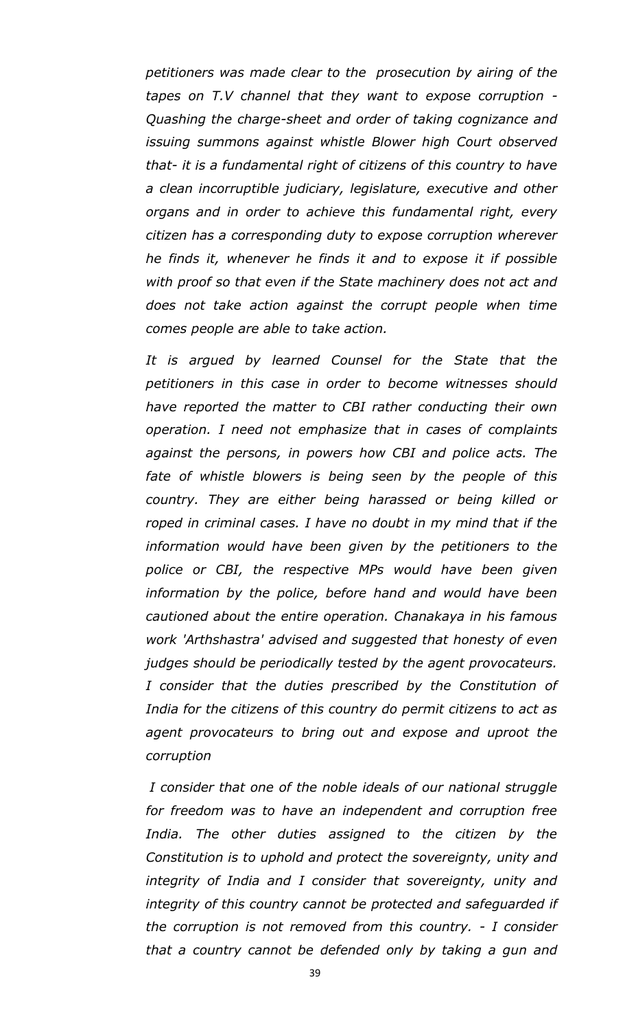*petitioners was made clear to the prosecution by airing of the tapes on T.V channel that they want to expose corruption - Quashing the charge-sheet and order of taking cognizance and issuing summons against whistle Blower high Court observed that- it is a fundamental right of citizens of this country to have a clean incorruptible judiciary, legislature, executive and other organs and in order to achieve this fundamental right, every citizen has a corresponding duty to expose corruption wherever he finds it, whenever he finds it and to expose it if possible with proof so that even if the State machinery does not act and does not take action against the corrupt people when time comes people are able to take action.*

*It is argued by learned Counsel for the State that the petitioners in this case in order to become witnesses should have reported the matter to CBI rather conducting their own operation. I need not emphasize that in cases of complaints against the persons, in powers how CBI and police acts. The fate of whistle blowers is being seen by the people of this country. They are either being harassed or being killed or roped in criminal cases. I have no doubt in my mind that if the information would have been given by the petitioners to the police or CBI, the respective MPs would have been given information by the police, before hand and would have been cautioned about the entire operation. Chanakaya in his famous work 'Arthshastra' advised and suggested that honesty of even judges should be periodically tested by the agent provocateurs. I consider that the duties prescribed by the Constitution of India for the citizens of this country do permit citizens to act as agent provocateurs to bring out and expose and uproot the corruption*

*I consider that one of the noble ideals of our national struggle for freedom was to have an independent and corruption free India. The other duties assigned to the citizen by the Constitution is to uphold and protect the sovereignty, unity and integrity of India and I consider that sovereignty, unity and integrity of this country cannot be protected and safeguarded if the corruption is not removed from this country. - I consider that a country cannot be defended only by taking a gun and*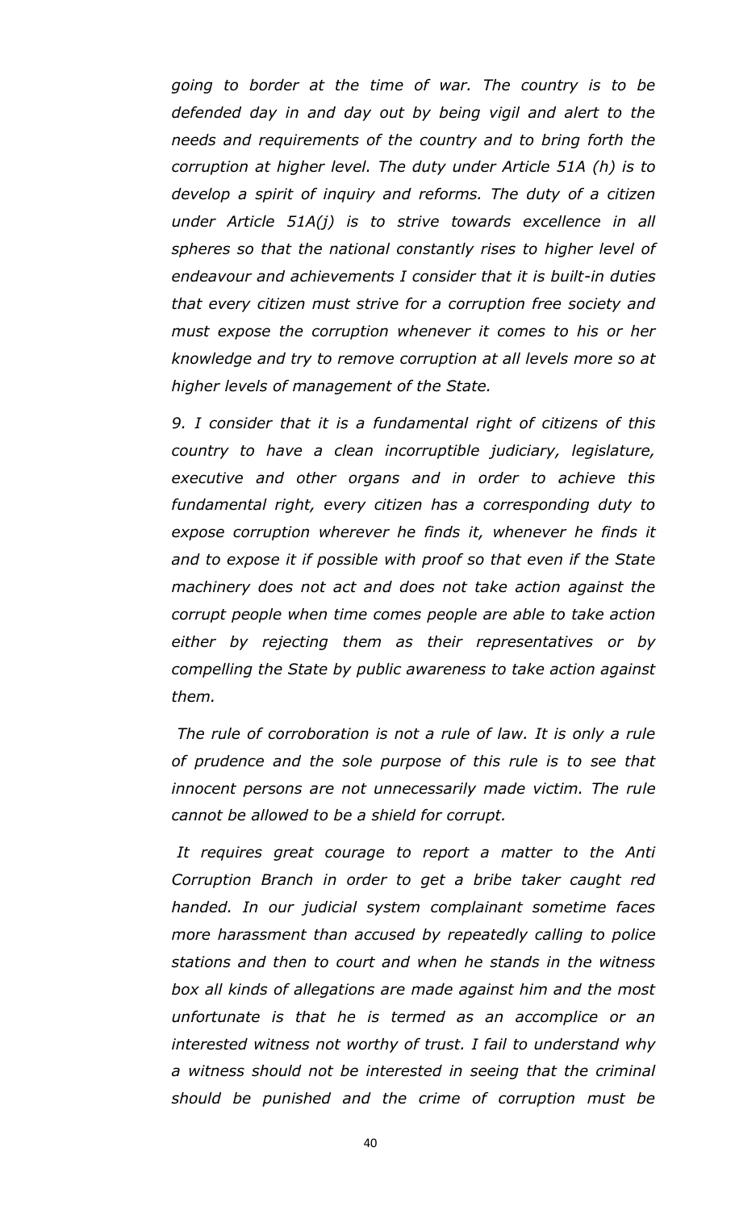*going to border at the time of war. The country is to be defended day in and day out by being vigil and alert to the needs and requirements of the country and to bring forth the corruption at higher level. The duty under Article 51A (h) is to develop a spirit of inquiry and reforms. The duty of a citizen under Article 51A(j) is to strive towards excellence in all spheres so that the national constantly rises to higher level of endeavour and achievements I consider that it is built-in duties that every citizen must strive for a corruption free society and must expose the corruption whenever it comes to his or her knowledge and try to remove corruption at all levels more so at higher levels of management of the State.*

*9. I consider that it is a fundamental right of citizens of this country to have a clean incorruptible judiciary, legislature, executive and other organs and in order to achieve this fundamental right, every citizen has a corresponding duty to expose corruption wherever he finds it, whenever he finds it and to expose it if possible with proof so that even if the State machinery does not act and does not take action against the corrupt people when time comes people are able to take action either by rejecting them as their representatives or by compelling the State by public awareness to take action against them.*

*The rule of corroboration is not a rule of law. It is only a rule of prudence and the sole purpose of this rule is to see that innocent persons are not unnecessarily made victim. The rule cannot be allowed to be a shield for corrupt.*

*It requires great courage to report a matter to the Anti Corruption Branch in order to get a bribe taker caught red handed. In our judicial system complainant sometime faces more harassment than accused by repeatedly calling to police stations and then to court and when he stands in the witness box all kinds of allegations are made against him and the most unfortunate is that he is termed as an accomplice or an interested witness not worthy of trust. I fail to understand why a witness should not be interested in seeing that the criminal should be punished and the crime of corruption must be*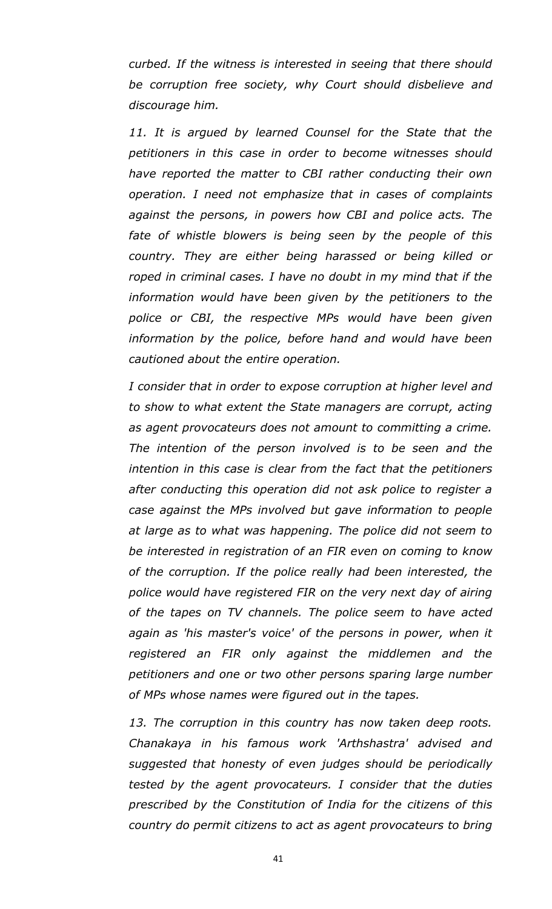*curbed. If the witness is interested in seeing that there should be corruption free society, why Court should disbelieve and discourage him.*

*11. It is argued by learned Counsel for the State that the petitioners in this case in order to become witnesses should have reported the matter to CBI rather conducting their own operation. I need not emphasize that in cases of complaints against the persons, in powers how CBI and police acts. The fate of whistle blowers is being seen by the people of this country. They are either being harassed or being killed or roped in criminal cases. I have no doubt in my mind that if the information would have been given by the petitioners to the police or CBI, the respective MPs would have been given information by the police, before hand and would have been cautioned about the entire operation.*

*I consider that in order to expose corruption at higher level and to show to what extent the State managers are corrupt, acting as agent provocateurs does not amount to committing a crime. The intention of the person involved is to be seen and the intention in this case is clear from the fact that the petitioners after conducting this operation did not ask police to register a case against the MPs involved but gave information to people at large as to what was happening. The police did not seem to be interested in registration of an FIR even on coming to know of the corruption. If the police really had been interested, the police would have registered FIR on the very next day of airing of the tapes on TV channels. The police seem to have acted again as 'his master's voice' of the persons in power, when it registered an FIR only against the middlemen and the petitioners and one or two other persons sparing large number of MPs whose names were figured out in the tapes.*

*13. The corruption in this country has now taken deep roots. Chanakaya in his famous work 'Arthshastra' advised and suggested that honesty of even judges should be periodically tested by the agent provocateurs. I consider that the duties prescribed by the Constitution of India for the citizens of this country do permit citizens to act as agent provocateurs to bring*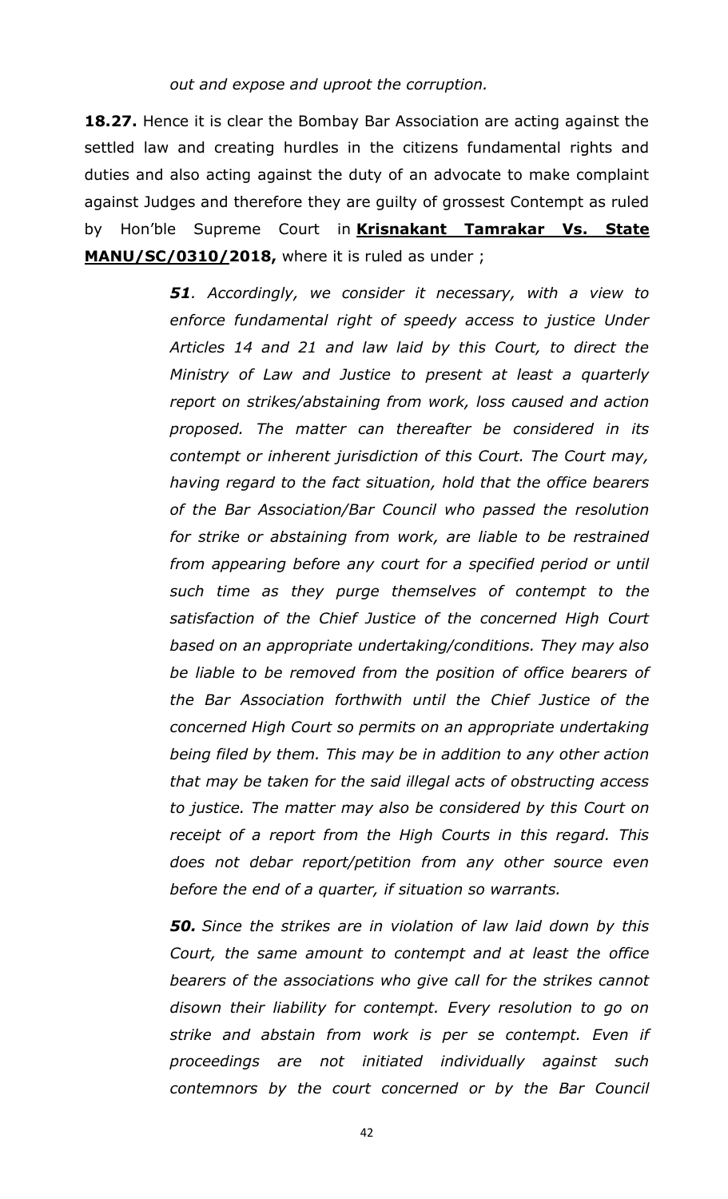*out and expose and uproot the corruption.*

**18.27.** Hence it is clear the Bombay Bar Association are acting against the settled law and creating hurdles in the citizens fundamental rights and duties and also acting against the duty of an advocate to make complaint against Judges and therefore they are guilty of grossest Contempt as ruled by Hon'ble Supreme Court in **Krisnakant Tamrakar Vs. State MANU/SC/0310/2018,** where it is ruled as under ;

> ***51**. Accordingly, we consider it necessary, with a view to enforce fundamental right of speedy access to justice Under Articles 14 and 21 and law laid by this Court, to direct the Ministry of Law and Justice to present at least a quarterly report on strikes/abstaining from work, loss caused and action proposed. The matter can thereafter be considered in its contempt or inherent jurisdiction of this Court. The Court may, having regard to the fact situation, hold that the office bearers of the Bar Association/Bar Council who passed the resolution for strike or abstaining from work, are liable to be restrained from appearing before any court for a specified period or until such time as they purge themselves of contempt to the satisfaction of the Chief Justice of the concerned High Court based on an appropriate undertaking/conditions. They may also be liable to be removed from the position of office bearers of the Bar Association forthwith until the Chief Justice of the concerned High Court so permits on an appropriate undertaking being filed by them. This may be in addition to any other action that may be taken for the said illegal acts of obstructing access to justice. The matter may also be considered by this Court on receipt of a report from the High Courts in this regard. This does not debar report/petition from any other source even before the end of a quarter, if situation so warrants.*
>
> ***50.** Since the strikes are in violation of law laid down by this Court, the same amount to contempt and at least the office bearers of the associations who give call for the strikes cannot disown their liability for contempt. Every resolution to go on strike and abstain from work is per se contempt. Even if proceedings are not initiated individually against such contemnors by the court concerned or by the Bar Council*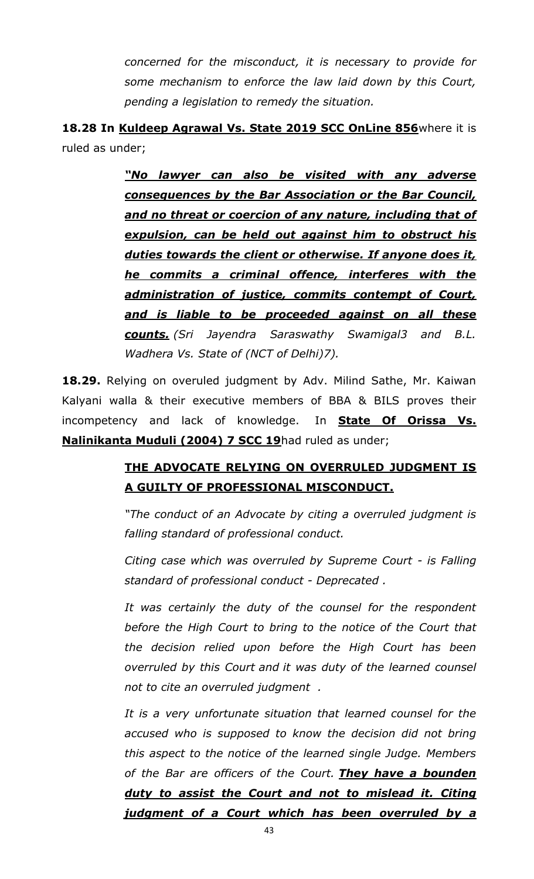*concerned for the misconduct, it is necessary to provide for some mechanism to enforce the law laid down by this Court, pending a legislation to remedy the situation.*

**18.28 In <u>Kuldeep Agrawal Vs. State 2019 SCC OnLine 856</u>** where it is ruled as under;

> ***<u>"No lawyer can also be visited with any adverse consequences by the Bar Association or the Bar Council, and no threat or coercion of any nature, including that of expulsion, can be held out against him to obstruct his duties towards the client or otherwise. If anyone does it, he commits a criminal offence, interferes with the administration of justice, commits contempt of Court, and is liable to be proceeded against on all these counts.</u>*** *(Sri Jayendra Saraswathy Swamigal3 and B.L. Wadhera Vs. State of (NCT of Delhi)7).*

**18.29.** Relying on overuled judgment by Adv. Milind Sathe, Mr. Kaiwan Kalyani walla & their executive members of BBA & BILS proves their incompetency and lack of knowledge. In **<u>State Of Orissa Vs. Nalinikanta Muduli (2004) 7 SCC 19</u>** had ruled as under;

> **<u>THE ADVOCATE RELYING ON OVERRULED JUDGMENT IS A GUILTY OF PROFESSIONAL MISCONDUCT.</u>**
>
> *"The conduct of an Advocate by citing a overruled judgment is falling standard of professional conduct.*
>
> *Citing case which was overruled by Supreme Court - is Falling standard of professional conduct - Deprecated .*
>
> *It was certainly the duty of the counsel for the respondent before the High Court to bring to the notice of the Court that the decision relied upon before the High Court has been overruled by this Court and it was duty of the learned counsel not to cite an overruled judgment .*
>
> *It is a very unfortunate situation that learned counsel for the accused who is supposed to know the decision did not bring this aspect to the notice of the learned single Judge. Members of the Bar are officers of the Court.* ***<u>They have a bounden duty to assist the Court and not to mislead it. Citing judgment of a Court which has been overruled by a</u>***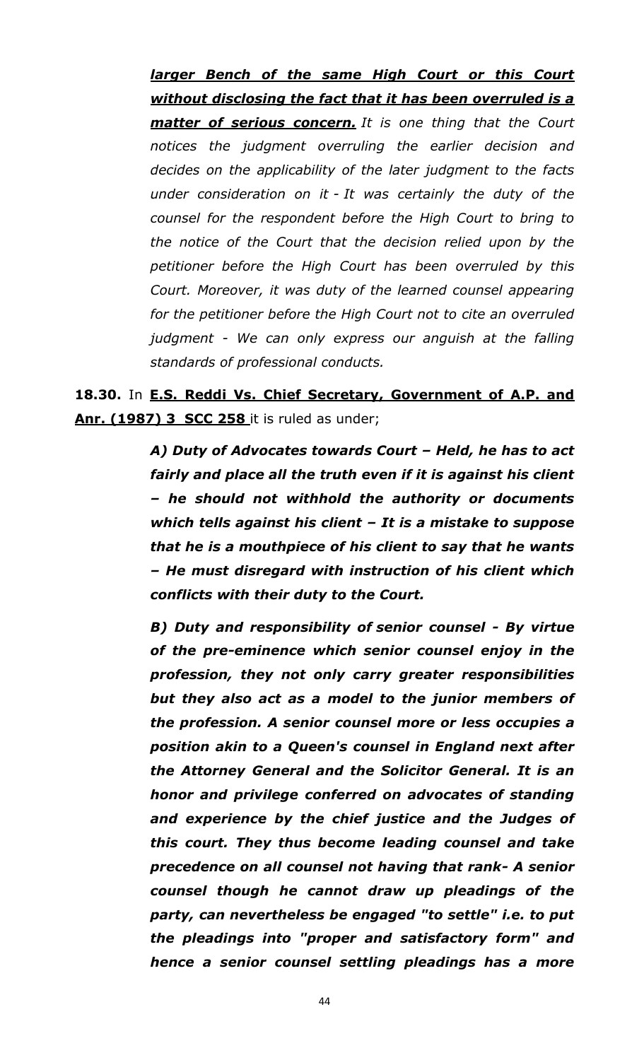***larger Bench of the same High Court or this Court without disclosing the fact that it has been overruled is a matter of serious concern.*** *It is one thing that the Court notices the judgment overruling the earlier decision and decides on the applicability of the later judgment to the facts under consideration on it - It was certainly the duty of the counsel for the respondent before the High Court to bring to the notice of the Court that the decision relied upon by the petitioner before the High Court has been overruled by this Court. Moreover, it was duty of the learned counsel appearing for the petitioner before the High Court not to cite an overruled judgment - We can only express our anguish at the falling standards of professional conducts.*

**18.30.** In **E.S. Reddi Vs. Chief Secretary, Government of A.P. and Anr. (1987) 3 SCC 258** it is ruled as under;

***A) Duty of Advocates towards Court – Held, he has to act fairly and place all the truth even if it is against his client – he should not withhold the authority or documents which tells against his client – It is a mistake to suppose that he is a mouthpiece of his client to say that he wants – He must disregard with instruction of his client which conflicts with their duty to the Court.***

***B) Duty and responsibility of senior counsel - By virtue of the pre-eminence which senior counsel enjoy in the profession, they not only carry greater responsibilities but they also act as a model to the junior members of the profession. A senior counsel more or less occupies a position akin to a Queen's counsel in England next after the Attorney General and the Solicitor General. It is an honor and privilege conferred on advocates of standing and experience by the chief justice and the Judges of this court. They thus become leading counsel and take precedence on all counsel not having that rank- A senior counsel though he cannot draw up pleadings of the party, can nevertheless be engaged "to settle" i.e. to put the pleadings into "proper and satisfactory form" and hence a senior counsel settling pleadings has a more***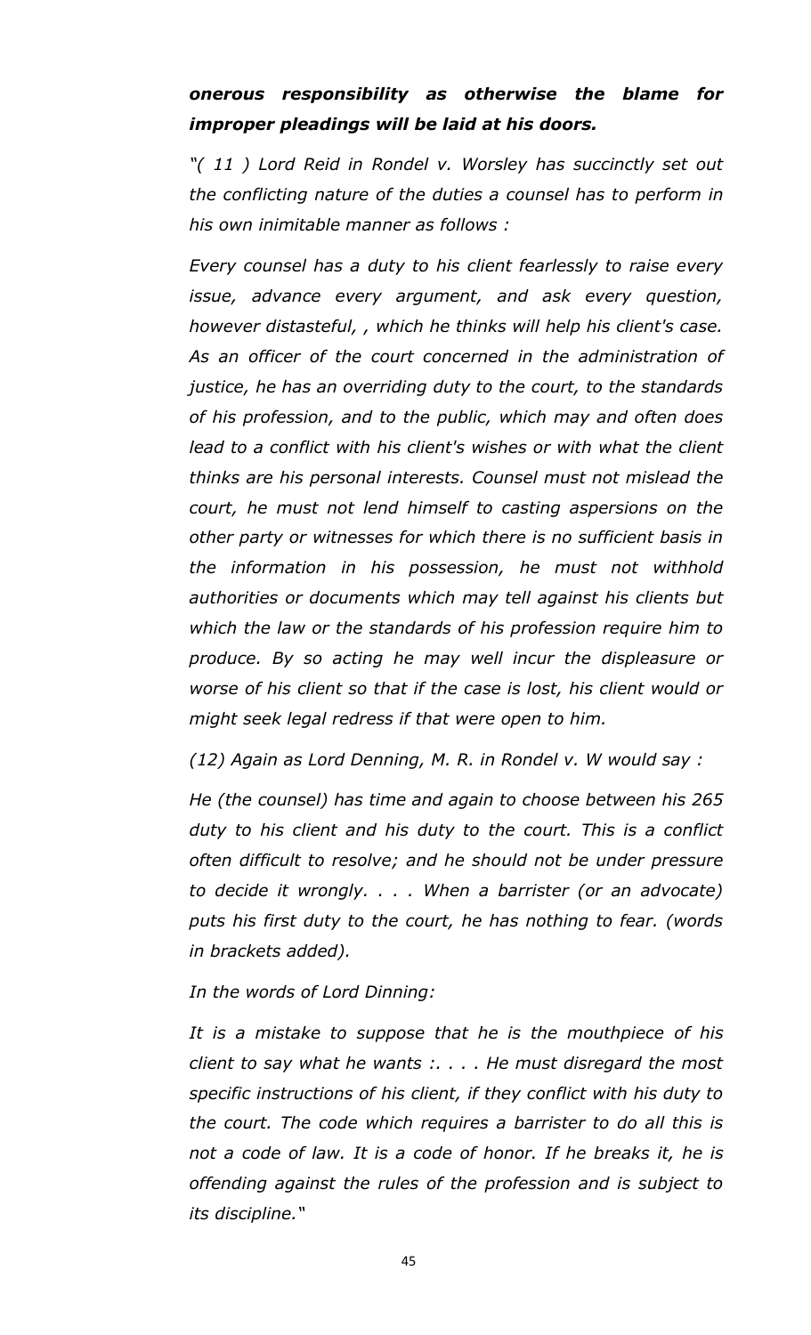***onerous responsibility as otherwise the blame for improper pleadings will be laid at his doors.***

*"( 11 ) Lord Reid in Rondel v. Worsley has succinctly set out the conflicting nature of the duties a counsel has to perform in his own inimitable manner as follows :*

*Every counsel has a duty to his client fearlessly to raise every issue, advance every argument, and ask every question, however distasteful, , which he thinks will help his client's case. As an officer of the court concerned in the administration of justice, he has an overriding duty to the court, to the standards of his profession, and to the public, which may and often does lead to a conflict with his client's wishes or with what the client thinks are his personal interests. Counsel must not mislead the court, he must not lend himself to casting aspersions on the other party or witnesses for which there is no sufficient basis in the information in his possession, he must not withhold authorities or documents which may tell against his clients but which the law or the standards of his profession require him to produce. By so acting he may well incur the displeasure or worse of his client so that if the case is lost, his client would or might seek legal redress if that were open to him.*

*(12) Again as Lord Denning, M. R. in Rondel v. W would say :*

*He (the counsel) has time and again to choose between his 265 duty to his client and his duty to the court. This is a conflict often difficult to resolve; and he should not be under pressure to decide it wrongly. . . . When a barrister (or an advocate) puts his first duty to the court, he has nothing to fear. (words in brackets added).*

*In the words of Lord Dinning:*

*It is a mistake to suppose that he is the mouthpiece of his client to say what he wants :. . . . He must disregard the most specific instructions of his client, if they conflict with his duty to the court. The code which requires a barrister to do all this is not a code of law. It is a code of honor. If he breaks it, he is offending against the rules of the profession and is subject to its discipline."*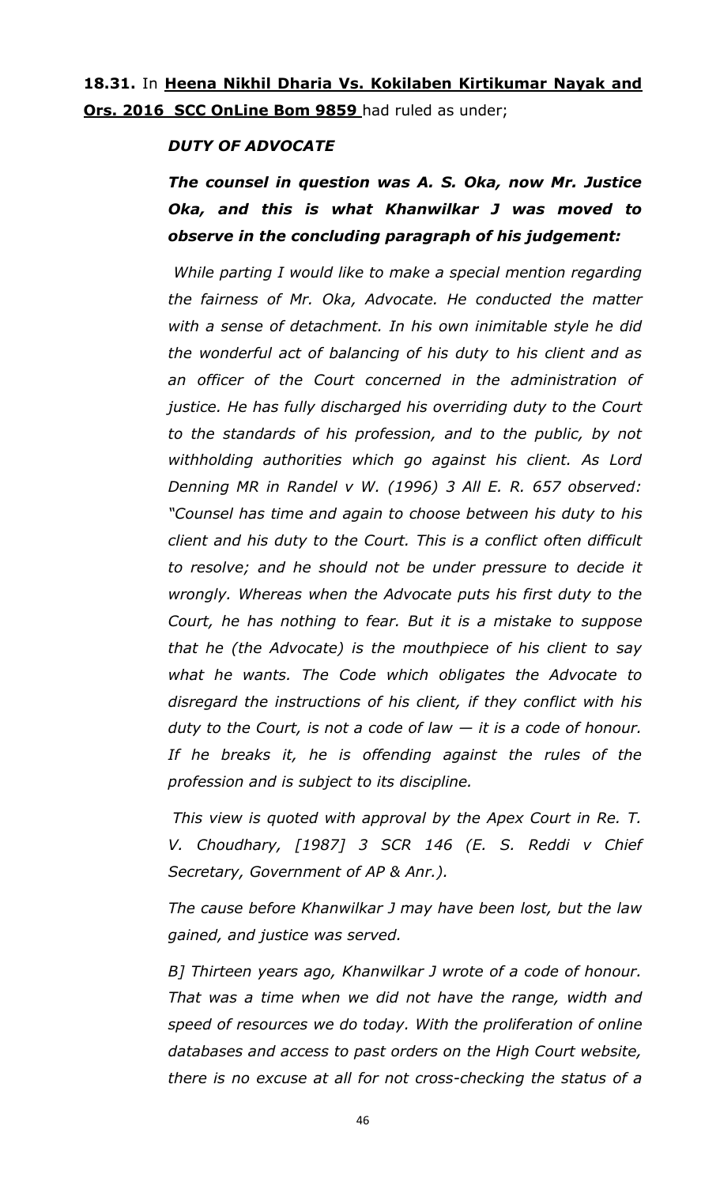**18.31.** In **<u>Heena Nikhil Dharia Vs. Kokilaben Kirtikumar Nayak and Ors. 2016 SCC OnLine Bom 9859</u>** had ruled as under;

> ***DUTY OF ADVOCATE***
>
> ***The counsel in question was A. S. Oka, now Mr. Justice Oka, and this is what Khanwilkar J was moved to observe in the concluding paragraph of his judgement:***
>
> *While parting I would like to make a special mention regarding the fairness of Mr. Oka, Advocate. He conducted the matter with a sense of detachment. In his own inimitable style he did the wonderful act of balancing of his duty to his client and as an officer of the Court concerned in the administration of justice. He has fully discharged his overriding duty to the Court to the standards of his profession, and to the public, by not withholding authorities which go against his client. As Lord Denning MR in Randel v W. (1996) 3 All E. R. 657 observed: "Counsel has time and again to choose between his duty to his client and his duty to the Court. This is a conflict often difficult to resolve; and he should not be under pressure to decide it wrongly. Whereas when the Advocate puts his first duty to the Court, he has nothing to fear. But it is a mistake to suppose that he (the Advocate) is the mouthpiece of his client to say what he wants. The Code which obligates the Advocate to disregard the instructions of his client, if they conflict with his duty to the Court, is not a code of law — it is a code of honour. If he breaks it, he is offending against the rules of the profession and is subject to its discipline.*
>
> *This view is quoted with approval by the Apex Court in Re. T. V. Choudhary, [1987] 3 SCR 146 (E. S. Reddi v Chief Secretary, Government of AP & Anr.).*
>
> *The cause before Khanwilkar J may have been lost, but the law gained, and justice was served.*
>
> *B] Thirteen years ago, Khanwilkar J wrote of a code of honour. That was a time when we did not have the range, width and speed of resources we do today. With the proliferation of online databases and access to past orders on the High Court website, there is no excuse at all for not cross-checking the status of a*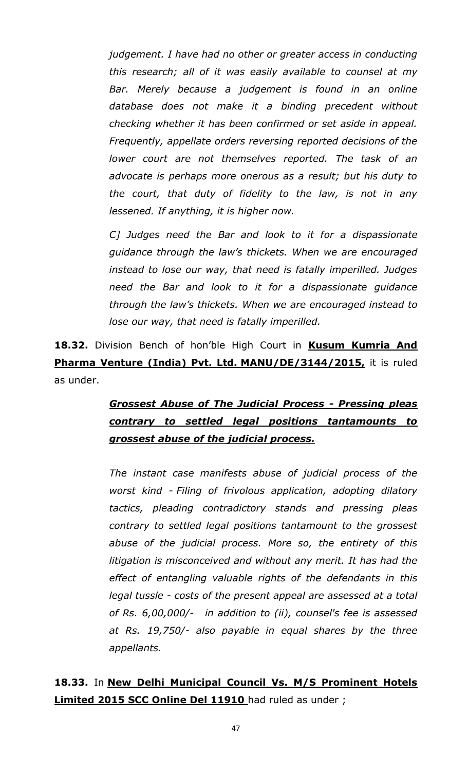*judgement. I have had no other or greater access in conducting this research; all of it was easily available to counsel at my Bar. Merely because a judgement is found in an online database does not make it a binding precedent without checking whether it has been confirmed or set aside in appeal. Frequently, appellate orders reversing reported decisions of the lower court are not themselves reported. The task of an advocate is perhaps more onerous as a result; but his duty to the court, that duty of fidelity to the law, is not in any lessened. If anything, it is higher now.*

*C] Judges need the Bar and look to it for a dispassionate guidance through the law's thickets. When we are encouraged instead to lose our way, that need is fatally imperilled. Judges need the Bar and look to it for a dispassionate guidance through the law's thickets. When we are encouraged instead to lose our way, that need is fatally imperilled.*

**18.32.** Division Bench of hon'ble High Court in **Kusum Kumria And Pharma Venture (India) Pvt. Ltd. MANU/DE/3144/2015,** it is ruled as under.

***Grossest Abuse of The Judicial Process - Pressing pleas contrary to settled legal positions tantamounts to grossest abuse of the judicial process.***

*The instant case manifests abuse of judicial process of the worst kind - Filing of frivolous application, adopting dilatory tactics, pleading contradictory stands and pressing pleas contrary to settled legal positions tantamount to the grossest abuse of the judicial process. More so, the entirety of this litigation is misconceived and without any merit. It has had the effect of entangling valuable rights of the defendants in this legal tussle - costs of the present appeal are assessed at a total of Rs. 6,00,000/- in addition to (ii), counsel's fee is assessed at Rs. 19,750/- also payable in equal shares by the three appellants.*

**18.33.** In **New Delhi Municipal Council Vs. M/S Prominent Hotels Limited 2015 SCC Online Del 11910** had ruled as under ;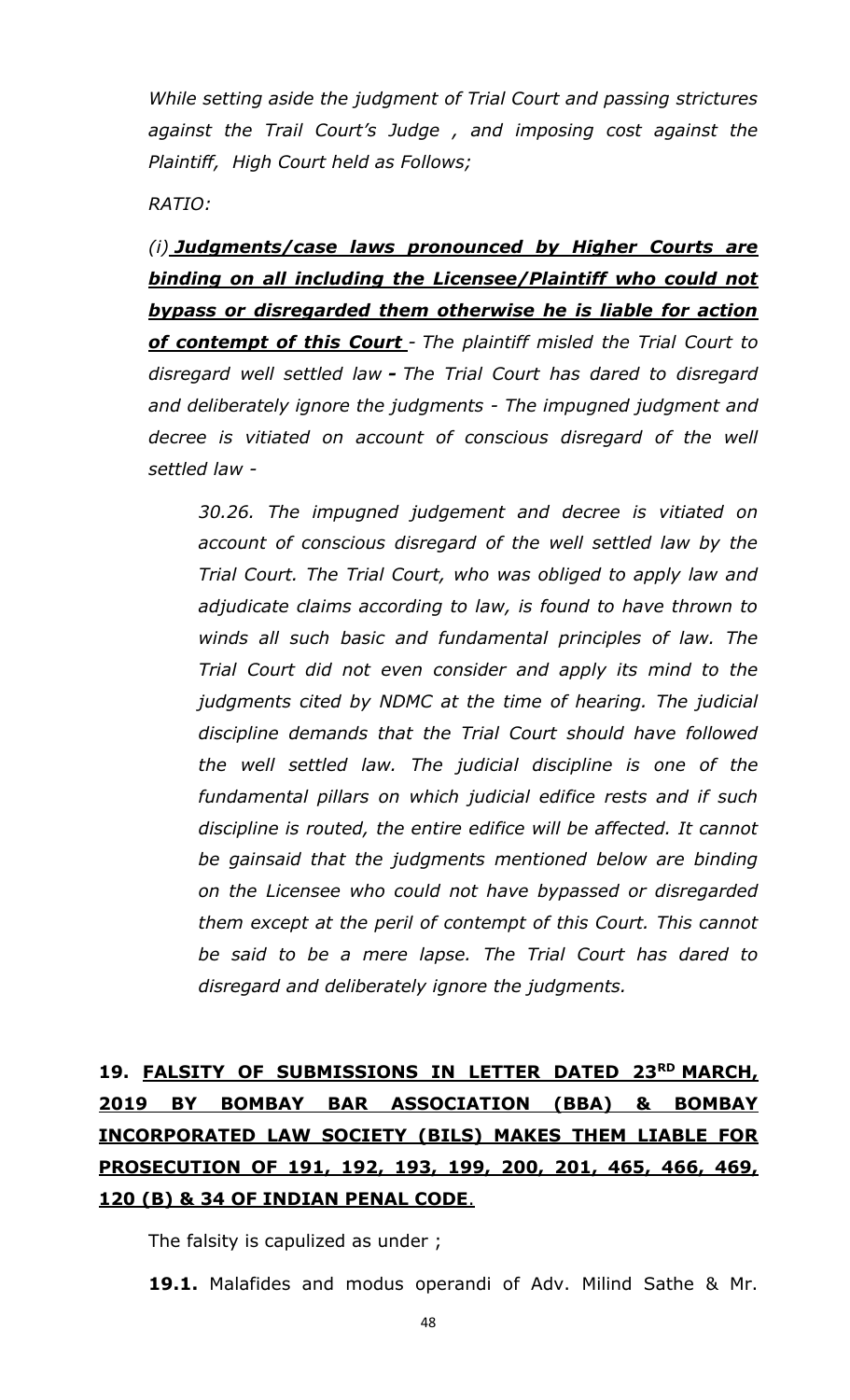*While setting aside the judgment of Trial Court and passing strictures against the Trail Court's Judge , and imposing cost against the Plaintiff, High Court held as Follows;*

*RATIO:*

*(i)* ***Judgments/case laws pronounced by Higher Courts are binding on all including the Licensee/Plaintiff who could not bypass or disregarded them otherwise he is liable for action of contempt of this Court*** *- The plaintiff misled the Trial Court to disregard well settled law* ***-*** *The Trial Court has dared to disregard and deliberately ignore the judgments - The impugned judgment and decree is vitiated on account of conscious disregard of the well settled law -*

> *30.26. The impugned judgement and decree is vitiated on account of conscious disregard of the well settled law by the Trial Court. The Trial Court, who was obliged to apply law and adjudicate claims according to law, is found to have thrown to winds all such basic and fundamental principles of law. The Trial Court did not even consider and apply its mind to the judgments cited by NDMC at the time of hearing. The judicial discipline demands that the Trial Court should have followed the well settled law. The judicial discipline is one of the fundamental pillars on which judicial edifice rests and if such discipline is routed, the entire edifice will be affected. It cannot be gainsaid that the judgments mentioned below are binding on the Licensee who could not have bypassed or disregarded them except at the peril of contempt of this Court. This cannot be said to be a mere lapse. The Trial Court has dared to disregard and deliberately ignore the judgments.*

## 19. FALSITY OF SUBMISSIONS IN LETTER DATED 23RD MARCH, 2019 BY BOMBAY BAR ASSOCIATION (BBA) & BOMBAY INCORPORATED LAW SOCIETY (BILS) MAKES THEM LIABLE FOR PROSECUTION OF 191, 192, 193, 199, 200, 201, 465, 466, 469, 120 (B) & 34 OF INDIAN PENAL CODE.

The falsity is capulized as under ;

**19.1.** Malafides and modus operandi of Adv. Milind Sathe & Mr.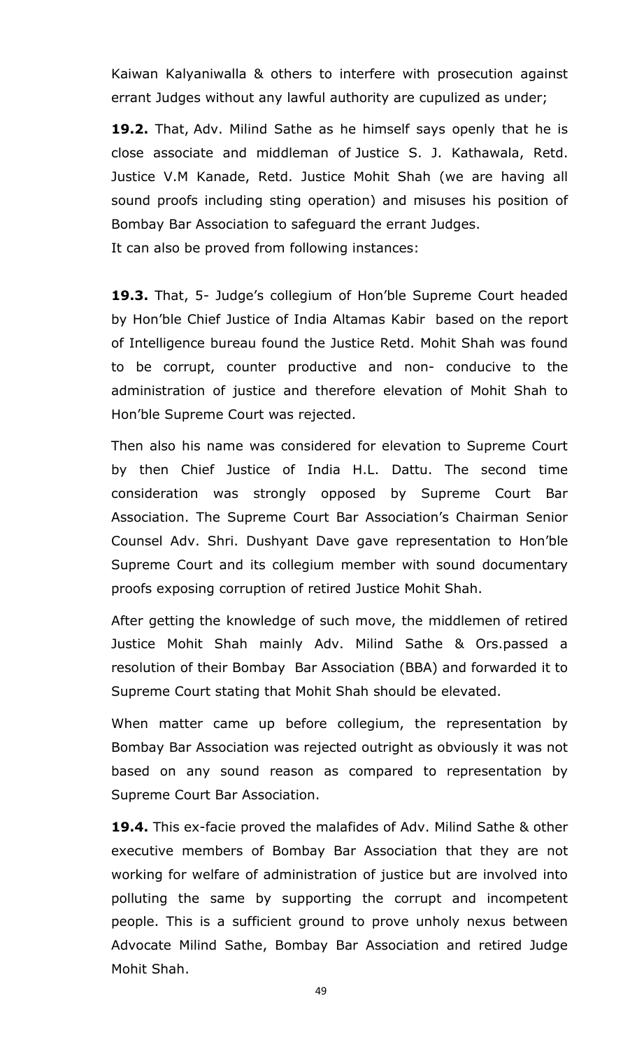Kaiwan Kalyaniwalla & others to interfere with prosecution against errant Judges without any lawful authority are cupulized as under;

**19.2.** That, Adv. Milind Sathe as he himself says openly that he is close associate and middleman of Justice S. J. Kathawala, Retd. Justice V.M Kanade, Retd. Justice Mohit Shah (we are having all sound proofs including sting operation) and misuses his position of Bombay Bar Association to safeguard the errant Judges.

It can also be proved from following instances:

**19.3.** That, 5- Judge's collegium of Hon'ble Supreme Court headed by Hon'ble Chief Justice of India Altamas Kabir based on the report of Intelligence bureau found the Justice Retd. Mohit Shah was found to be corrupt, counter productive and non- conducive to the administration of justice and therefore elevation of Mohit Shah to Hon'ble Supreme Court was rejected.

Then also his name was considered for elevation to Supreme Court by then Chief Justice of India H.L. Dattu. The second time consideration was strongly opposed by Supreme Court Bar Association. The Supreme Court Bar Association's Chairman Senior Counsel Adv. Shri. Dushyant Dave gave representation to Hon'ble Supreme Court and its collegium member with sound documentary proofs exposing corruption of retired Justice Mohit Shah.

After getting the knowledge of such move, the middlemen of retired Justice Mohit Shah mainly Adv. Milind Sathe & Ors.passed a resolution of their Bombay Bar Association (BBA) and forwarded it to Supreme Court stating that Mohit Shah should be elevated.

When matter came up before collegium, the representation by Bombay Bar Association was rejected outright as obviously it was not based on any sound reason as compared to representation by Supreme Court Bar Association.

**19.4.** This ex-facie proved the malafides of Adv. Milind Sathe & other executive members of Bombay Bar Association that they are not working for welfare of administration of justice but are involved into polluting the same by supporting the corrupt and incompetent people. This is a sufficient ground to prove unholy nexus between Advocate Milind Sathe, Bombay Bar Association and retired Judge Mohit Shah.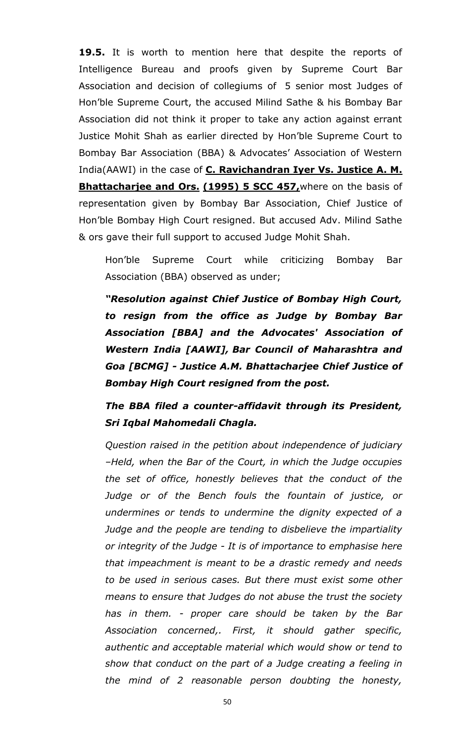**19.5.** It is worth to mention here that despite the reports of Intelligence Bureau and proofs given by Supreme Court Bar Association and decision of collegiums of 5 senior most Judges of Hon'ble Supreme Court, the accused Milind Sathe & his Bombay Bar Association did not think it proper to take any action against errant Justice Mohit Shah as earlier directed by Hon'ble Supreme Court to Bombay Bar Association (BBA) & Advocates' Association of Western India(AAWI) in the case of **C. Ravichandran Iyer Vs. Justice A. M. Bhattacharjee and Ors. (1995) 5 SCC 457,** where on the basis of representation given by Bombay Bar Association, Chief Justice of Hon'ble Bombay High Court resigned. But accused Adv. Milind Sathe & ors gave their full support to accused Judge Mohit Shah.

Hon'ble Supreme Court while criticizing Bombay Bar Association (BBA) observed as under;

***"Resolution against Chief Justice of Bombay High Court, to resign from the office as Judge by Bombay Bar Association [BBA] and the Advocates' Association of Western India [AAWI], Bar Council of Maharashtra and Goa [BCMG] - Justice A.M. Bhattacharjee Chief Justice of Bombay High Court resigned from the post.***

***The BBA filed a counter-affidavit through its President, Sri Iqbal Mahomedali Chagla.***

*Question raised in the petition about independence of judiciary –Held, when the Bar of the Court, in which the Judge occupies the set of office, honestly believes that the conduct of the Judge or of the Bench fouls the fountain of justice, or undermines or tends to undermine the dignity expected of a Judge and the people are tending to disbelieve the impartiality or integrity of the Judge - It is of importance to emphasise here that impeachment is meant to be a drastic remedy and needs to be used in serious cases. But there must exist some other means to ensure that Judges do not abuse the trust the society has in them. - proper care should be taken by the Bar Association concerned,. First, it should gather specific, authentic and acceptable material which would show or tend to show that conduct on the part of a Judge creating a feeling in the mind of 2 reasonable person doubting the honesty,*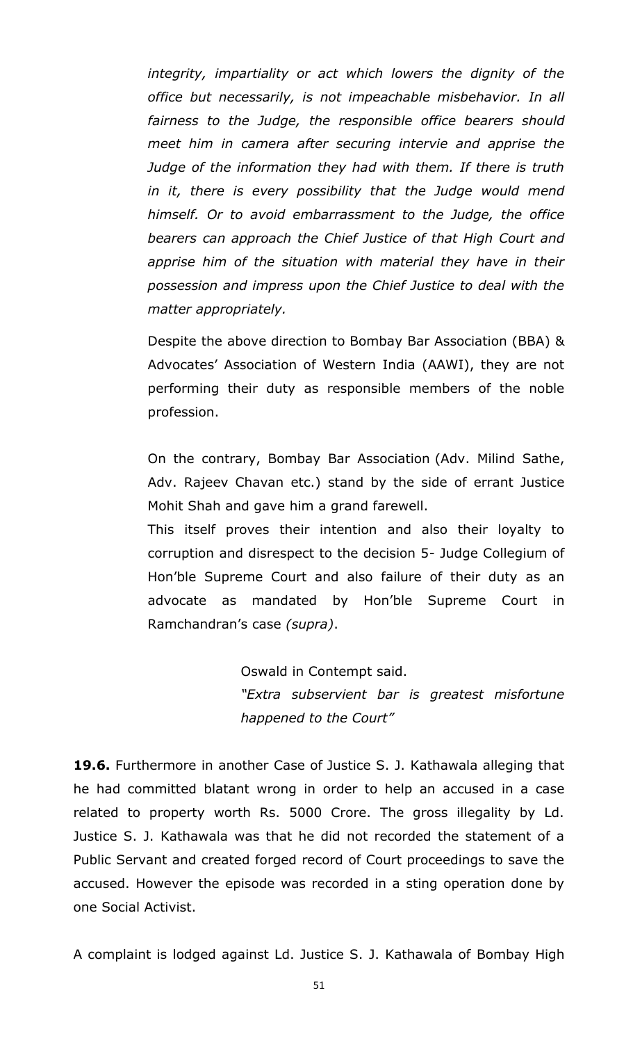*integrity, impartiality or act which lowers the dignity of the office but necessarily, is not impeachable misbehavior. In all fairness to the Judge, the responsible office bearers should meet him in camera after securing intervie and apprise the Judge of the information they had with them. If there is truth in it, there is every possibility that the Judge would mend himself. Or to avoid embarrassment to the Judge, the office bearers can approach the Chief Justice of that High Court and apprise him of the situation with material they have in their possession and impress upon the Chief Justice to deal with the matter appropriately.*

Despite the above direction to Bombay Bar Association (BBA) & Advocates' Association of Western India (AAWI), they are not performing their duty as responsible members of the noble profession.

On the contrary, Bombay Bar Association (Adv. Milind Sathe, Adv. Rajeev Chavan etc.) stand by the side of errant Justice Mohit Shah and gave him a grand farewell.

This itself proves their intention and also their loyalty to corruption and disrespect to the decision 5- Judge Collegium of Hon'ble Supreme Court and also failure of their duty as an advocate as mandated by Hon'ble Supreme Court in Ramchandran's case *(supra)*.

> Oswald in Contempt said.
>
> *"Extra subservient bar is greatest misfortune happened to the Court"*

**19.6.** Furthermore in another Case of Justice S. J. Kathawala alleging that he had committed blatant wrong in order to help an accused in a case related to property worth Rs. 5000 Crore. The gross illegality by Ld. Justice S. J. Kathawala was that he did not recorded the statement of a Public Servant and created forged record of Court proceedings to save the accused. However the episode was recorded in a sting operation done by one Social Activist.

A complaint is lodged against Ld. Justice S. J. Kathawala of Bombay High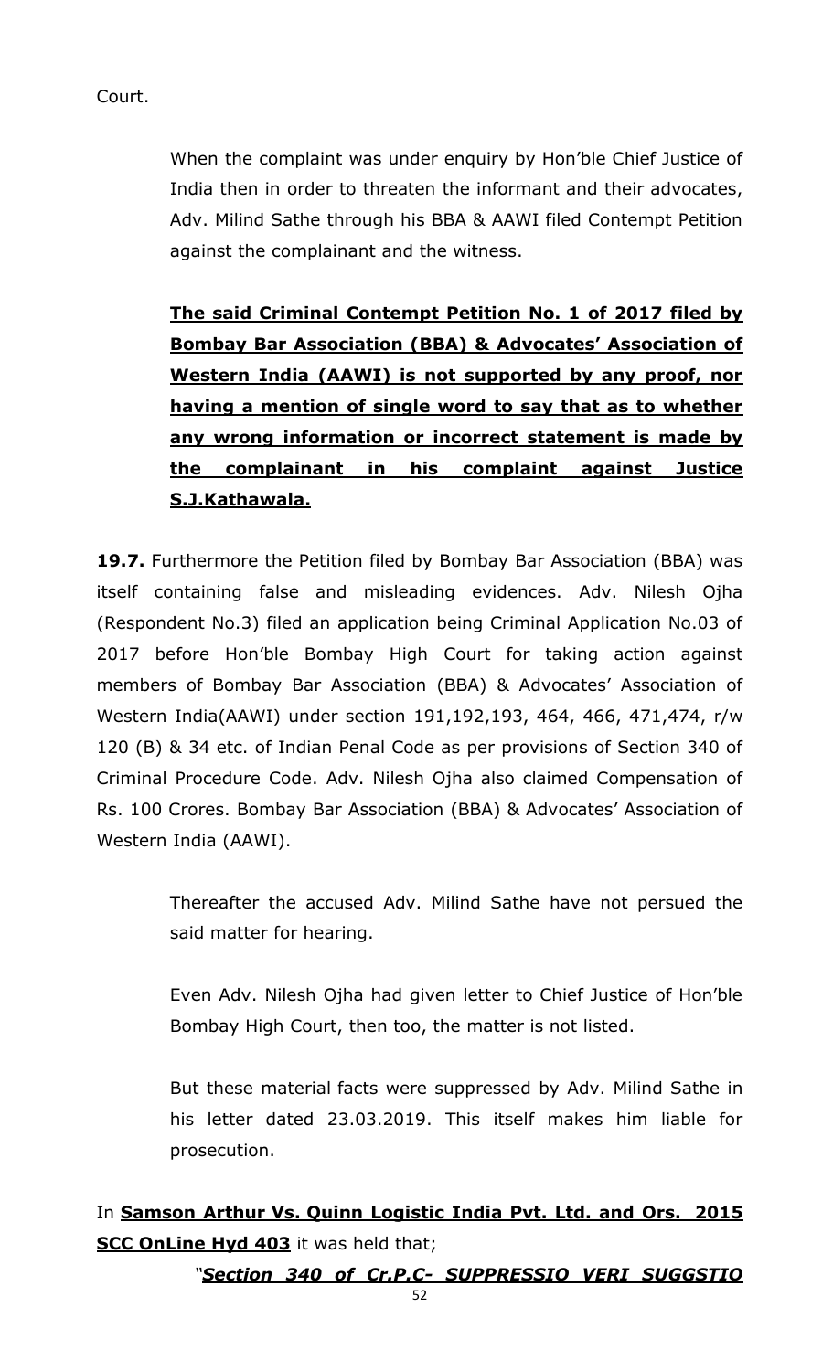Court.

> When the complaint was under enquiry by Hon'ble Chief Justice of India then in order to threaten the informant and their advocates, Adv. Milind Sathe through his BBA & AAWI filed Contempt Petition against the complainant and the witness.
>
> **The said Criminal Contempt Petition No. 1 of 2017 filed by Bombay Bar Association (BBA) & Advocates' Association of Western India (AAWI) is not supported by any proof, nor having a mention of single word to say that as to whether any wrong information or incorrect statement is made by the complainant in his complaint against Justice S.J.Kathawala.**

**19.7.** Furthermore the Petition filed by Bombay Bar Association (BBA) was itself containing false and misleading evidences. Adv. Nilesh Ojha (Respondent No.3) filed an application being Criminal Application No.03 of 2017 before Hon'ble Bombay High Court for taking action against members of Bombay Bar Association (BBA) & Advocates' Association of Western India(AAWI) under section 191,192,193, 464, 466, 471,474, r/w 120 (B) & 34 etc. of Indian Penal Code as per provisions of Section 340 of Criminal Procedure Code. Adv. Nilesh Ojha also claimed Compensation of Rs. 100 Crores. Bombay Bar Association (BBA) & Advocates' Association of Western India (AAWI).

> Thereafter the accused Adv. Milind Sathe have not persued the said matter for hearing.
>
> Even Adv. Nilesh Ojha had given letter to Chief Justice of Hon'ble Bombay High Court, then too, the matter is not listed.
>
> But these material facts were suppressed by Adv. Milind Sathe in his letter dated 23.03.2019. This itself makes him liable for prosecution.

In **Samson Arthur Vs. Quinn Logistic India Pvt. Ltd. and Ors. 2015 SCC OnLine Hyd 403** it was held that;

> "***Section 340 of Cr.P.C- SUPPRESSIO VERI SUGGSTIO***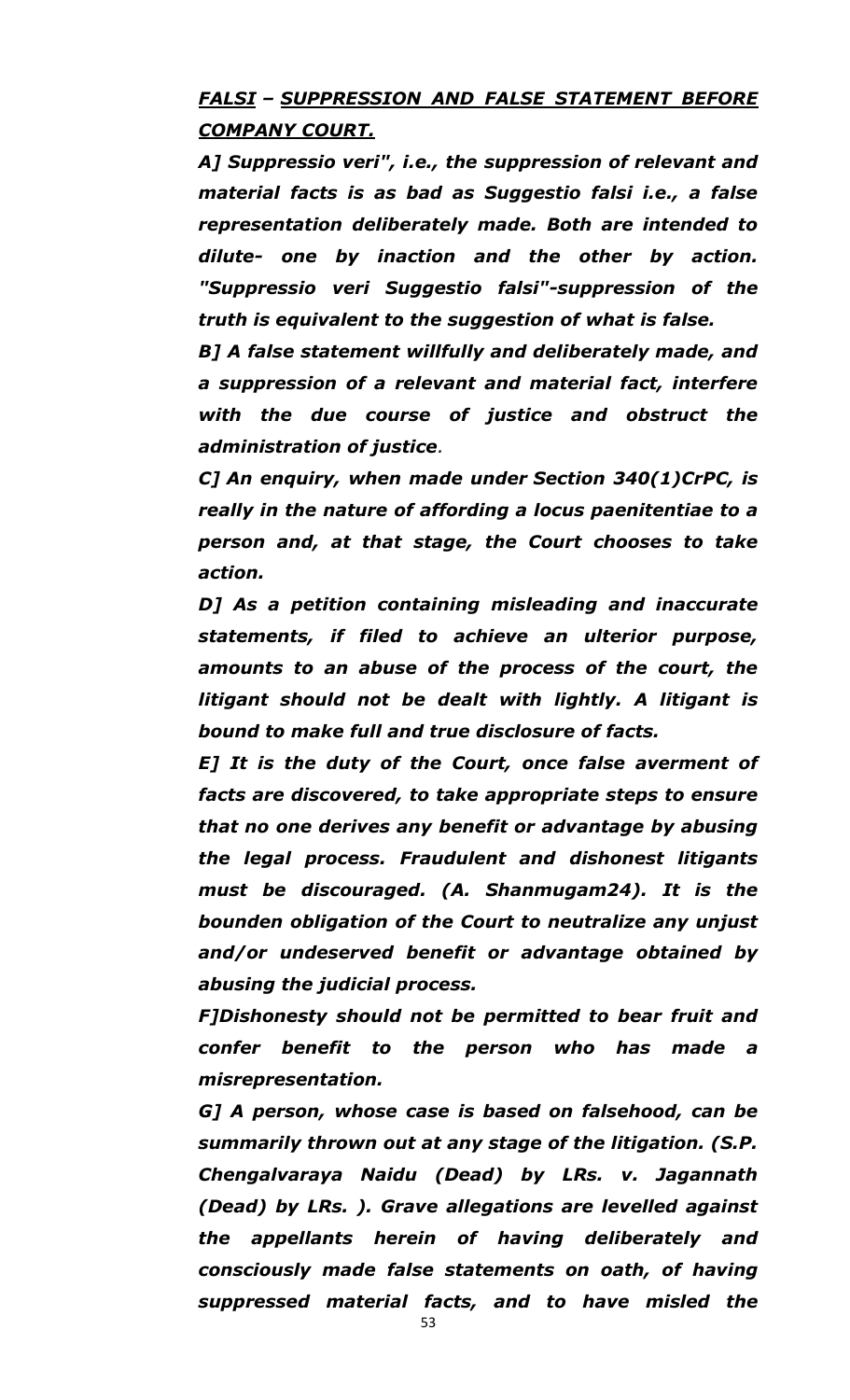***FALSI* – *SUPPRESSION AND FALSE STATEMENT BEFORE COMPANY COURT.***

***A] Suppressio veri", i.e., the suppression of relevant and material facts is as bad as Suggestio falsi i.e., a false representation deliberately made. Both are intended to dilute- one by inaction and the other by action. "Suppressio veri Suggestio falsi"-suppression of the truth is equivalent to the suggestion of what is false.***

***B] A false statement willfully and deliberately made, and a suppression of a relevant and material fact, interfere with the due course of justice and obstruct the administration of justice.***

***C] An enquiry, when made under Section 340(1)CrPC, is really in the nature of affording a locus paenitentiae to a person and, at that stage, the Court chooses to take action.***

***D] As a petition containing misleading and inaccurate statements, if filed to achieve an ulterior purpose, amounts to an abuse of the process of the court, the litigant should not be dealt with lightly. A litigant is bound to make full and true disclosure of facts.***

***E] It is the duty of the Court, once false averment of facts are discovered, to take appropriate steps to ensure that no one derives any benefit or advantage by abusing the legal process. Fraudulent and dishonest litigants must be discouraged. (A. Shanmugam24). It is the bounden obligation of the Court to neutralize any unjust and/or undeserved benefit or advantage obtained by abusing the judicial process.***

***F]Dishonesty should not be permitted to bear fruit and confer benefit to the person who has made a misrepresentation.***

***G] A person, whose case is based on falsehood, can be summarily thrown out at any stage of the litigation. (S.P. Chengalvaraya Naidu (Dead) by LRs. v. Jagannath (Dead) by LRs. ). Grave allegations are levelled against the appellants herein of having deliberately and consciously made false statements on oath, of having suppressed material facts, and to have misled the***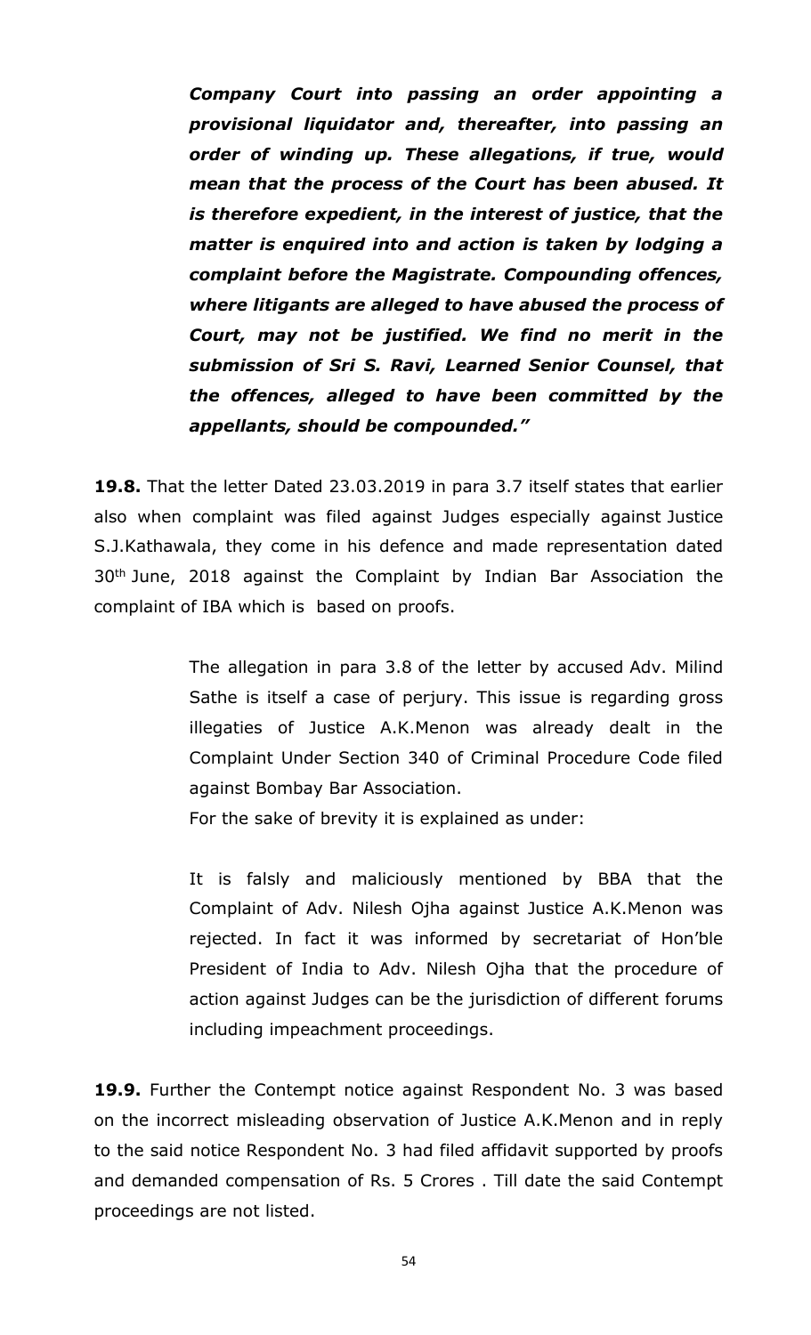***Company Court into passing an order appointing a provisional liquidator and, thereafter, into passing an order of winding up. These allegations, if true, would mean that the process of the Court has been abused. It is therefore expedient, in the interest of justice, that the matter is enquired into and action is taken by lodging a complaint before the Magistrate. Compounding offences, where litigants are alleged to have abused the process of Court, may not be justified. We find no merit in the submission of Sri S. Ravi, Learned Senior Counsel, that the offences, alleged to have been committed by the appellants, should be compounded."***

**19.8.** That the letter Dated 23.03.2019 in para 3.7 itself states that earlier also when complaint was filed against Judges especially against Justice S.J.Kathawala, they come in his defence and made representation dated 30th June, 2018 against the Complaint by Indian Bar Association the complaint of IBA which is based on proofs.

> The allegation in para 3.8 of the letter by accused Adv. Milind Sathe is itself a case of perjury. This issue is regarding gross illegaties of Justice A.K.Menon was already dealt in the Complaint Under Section 340 of Criminal Procedure Code filed against Bombay Bar Association.
>
> For the sake of brevity it is explained as under:
>
> It is falsly and maliciously mentioned by BBA that the Complaint of Adv. Nilesh Ojha against Justice A.K.Menon was rejected. In fact it was informed by secretariat of Hon'ble President of India to Adv. Nilesh Ojha that the procedure of action against Judges can be the jurisdiction of different forums including impeachment proceedings.

**19.9.** Further the Contempt notice against Respondent No. 3 was based on the incorrect misleading observation of Justice A.K.Menon and in reply to the said notice Respondent No. 3 had filed affidavit supported by proofs and demanded compensation of Rs. 5 Crores . Till date the said Contempt proceedings are not listed.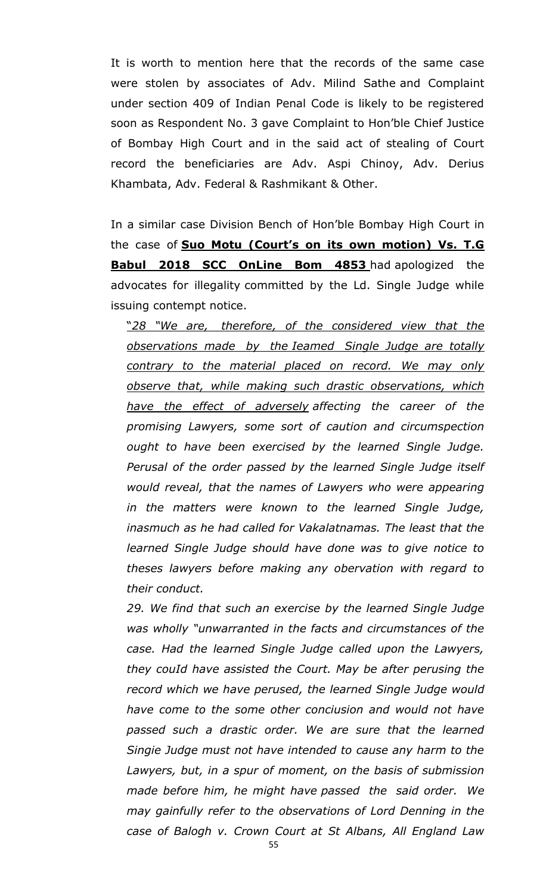It is worth to mention here that the records of the same case were stolen by associates of Adv. Milind Sathe and Complaint under section 409 of Indian Penal Code is likely to be registered soon as Respondent No. 3 gave Complaint to Hon'ble Chief Justice of Bombay High Court and in the said act of stealing of Court record the beneficiaries are Adv. Aspi Chinoy, Adv. Derius Khambata, Adv. Federal & Rashmikant & Other.

In a similar case Division Bench of Hon'ble Bombay High Court in the case of **<u>Suo Motu (Court's on its own motion) Vs. T.G Babul 2018 SCC OnLine Bom 4853</u>** had apologized the advocates for illegality committed by the Ld. Single Judge while issuing contempt notice.

> "*<u>28 "We are, therefore, of the considered view that the observations made by the Ieamed Single Judge are totally contrary to the material placed on record. We may only observe that, while making such drastic observations, which have the effect of adversely</u> affecting the career of the promising Lawyers, some sort of caution and circumspection ought to have been exercised by the learned Single Judge. Perusal of the order passed by the learned Single Judge itself would reveal, that the names of Lawyers who were appearing in the matters were known to the learned Single Judge, inasmuch as he had called for Vakalatnamas. The least that the learned Single Judge should have done was to give notice to theses lawyers before making any obervation with regard to their conduct.*
>
> *29. We find that such an exercise by the learned Single Judge was wholly "unwarranted in the facts and circumstances of the case. Had the learned Single Judge called upon the Lawyers, they couId have assisted the Court. May be after perusing the record which we have perused, the learned Single Judge would have come to the some other conciusion and would not have passed such a drastic order. We are sure that the learned Singie Judge must not have intended to cause any harm to the Lawyers, but, in a spur of moment, on the basis of submission made before him, he might have passed the said order. We may gainfully refer to the observations of Lord Denning in the case of Balogh v. Crown Court at St Albans, All England Law*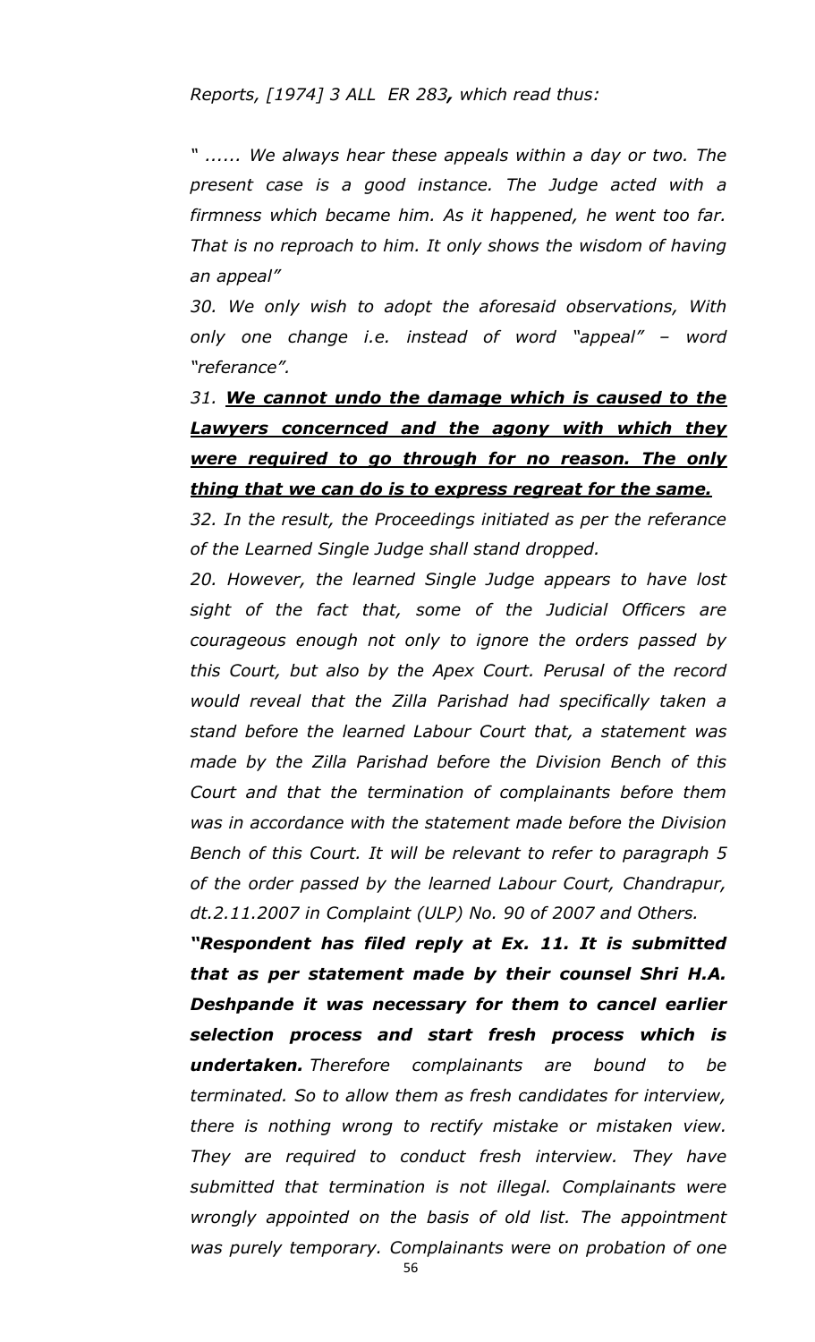*Reports, [1974] 3 ALL ER 283**,** which read thus:*

*" ...... We always hear these appeals within a day or two. The present case is a good instance. The Judge acted with a firmness which became him. As it happened, he went too far. That is no reproach to him. It only shows the wisdom of having an appeal"*

*30. We only wish to adopt the aforesaid observations, With only one change i.e. instead of word "appeal" – word "referance".*

*31.* ***<u>We cannot undo the damage which is caused to the Lawyers concernced and the agony with which they were required to go through for no reason. The only thing that we can do is to express regreat for the same.</u>***

*32. In the result, the Proceedings initiated as per the referance of the Learned Single Judge shall stand dropped.*

*20. However, the learned Single Judge appears to have lost sight of the fact that, some of the Judicial Officers are courageous enough not only to ignore the orders passed by this Court, but also by the Apex Court. Perusal of the record would reveal that the Zilla Parishad had specifically taken a stand before the learned Labour Court that, a statement was made by the Zilla Parishad before the Division Bench of this Court and that the termination of complainants before them was in accordance with the statement made before the Division Bench of this Court. It will be relevant to refer to paragraph 5 of the order passed by the learned Labour Court, Chandrapur, dt.2.11.2007 in Complaint (ULP) No. 90 of 2007 and Others.*

***"Respondent has filed reply at Ex. 11. It is submitted that as per statement made by their counsel Shri H.A. Deshpande it was necessary for them to cancel earlier selection process and start fresh process which is undertaken.*** *Therefore complainants are bound to be terminated. So to allow them as fresh candidates for interview, there is nothing wrong to rectify mistake or mistaken view. They are required to conduct fresh interview. They have submitted that termination is not illegal. Complainants were wrongly appointed on the basis of old list. The appointment was purely temporary. Complainants were on probation of one*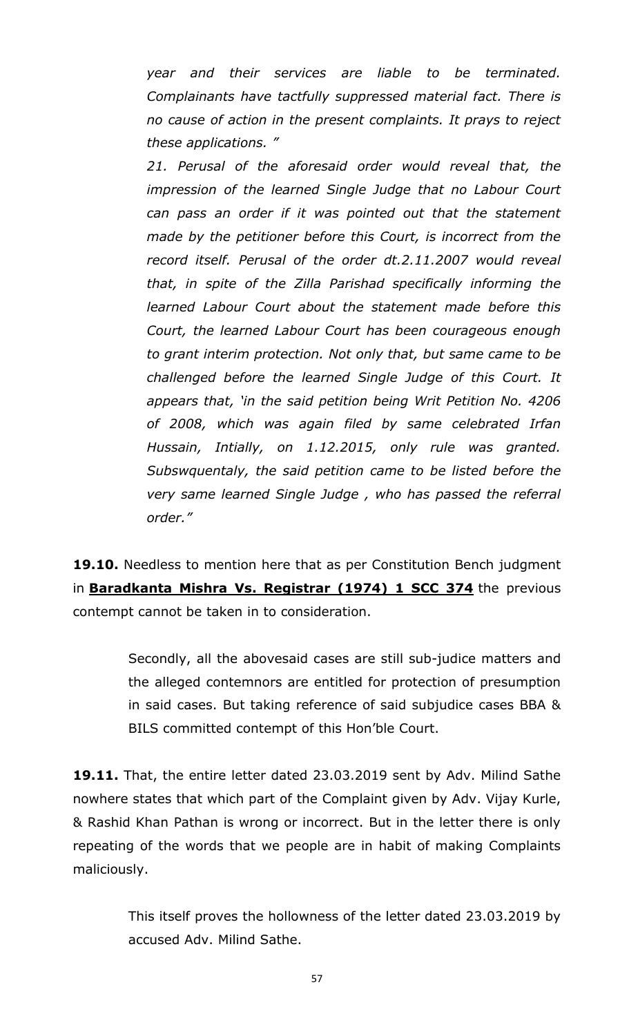> *year and their services are liable to be terminated. Complainants have tactfully suppressed material fact. There is no cause of action in the present complaints. It prays to reject these applications. "*
>
> *21. Perusal of the aforesaid order would reveal that, the impression of the learned Single Judge that no Labour Court can pass an order if it was pointed out that the statement made by the petitioner before this Court, is incorrect from the record itself. Perusal of the order dt.2.11.2007 would reveal that, in spite of the Zilla Parishad specifically informing the learned Labour Court about the statement made before this Court, the learned Labour Court has been courageous enough to grant interim protection. Not only that, but same came to be challenged before the learned Single Judge of this Court. It appears that, 'in the said petition being Writ Petition No. 4206 of 2008, which was again filed by same celebrated Irfan Hussain, Intially, on 1.12.2015, only rule was granted. Subswquentaly, the said petition came to be listed before the very same learned Single Judge , who has passed the referral order."*

**19.10.** Needless to mention here that as per Constitution Bench judgment in **Baradkanta Mishra Vs. Registrar (1974) 1 SCC 374** the previous contempt cannot be taken in to consideration.

> Secondly, all the abovesaid cases are still sub-judice matters and the alleged contemnors are entitled for protection of presumption in said cases. But taking reference of said subjudice cases BBA & BILS committed contempt of this Hon'ble Court.

**19.11.** That, the entire letter dated 23.03.2019 sent by Adv. Milind Sathe nowhere states that which part of the Complaint given by Adv. Vijay Kurle, & Rashid Khan Pathan is wrong or incorrect. But in the letter there is only repeating of the words that we people are in habit of making Complaints maliciously.

> This itself proves the hollowness of the letter dated 23.03.2019 by accused Adv. Milind Sathe.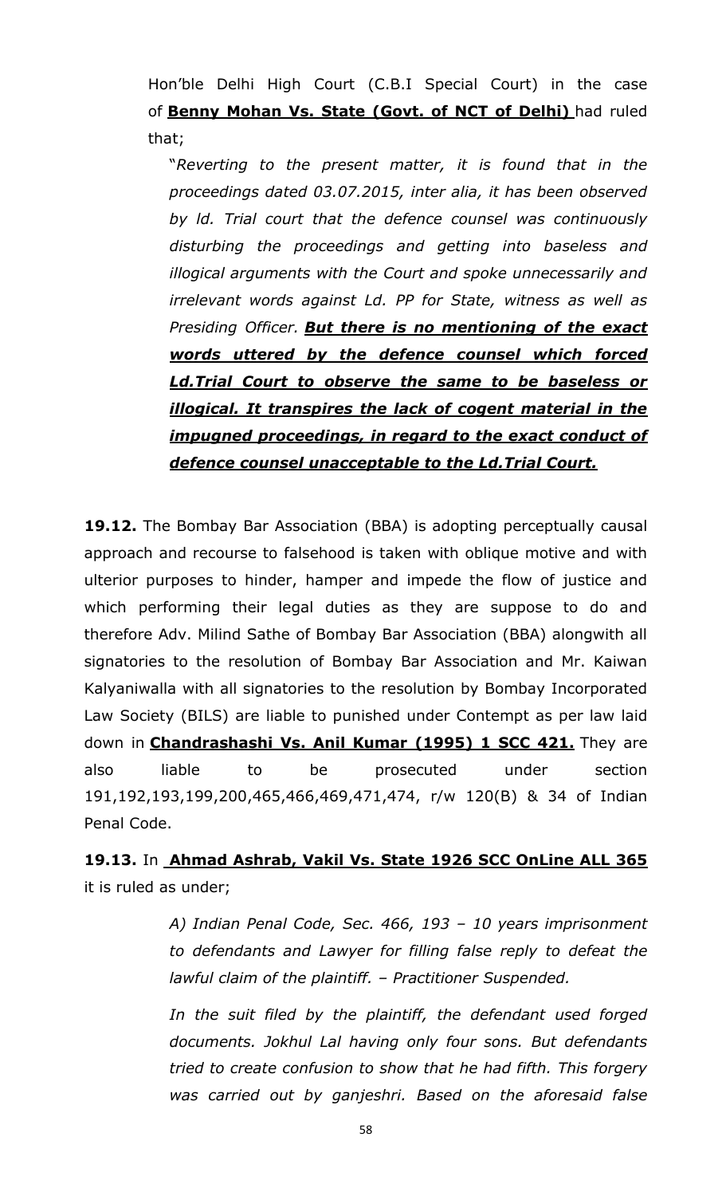Hon'ble Delhi High Court (C.B.I Special Court) in the case of **Benny Mohan Vs. State (Govt. of NCT of Delhi)** had ruled that;

> "*Reverting to the present matter, it is found that in the proceedings dated 03.07.2015, inter alia, it has been observed by ld. Trial court that the defence counsel was continuously disturbing the proceedings and getting into baseless and illogical arguments with the Court and spoke unnecessarily and irrelevant words against Ld. PP for State, witness as well as Presiding Officer.* ***But there is no mentioning of the exact words uttered by the defence counsel which forced Ld.Trial Court to observe the same to be baseless or illogical. It transpires the lack of cogent material in the impugned proceedings, in regard to the exact conduct of defence counsel unacceptable to the Ld.Trial Court.***

**19.12.** The Bombay Bar Association (BBA) is adopting perceptually causal approach and recourse to falsehood is taken with oblique motive and with ulterior purposes to hinder, hamper and impede the flow of justice and which performing their legal duties as they are suppose to do and therefore Adv. Milind Sathe of Bombay Bar Association (BBA) alongwith all signatories to the resolution of Bombay Bar Association and Mr. Kaiwan Kalyaniwalla with all signatories to the resolution by Bombay Incorporated Law Society (BILS) are liable to punished under Contempt as per law laid down in **Chandrashashi Vs. Anil Kumar (1995) 1 SCC 421.** They are also liable to be prosecuted under section 191,192,193,199,200,465,466,469,471,474, r/w 120(B) & 34 of Indian Penal Code.

**19.13.** In **Ahmad Ashrab, Vakil Vs. State 1926 SCC OnLine ALL 365** it is ruled as under;

> *A) Indian Penal Code, Sec. 466, 193 – 10 years imprisonment to defendants and Lawyer for filling false reply to defeat the lawful claim of the plaintiff. – Practitioner Suspended.*
>
> *In the suit filed by the plaintiff, the defendant used forged documents. Jokhul Lal having only four sons. But defendants tried to create confusion to show that he had fifth. This forgery was carried out by ganjeshri. Based on the aforesaid false*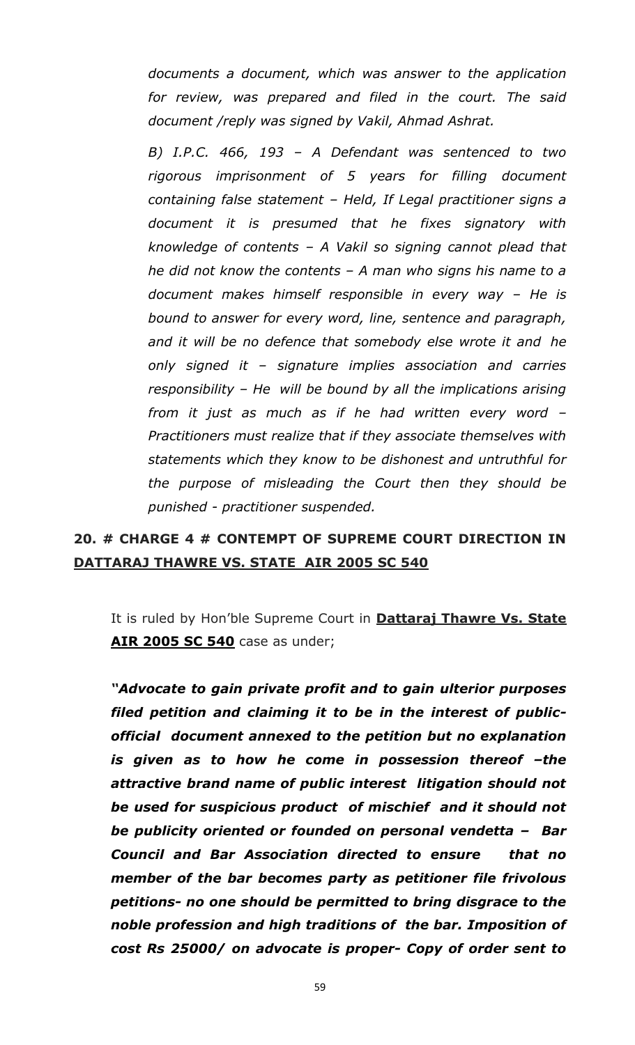*documents a document, which was answer to the application for review, was prepared and filed in the court. The said document /reply was signed by Vakil, Ahmad Ashrat.*

*B) I.P.C. 466, 193 – A Defendant was sentenced to two rigorous imprisonment of 5 years for filling document containing false statement – Held, If Legal practitioner signs a document it is presumed that he fixes signatory with knowledge of contents – A Vakil so signing cannot plead that he did not know the contents – A man who signs his name to a document makes himself responsible in every way – He is bound to answer for every word, line, sentence and paragraph, and it will be no defence that somebody else wrote it and he only signed it – signature implies association and carries responsibility – He will be bound by all the implications arising from it just as much as if he had written every word – Practitioners must realize that if they associate themselves with statements which they know to be dishonest and untruthful for the purpose of misleading the Court then they should be punished - practitioner suspended.*

## 20. # CHARGE 4 # CONTEMPT OF SUPREME COURT DIRECTION IN DATTARAJ THAWRE VS. STATE AIR 2005 SC 540

It is ruled by Hon'ble Supreme Court in **Dattaraj Thawre Vs. State AIR 2005 SC 540** case as under;

***"Advocate to gain private profit and to gain ulterior purposes filed petition and claiming it to be in the interest of public- official document annexed to the petition but no explanation is given as to how he come in possession thereof –the attractive brand name of public interest litigation should not be used for suspicious product of mischief and it should not be publicity oriented or founded on personal vendetta – Bar Council and Bar Association directed to ensure that no member of the bar becomes party as petitioner file frivolous petitions- no one should be permitted to bring disgrace to the noble profession and high traditions of the bar. Imposition of cost Rs 25000/ on advocate is proper- Copy of order sent to***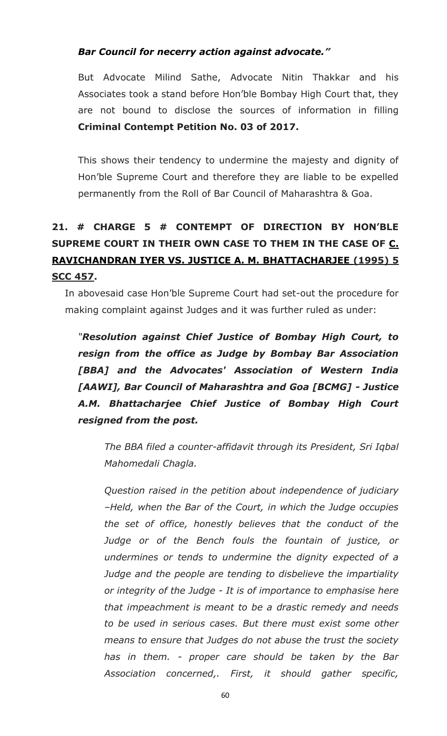***Bar Council for necerry action against advocate."***

But Advocate Milind Sathe, Advocate Nitin Thakkar and his Associates took a stand before Hon'ble Bombay High Court that, they are not bound to disclose the sources of information in filling **Criminal Contempt Petition No. 03 of 2017.**

This shows their tendency to undermine the majesty and dignity of Hon'ble Supreme Court and therefore they are liable to be expelled permanently from the Roll of Bar Council of Maharashtra & Goa.

## 21. # CHARGE 5 # CONTEMPT OF DIRECTION BY HON'BLE SUPREME COURT IN THEIR OWN CASE TO THEM IN THE CASE OF <u>C. RAVICHANDRAN IYER VS. JUSTICE A. M. BHATTACHARJEE (1995) 5 SCC 457</u>.

In abovesaid case Hon'ble Supreme Court had set-out the procedure for making complaint against Judges and it was further ruled as under:

***"Resolution against Chief Justice of Bombay High Court, to resign from the office as Judge by Bombay Bar Association [BBA] and the Advocates' Association of Western India [AAWI], Bar Council of Maharashtra and Goa [BCMG] - Justice A.M. Bhattacharjee Chief Justice of Bombay High Court resigned from the post.***

*The BBA filed a counter-affidavit through its President, Sri Iqbal Mahomedali Chagla.*

*Question raised in the petition about independence of judiciary –Held, when the Bar of the Court, in which the Judge occupies the set of office, honestly believes that the conduct of the Judge or of the Bench fouls the fountain of justice, or undermines or tends to undermine the dignity expected of a Judge and the people are tending to disbelieve the impartiality or integrity of the Judge - It is of importance to emphasise here that impeachment is meant to be a drastic remedy and needs to be used in serious cases. But there must exist some other means to ensure that Judges do not abuse the trust the society has in them. - proper care should be taken by the Bar Association concerned,. First, it should gather specific,*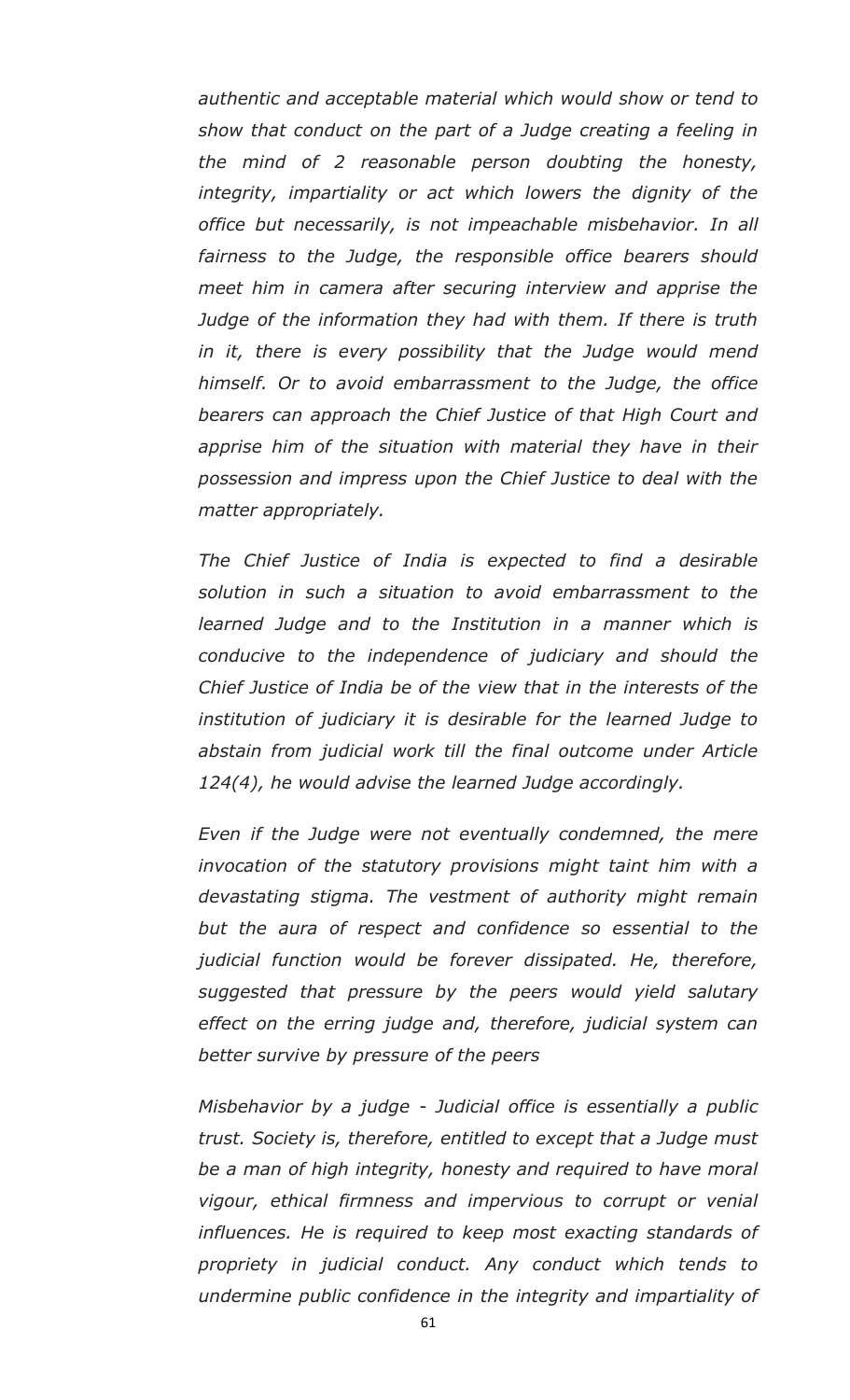*authentic and acceptable material which would show or tend to show that conduct on the part of a Judge creating a feeling in the mind of 2 reasonable person doubting the honesty, integrity, impartiality or act which lowers the dignity of the office but necessarily, is not impeachable misbehavior. In all fairness to the Judge, the responsible office bearers should meet him in camera after securing interview and apprise the Judge of the information they had with them. If there is truth in it, there is every possibility that the Judge would mend himself. Or to avoid embarrassment to the Judge, the office bearers can approach the Chief Justice of that High Court and apprise him of the situation with material they have in their possession and impress upon the Chief Justice to deal with the matter appropriately.*

*The Chief Justice of India is expected to find a desirable solution in such a situation to avoid embarrassment to the learned Judge and to the Institution in a manner which is conducive to the independence of judiciary and should the Chief Justice of India be of the view that in the interests of the institution of judiciary it is desirable for the learned Judge to abstain from judicial work till the final outcome under Article 124(4), he would advise the learned Judge accordingly.*

*Even if the Judge were not eventually condemned, the mere invocation of the statutory provisions might taint him with a devastating stigma. The vestment of authority might remain but the aura of respect and confidence so essential to the judicial function would be forever dissipated. He, therefore, suggested that pressure by the peers would yield salutary effect on the erring judge and, therefore, judicial system can better survive by pressure of the peers*

*Misbehavior by a judge - Judicial office is essentially a public trust. Society is, therefore, entitled to except that a Judge must be a man of high integrity, honesty and required to have moral vigour, ethical firmness and impervious to corrupt or venial influences. He is required to keep most exacting standards of propriety in judicial conduct. Any conduct which tends to undermine public confidence in the integrity and impartiality of*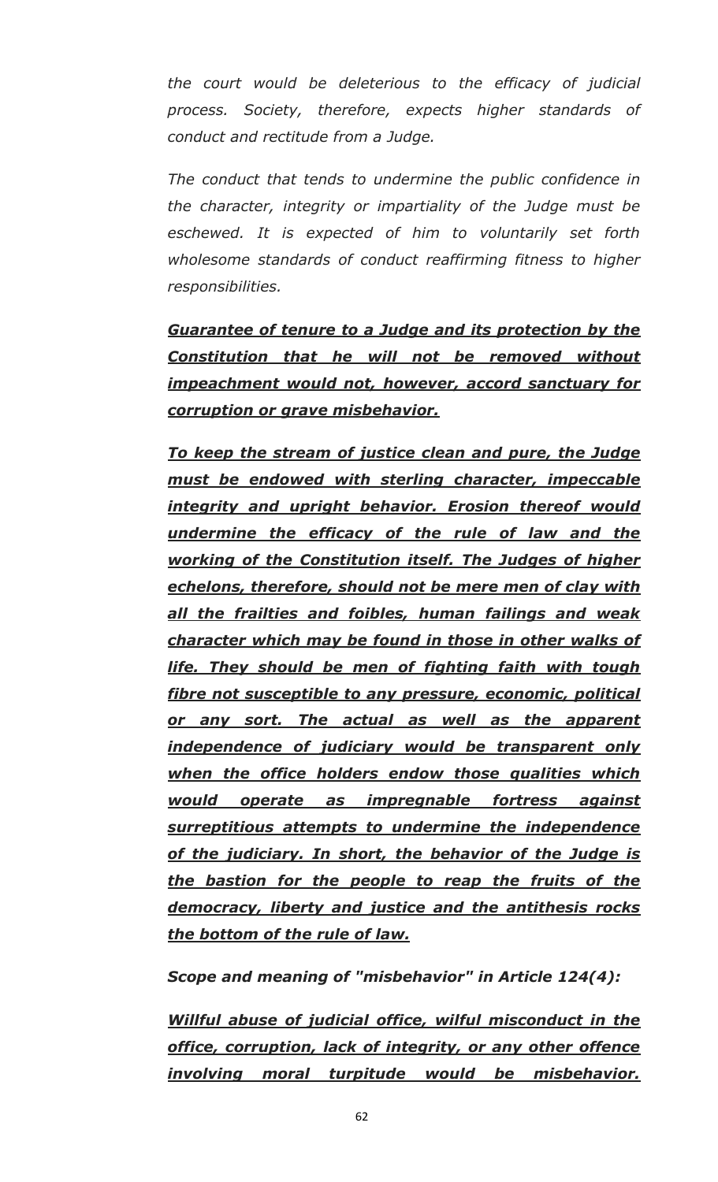*the court would be deleterious to the efficacy of judicial process. Society, therefore, expects higher standards of conduct and rectitude from a Judge.*

*The conduct that tends to undermine the public confidence in the character, integrity or impartiality of the Judge must be eschewed. It is expected of him to voluntarily set forth wholesome standards of conduct reaffirming fitness to higher responsibilities.*

***<u>Guarantee of tenure to a Judge and its protection by the Constitution that he will not be removed without impeachment would not, however, accord sanctuary for corruption or grave misbehavior.</u>***

***<u>To keep the stream of justice clean and pure, the Judge must be endowed with sterling character, impeccable integrity and upright behavior. Erosion thereof would undermine the efficacy of the rule of law and the working of the Constitution itself. The Judges of higher echelons, therefore, should not be mere men of clay with all the frailties and foibles, human failings and weak character which may be found in those in other walks of life. They should be men of fighting faith with tough fibre not susceptible to any pressure, economic, political or any sort. The actual as well as the apparent independence of judiciary would be transparent only when the office holders endow those qualities which would operate as impregnable fortress against surreptitious attempts to undermine the independence of the judiciary. In short, the behavior of the Judge is the bastion for the people to reap the fruits of the democracy, liberty and justice and the antithesis rocks the bottom of the rule of law.</u>***

***Scope and meaning of "misbehavior" in Article 124(4):***

***<u>Willful abuse of judicial office, wilful misconduct in the office, corruption, lack of integrity, or any other offence involving moral turpitude would be misbehavior.</u>***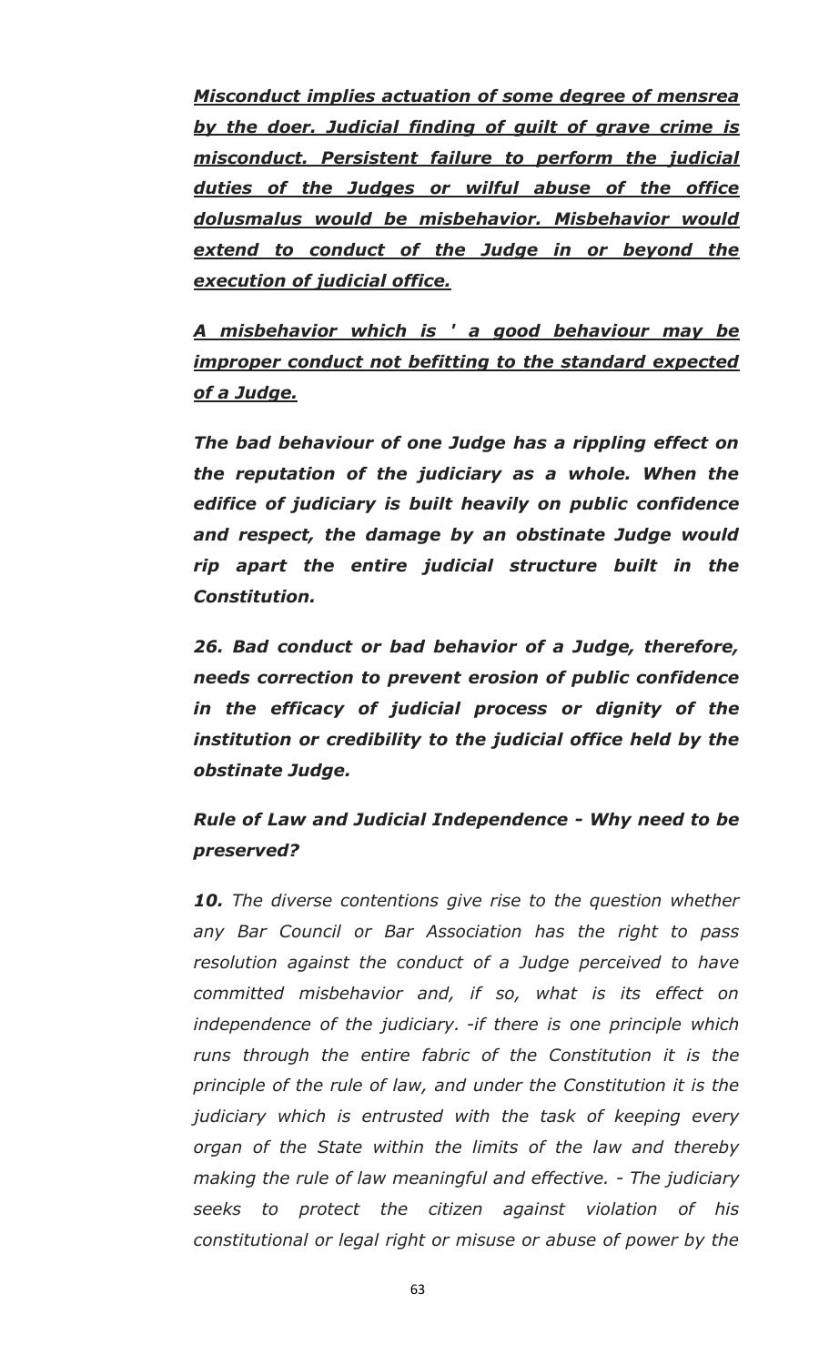***<u>Misconduct implies actuation of some degree of mensrea by the doer. Judicial finding of guilt of grave crime is misconduct. Persistent failure to perform the judicial duties of the Judges or wilful abuse of the office dolusmalus would be misbehavior. Misbehavior would extend to conduct of the Judge in or beyond the execution of judicial office.</u>***

***<u>A misbehavior which is ' a good behaviour may be improper conduct not befitting to the standard expected of a Judge.</u>***

***The bad behaviour of one Judge has a rippling effect on the reputation of the judiciary as a whole. When the edifice of judiciary is built heavily on public confidence and respect, the damage by an obstinate Judge would rip apart the entire judicial structure built in the Constitution.***

***26. Bad conduct or bad behavior of a Judge, therefore, needs correction to prevent erosion of public confidence in the efficacy of judicial process or dignity of the institution or credibility to the judicial office held by the obstinate Judge.***

***Rule of Law and Judicial Independence - Why need to be preserved?***

***10.*** *The diverse contentions give rise to the question whether any Bar Council or Bar Association has the right to pass resolution against the conduct of a Judge perceived to have committed misbehavior and, if so, what is its effect on independence of the judiciary. -if there is one principle which runs through the entire fabric of the Constitution it is the principle of the rule of law, and under the Constitution it is the judiciary which is entrusted with the task of keeping every organ of the State within the limits of the law and thereby making the rule of law meaningful and effective. - The judiciary seeks to protect the citizen against violation of his constitutional or legal right or misuse or abuse of power by the*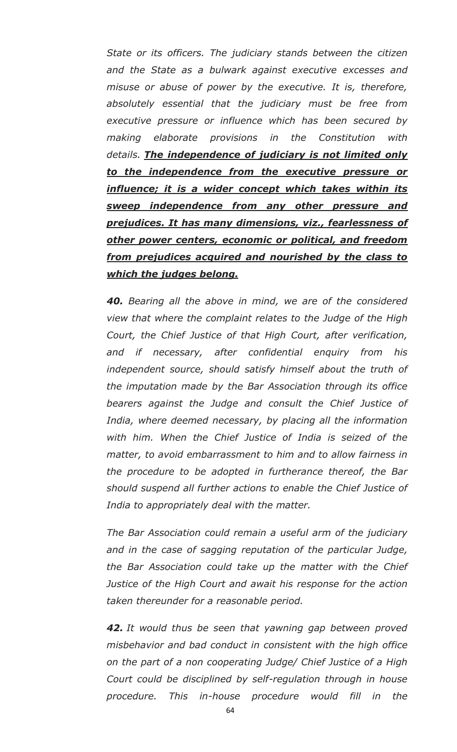*State or its officers. The judiciary stands between the citizen and the State as a bulwark against executive excesses and misuse or abuse of power by the executive. It is, therefore, absolutely essential that the judiciary must be free from executive pressure or influence which has been secured by making elaborate provisions in the Constitution with details.* ***<u>The independence of judiciary is not limited only to the independence from the executive pressure or influence; it is a wider concept which takes within its sweep independence from any other pressure and prejudices. It has many dimensions, viz., fearlessness of other power centers, economic or political, and freedom from prejudices acquired and nourished by the class to which the judges belong.</u>***

***40.*** *Bearing all the above in mind, we are of the considered view that where the complaint relates to the Judge of the High Court, the Chief Justice of that High Court, after verification, and if necessary, after confidential enquiry from his independent source, should satisfy himself about the truth of the imputation made by the Bar Association through its office bearers against the Judge and consult the Chief Justice of India, where deemed necessary, by placing all the information with him. When the Chief Justice of India is seized of the matter, to avoid embarrassment to him and to allow fairness in the procedure to be adopted in furtherance thereof, the Bar should suspend all further actions to enable the Chief Justice of India to appropriately deal with the matter.*

*The Bar Association could remain a useful arm of the judiciary and in the case of sagging reputation of the particular Judge, the Bar Association could take up the matter with the Chief Justice of the High Court and await his response for the action taken thereunder for a reasonable period.*

***42.*** *It would thus be seen that yawning gap between proved misbehavior and bad conduct in consistent with the high office on the part of a non cooperating Judge/ Chief Justice of a High Court could be disciplined by self-regulation through in house procedure. This in-house procedure would fill in the*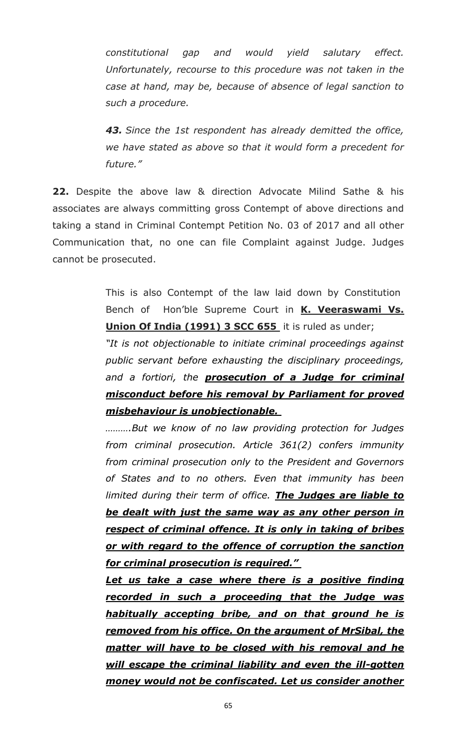*constitutional gap and would yield salutary effect. Unfortunately, recourse to this procedure was not taken in the case at hand, may be, because of absence of legal sanction to such a procedure.*

> ***43.*** *Since the 1st respondent has already demitted the office, we have stated as above so that it would form a precedent for future."*

**22.** Despite the above law & direction Advocate Milind Sathe & his associates are always committing gross Contempt of above directions and taking a stand in Criminal Contempt Petition No. 03 of 2017 and all other Communication that, no one can file Complaint against Judge. Judges cannot be prosecuted.

This is also Contempt of the law laid down by Constitution Bench of Hon'ble Supreme Court in **K. Veeraswami Vs. Union Of India (1991) 3 SCC 655** it is ruled as under;

*"It is not objectionable to initiate criminal proceedings against public servant before exhausting the disciplinary proceedings, and a fortiori, the* ***prosecution of a Judge for criminal misconduct before his removal by Parliament for proved misbehaviour is unobjectionable.***

*……….But we know of no law providing protection for Judges from criminal prosecution. Article 361(2) confers immunity from criminal prosecution only to the President and Governors of States and to no others. Even that immunity has been limited during their term of office.* ***The Judges are liable to be dealt with just the same way as any other person in respect of criminal offence. It is only in taking of bribes or with regard to the offence of corruption the sanction for criminal prosecution is required."***

***Let us take a case where there is a positive finding recorded in such a proceeding that the Judge was habitually accepting bribe, and on that ground he is removed from his office. On the argument of MrSibal, the matter will have to be closed with his removal and he will escape the criminal liability and even the ill-gotten money would not be confiscated. Let us consider another***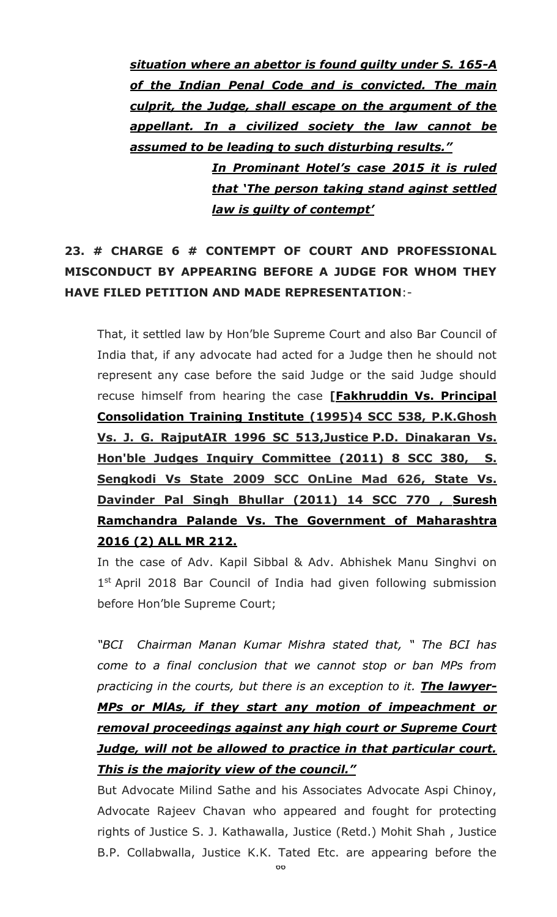***situation where an abettor is found guilty under S. 165-A of the Indian Penal Code and is convicted. The main culprit, the Judge, shall escape on the argument of the appellant. In a civilized society the law cannot be assumed to be leading to such disturbing results."***

***In Prominant Hotel's case 2015 it is ruled that 'The person taking stand aginst settled law is guilty of contempt'***

**23. # CHARGE 6 # CONTEMPT OF COURT AND PROFESSIONAL MISCONDUCT BY APPEARING BEFORE A JUDGE FOR WHOM THEY HAVE FILED PETITION AND MADE REPRESENTATION**:-

That, it settled law by Hon'ble Supreme Court and also Bar Council of India that, if any advocate had acted for a Judge then he should not represent any case before the said Judge or the said Judge should recuse himself from hearing the case **[Fakhruddin Vs. Principal Consolidation Training Institute (1995)4 SCC 538, P.K.Ghosh Vs. J. G. RajputAIR 1996 SC 513,Justice P.D. Dinakaran Vs. Hon'ble Judges Inquiry Committee (2011) 8 SCC 380, S. Sengkodi Vs State 2009 SCC OnLine Mad 626, State Vs. Davinder Pal Singh Bhullar (2011) 14 SCC 770 , Suresh Ramchandra Palande Vs. The Government of Maharashtra 2016 (2) ALL MR 212.**

In the case of Adv. Kapil Sibbal & Adv. Abhishek Manu Singhvi on 1st April 2018 Bar Council of India had given following submission before Hon'ble Supreme Court;

*"BCI Chairman Manan Kumar Mishra stated that, " The BCI has come to a final conclusion that we cannot stop or ban MPs from practicing in the courts, but there is an exception to it.* ***The lawyer-MPs or MlAs, if they start any motion of impeachment or removal proceedings against any high court or Supreme Court Judge, will not be allowed to practice in that particular court. This is the majority view of the council."***

But Advocate Milind Sathe and his Associates Advocate Aspi Chinoy, Advocate Rajeev Chavan who appeared and fought for protecting rights of Justice S. J. Kathawalla, Justice (Retd.) Mohit Shah , Justice B.P. Collabwalla, Justice K.K. Tated Etc. are appearing before the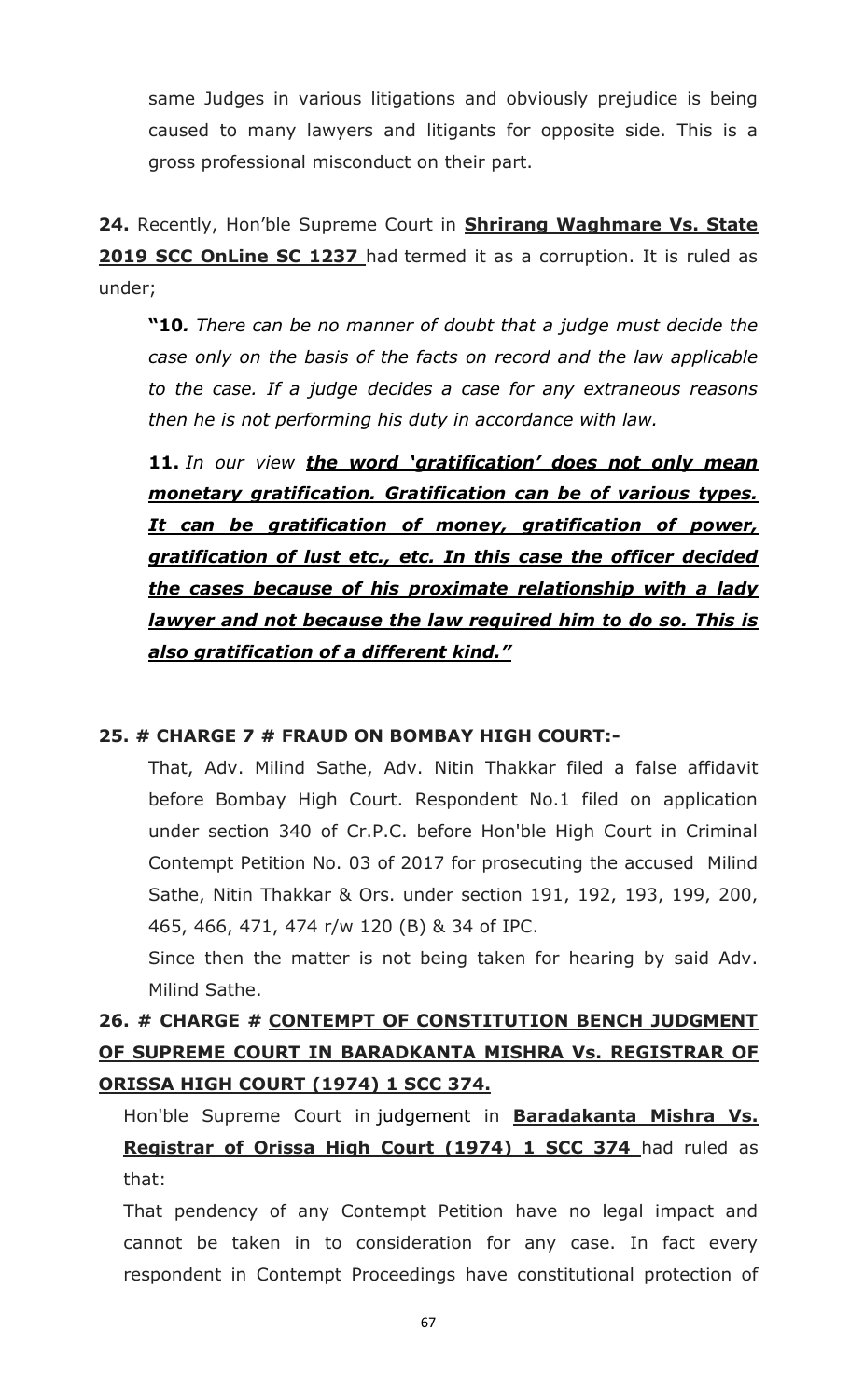same Judges in various litigations and obviously prejudice is being caused to many lawyers and litigants for opposite side. This is a gross professional misconduct on their part.

**24.** Recently, Hon'ble Supreme Court in **<u>Shrirang Waghmare Vs. State 2019 SCC OnLine SC 1237</u>** had termed it as a corruption. It is ruled as under;

> **"10.** *There can be no manner of doubt that a judge must decide the case only on the basis of the facts on record and the law applicable to the case. If a judge decides a case for any extraneous reasons then he is not performing his duty in accordance with law.*
>
> **11.** *In our view* ***<u>the word 'gratification' does not only mean monetary gratification. Gratification can be of various types. It can be gratification of money, gratification of power, gratification of lust etc., etc. In this case the officer decided the cases because of his proximate relationship with a lady lawyer and not because the law required him to do so. This is also gratification of a different kind."</u>***

**25. # CHARGE 7 # FRAUD ON BOMBAY HIGH COURT:-**

That, Adv. Milind Sathe, Adv. Nitin Thakkar filed a false affidavit before Bombay High Court. Respondent No.1 filed on application under section 340 of Cr.P.C. before Hon'ble High Court in Criminal Contempt Petition No. 03 of 2017 for prosecuting the accused Milind Sathe, Nitin Thakkar & Ors. under section 191, 192, 193, 199, 200, 465, 466, 471, 474 r/w 120 (B) & 34 of IPC.

Since then the matter is not being taken for hearing by said Adv. Milind Sathe.

**26. # CHARGE # <u>CONTEMPT OF CONSTITUTION BENCH JUDGMENT OF SUPREME COURT IN BARADKANTA MISHRA Vs. REGISTRAR OF ORISSA HIGH COURT (1974) 1 SCC 374.</u>**

Hon'ble Supreme Court in judgement in **<u>Baradakanta Mishra Vs. Registrar of Orissa High Court (1974) 1 SCC 374</u>** had ruled as that:

That pendency of any Contempt Petition have no legal impact and cannot be taken in to consideration for any case. In fact every respondent in Contempt Proceedings have constitutional protection of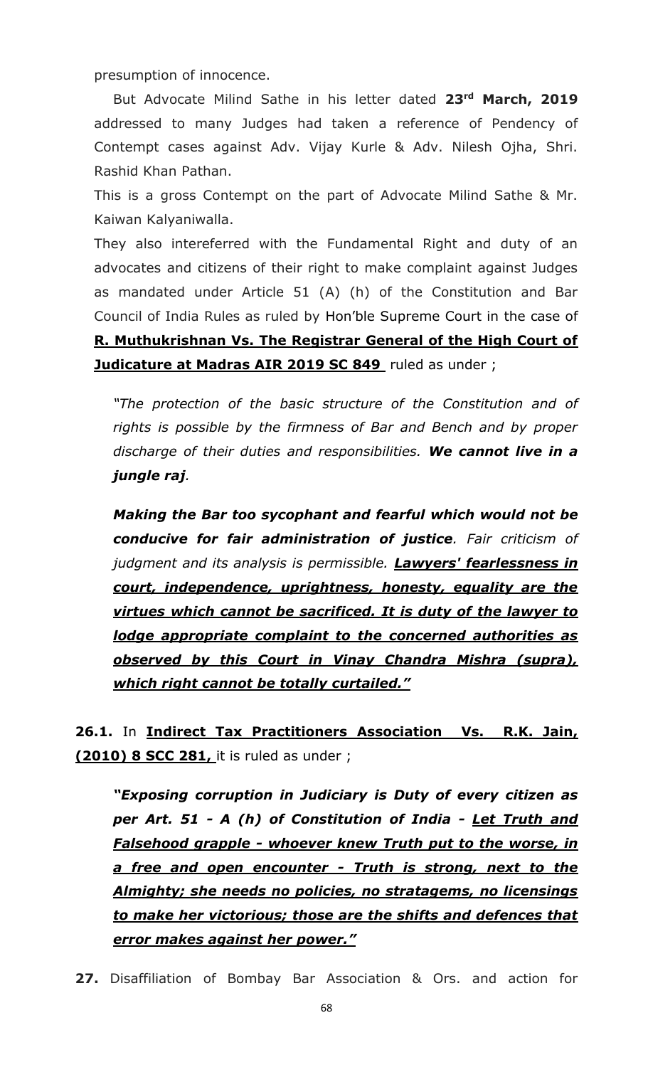presumption of innocence.

But Advocate Milind Sathe in his letter dated **23rd March, 2019** addressed to many Judges had taken a reference of Pendency of Contempt cases against Adv. Vijay Kurle & Adv. Nilesh Ojha, Shri. Rashid Khan Pathan.

This is a gross Contempt on the part of Advocate Milind Sathe & Mr. Kaiwan Kalyaniwalla.

They also intereferred with the Fundamental Right and duty of an advocates and citizens of their right to make complaint against Judges as mandated under Article 51 (A) (h) of the Constitution and Bar Council of India Rules as ruled by Hon'ble Supreme Court in the case of **R. Muthukrishnan Vs. The Registrar General of the High Court of Judicature at Madras AIR 2019 SC 849** ruled as under ;

> *"The protection of the basic structure of the Constitution and of rights is possible by the firmness of Bar and Bench and by proper discharge of their duties and responsibilities.* ***We cannot live in a jungle raj****.*
>
> ***Making the Bar too sycophant and fearful which would not be conducive for fair administration of justice****. Fair criticism of judgment and its analysis is permissible.* ***Lawyers' fearlessness in court, independence, uprightness, honesty, equality are the virtues which cannot be sacrificed. It is duty of the lawyer to lodge appropriate complaint to the concerned authorities as observed by this Court in Vinay Chandra Mishra (supra), which right cannot be totally curtailed."***

**26.1.** In **Indirect Tax Practitioners Association Vs. R.K. Jain, (2010) 8 SCC 281,** it is ruled as under ;

> ***"Exposing corruption in Judiciary is Duty of every citizen as per Art. 51 - A (h) of Constitution of India - Let Truth and Falsehood grapple - whoever knew Truth put to the worse, in a free and open encounter - Truth is strong, next to the Almighty; she needs no policies, no stratagems, no licensings to make her victorious; those are the shifts and defences that error makes against her power."***

**27.** Disaffiliation of Bombay Bar Association & Ors. and action for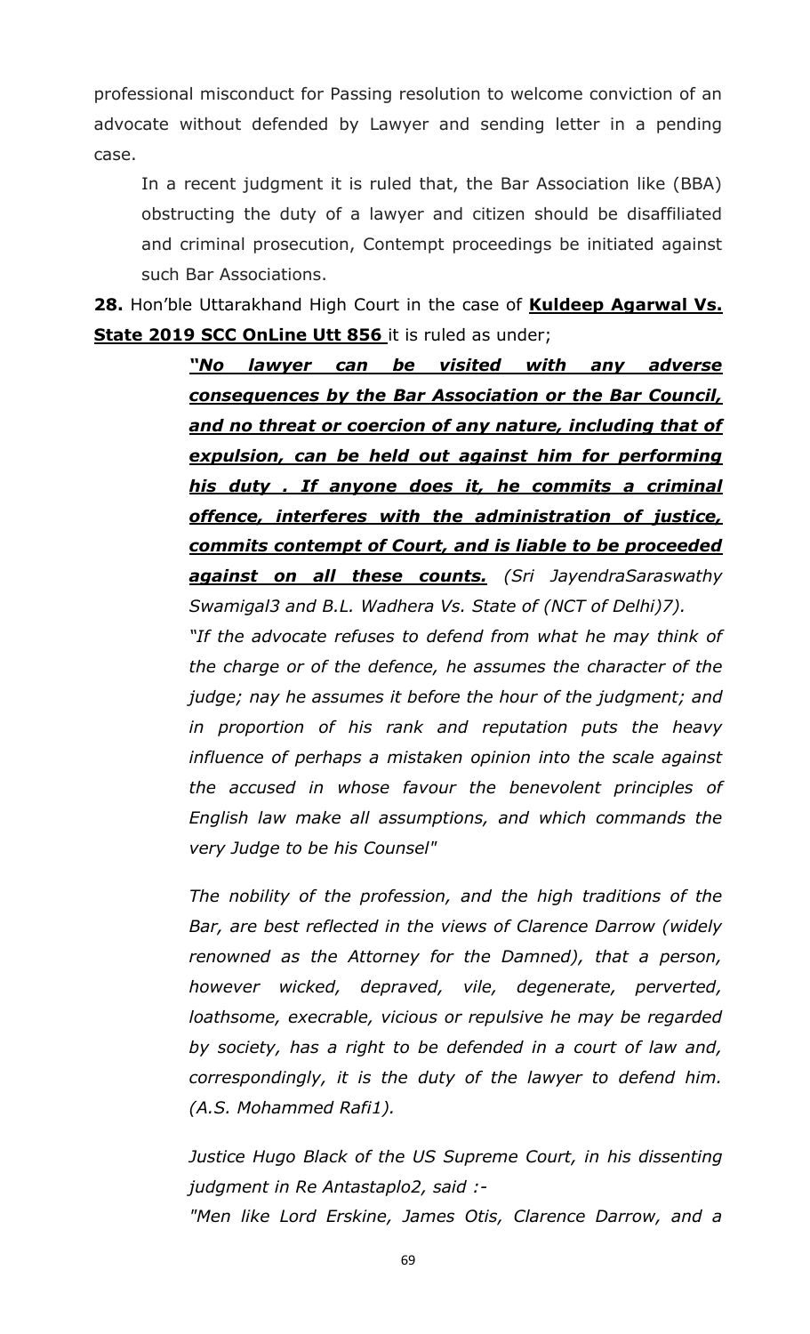professional misconduct for Passing resolution to welcome conviction of an advocate without defended by Lawyer and sending letter in a pending case.

> In a recent judgment it is ruled that, the Bar Association like (BBA) obstructing the duty of a lawyer and citizen should be disaffiliated and criminal prosecution, Contempt proceedings be initiated against such Bar Associations.

**28.** Hon'ble Uttarakhand High Court in the case of **Kuldeep Agarwal Vs. State 2019 SCC OnLine Utt 856** it is ruled as under;

> ***"No lawyer can be visited with any adverse consequences by the Bar Association or the Bar Council, and no threat or coercion of any nature, including that of expulsion, can be held out against him for performing his duty . If anyone does it, he commits a criminal offence, interferes with the administration of justice, commits contempt of Court, and is liable to be proceeded against on all these counts.*** *(Sri JayendraSaraswathy Swamigal3 and B.L. Wadhera Vs. State of (NCT of Delhi)7).*
>
> *"If the advocate refuses to defend from what he may think of the charge or of the defence, he assumes the character of the judge; nay he assumes it before the hour of the judgment; and in proportion of his rank and reputation puts the heavy influence of perhaps a mistaken opinion into the scale against the accused in whose favour the benevolent principles of English law make all assumptions, and which commands the very Judge to be his Counsel"*
>
> *The nobility of the profession, and the high traditions of the Bar, are best reflected in the views of Clarence Darrow (widely renowned as the Attorney for the Damned), that a person, however wicked, depraved, vile, degenerate, perverted, loathsome, execrable, vicious or repulsive he may be regarded by society, has a right to be defended in a court of law and, correspondingly, it is the duty of the lawyer to defend him. (A.S. Mohammed Rafi1).*
>
> *Justice Hugo Black of the US Supreme Court, in his dissenting judgment in Re Antastaplo2, said :-*
>
> *"Men like Lord Erskine, James Otis, Clarence Darrow, and a*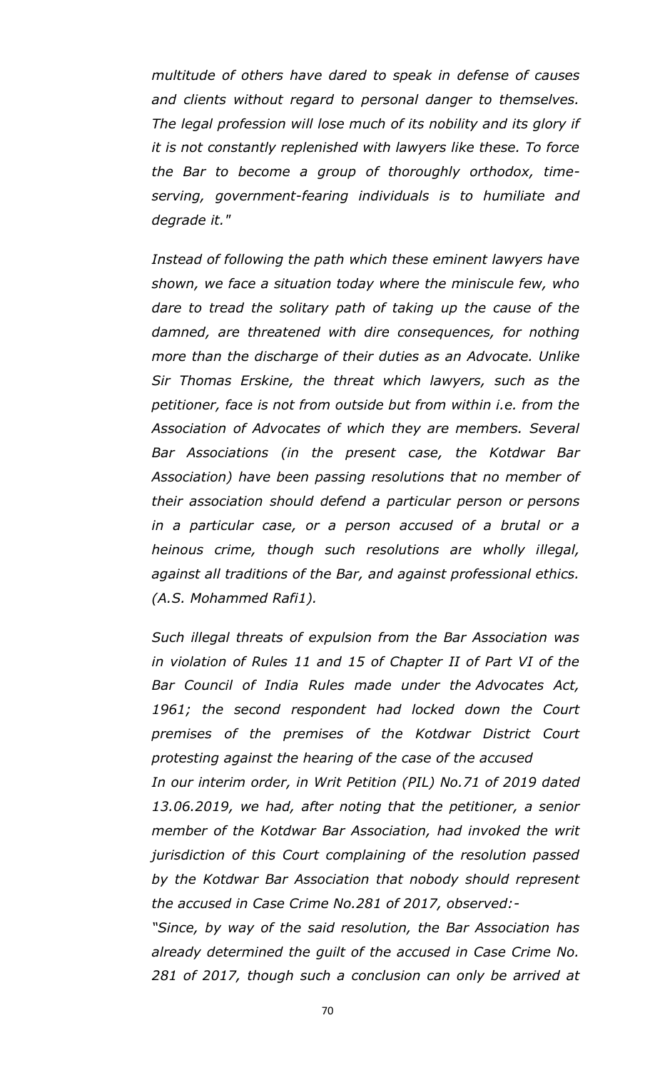*multitude of others have dared to speak in defense of causes and clients without regard to personal danger to themselves. The legal profession will lose much of its nobility and its glory if it is not constantly replenished with lawyers like these. To force the Bar to become a group of thoroughly orthodox, time-serving, government-fearing individuals is to humiliate and degrade it."*

*Instead of following the path which these eminent lawyers have shown, we face a situation today where the miniscule few, who dare to tread the solitary path of taking up the cause of the damned, are threatened with dire consequences, for nothing more than the discharge of their duties as an Advocate. Unlike Sir Thomas Erskine, the threat which lawyers, such as the petitioner, face is not from outside but from within i.e. from the Association of Advocates of which they are members. Several Bar Associations (in the present case, the Kotdwar Bar Association) have been passing resolutions that no member of their association should defend a particular person or persons in a particular case, or a person accused of a brutal or a heinous crime, though such resolutions are wholly illegal, against all traditions of the Bar, and against professional ethics. (A.S. Mohammed Rafi1).*

*Such illegal threats of expulsion from the Bar Association was in violation of Rules 11 and 15 of Chapter II of Part VI of the Bar Council of India Rules made under the Advocates Act, 1961; the second respondent had locked down the Court premises of the premises of the Kotdwar District Court protesting against the hearing of the case of the accused*

*In our interim order, in Writ Petition (PIL) No.71 of 2019 dated 13.06.2019, we had, after noting that the petitioner, a senior member of the Kotdwar Bar Association, had invoked the writ jurisdiction of this Court complaining of the resolution passed by the Kotdwar Bar Association that nobody should represent the accused in Case Crime No.281 of 2017, observed:-*

*"Since, by way of the said resolution, the Bar Association has already determined the guilt of the accused in Case Crime No. 281 of 2017, though such a conclusion can only be arrived at*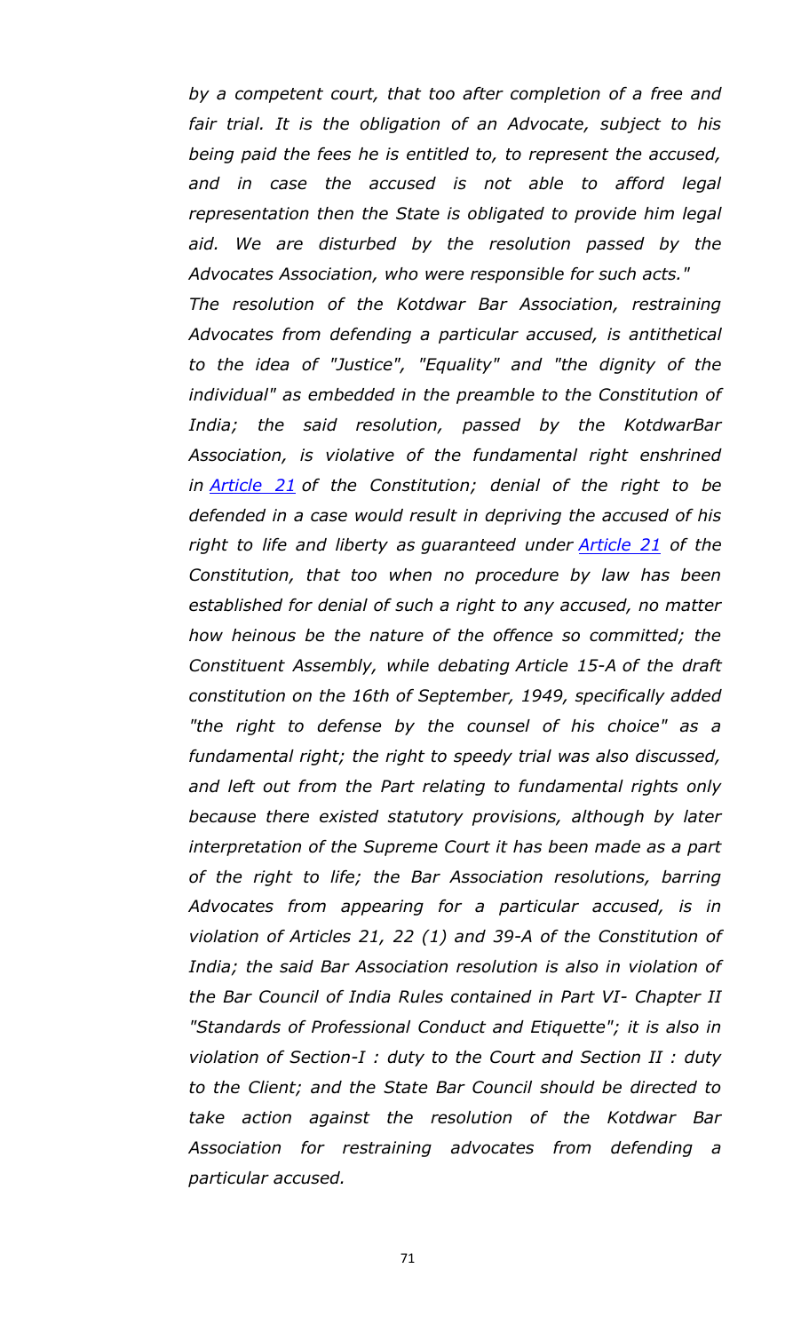*by a competent court, that too after completion of a free and fair trial. It is the obligation of an Advocate, subject to his being paid the fees he is entitled to, to represent the accused, and in case the accused is not able to afford legal representation then the State is obligated to provide him legal aid. We are disturbed by the resolution passed by the Advocates Association, who were responsible for such acts."*

*The resolution of the Kotdwar Bar Association, restraining Advocates from defending a particular accused, is antithetical to the idea of "Justice", "Equality" and "the dignity of the individual" as embedded in the preamble to the Constitution of India; the said resolution, passed by the KotdwarBar Association, is violative of the fundamental right enshrined in Article 21 of the Constitution; denial of the right to be defended in a case would result in depriving the accused of his right to life and liberty as guaranteed under Article 21 of the Constitution, that too when no procedure by law has been established for denial of such a right to any accused, no matter how heinous be the nature of the offence so committed; the Constituent Assembly, while debating Article 15-A of the draft constitution on the 16th of September, 1949, specifically added "the right to defense by the counsel of his choice" as a fundamental right; the right to speedy trial was also discussed, and left out from the Part relating to fundamental rights only because there existed statutory provisions, although by later interpretation of the Supreme Court it has been made as a part of the right to life; the Bar Association resolutions, barring Advocates from appearing for a particular accused, is in violation of Articles 21, 22 (1) and 39-A of the Constitution of India; the said Bar Association resolution is also in violation of the Bar Council of India Rules contained in Part VI- Chapter II "Standards of Professional Conduct and Etiquette"; it is also in violation of Section-I : duty to the Court and Section II : duty to the Client; and the State Bar Council should be directed to take action against the resolution of the Kotdwar Bar Association for restraining advocates from defending a particular accused.*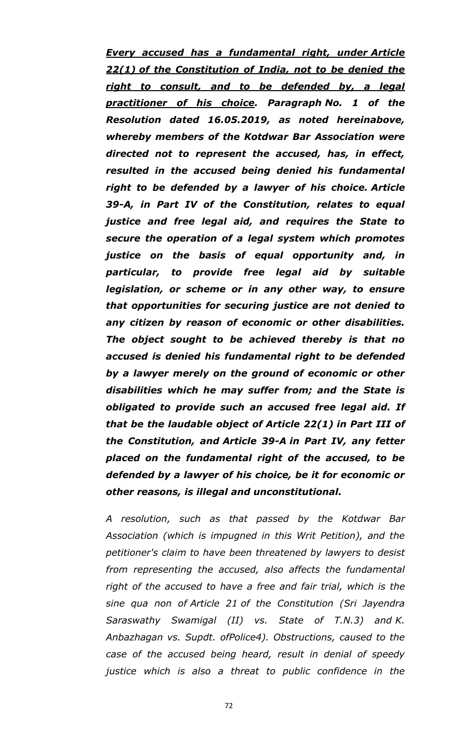***<u>Every accused has a fundamental right, under Article 22(1) of the Constitution of India, not to be denied the right to consult, and to be defended by, a legal practitioner of his choice</u>. Paragraph No. 1 of the Resolution dated 16.05.2019, as noted hereinabove, whereby members of the Kotdwar Bar Association were directed not to represent the accused, has, in effect, resulted in the accused being denied his fundamental right to be defended by a lawyer of his choice. Article 39-A, in Part IV of the Constitution, relates to equal justice and free legal aid, and requires the State to secure the operation of a legal system which promotes justice on the basis of equal opportunity and, in particular, to provide free legal aid by suitable legislation, or scheme or in any other way, to ensure that opportunities for securing justice are not denied to any citizen by reason of economic or other disabilities. The object sought to be achieved thereby is that no accused is denied his fundamental right to be defended by a lawyer merely on the ground of economic or other disabilities which he may suffer from; and the State is obligated to provide such an accused free legal aid. If that be the laudable object of Article 22(1) in Part III of the Constitution, and Article 39-A in Part IV, any fetter placed on the fundamental right of the accused, to be defended by a lawyer of his choice, be it for economic or other reasons, is illegal and unconstitutional.***

*A resolution, such as that passed by the Kotdwar Bar Association (which is impugned in this Writ Petition), and the petitioner's claim to have been threatened by lawyers to desist from representing the accused, also affects the fundamental right of the accused to have a free and fair trial, which is the sine qua non of Article 21 of the Constitution (Sri Jayendra Saraswathy Swamigal (II) vs. State of T.N.3) and K. Anbazhagan vs. Supdt. ofPolice4). Obstructions, caused to the case of the accused being heard, result in denial of speedy justice which is also a threat to public confidence in the*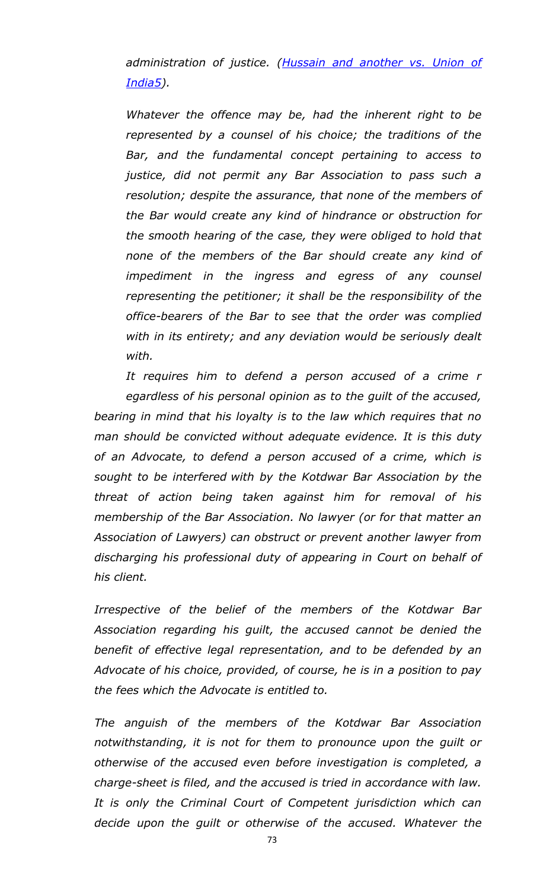*administration of justice. (Hussain and another vs. Union of India5).*

*Whatever the offence may be, had the inherent right to be represented by a counsel of his choice; the traditions of the Bar, and the fundamental concept pertaining to access to justice, did not permit any Bar Association to pass such a resolution; despite the assurance, that none of the members of the Bar would create any kind of hindrance or obstruction for the smooth hearing of the case, they were obliged to hold that none of the members of the Bar should create any kind of impediment in the ingress and egress of any counsel representing the petitioner; it shall be the responsibility of the office-bearers of the Bar to see that the order was complied with in its entirety; and any deviation would be seriously dealt with.*

*It requires him to defend a person accused of a crime r egardless of his personal opinion as to the guilt of the accused, bearing in mind that his loyalty is to the law which requires that no man should be convicted without adequate evidence. It is this duty of an Advocate, to defend a person accused of a crime, which is sought to be interfered with by the Kotdwar Bar Association by the threat of action being taken against him for removal of his membership of the Bar Association. No lawyer (or for that matter an Association of Lawyers) can obstruct or prevent another lawyer from discharging his professional duty of appearing in Court on behalf of his client.*

*Irrespective of the belief of the members of the Kotdwar Bar Association regarding his guilt, the accused cannot be denied the benefit of effective legal representation, and to be defended by an Advocate of his choice, provided, of course, he is in a position to pay the fees which the Advocate is entitled to.*

*The anguish of the members of the Kotdwar Bar Association notwithstanding, it is not for them to pronounce upon the guilt or otherwise of the accused even before investigation is completed, a charge-sheet is filed, and the accused is tried in accordance with law. It is only the Criminal Court of Competent jurisdiction which can decide upon the guilt or otherwise of the accused. Whatever the*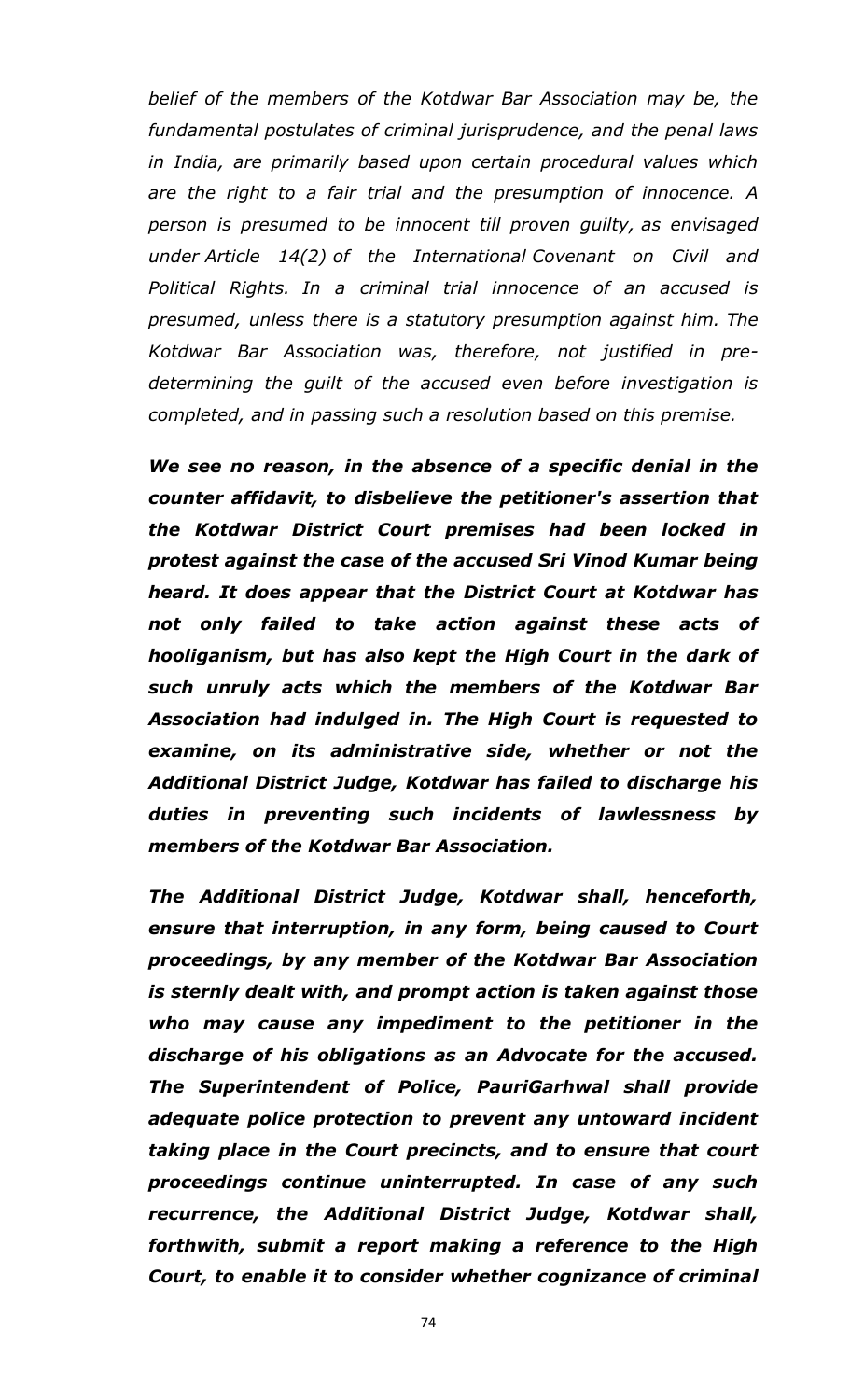*belief of the members of the Kotdwar Bar Association may be, the fundamental postulates of criminal jurisprudence, and the penal laws in India, are primarily based upon certain procedural values which are the right to a fair trial and the presumption of innocence. A person is presumed to be innocent till proven guilty, as envisaged under Article 14(2) of the International Covenant on Civil and Political Rights. In a criminal trial innocence of an accused is presumed, unless there is a statutory presumption against him. The Kotdwar Bar Association was, therefore, not justified in pre-determining the guilt of the accused even before investigation is completed, and in passing such a resolution based on this premise.*

***We see no reason, in the absence of a specific denial in the counter affidavit, to disbelieve the petitioner's assertion that the Kotdwar District Court premises had been locked in protest against the case of the accused Sri Vinod Kumar being heard. It does appear that the District Court at Kotdwar has not only failed to take action against these acts of hooliganism, but has also kept the High Court in the dark of such unruly acts which the members of the Kotdwar Bar Association had indulged in. The High Court is requested to examine, on its administrative side, whether or not the Additional District Judge, Kotdwar has failed to discharge his duties in preventing such incidents of lawlessness by members of the Kotdwar Bar Association.***

***The Additional District Judge, Kotdwar shall, henceforth, ensure that interruption, in any form, being caused to Court proceedings, by any member of the Kotdwar Bar Association is sternly dealt with, and prompt action is taken against those who may cause any impediment to the petitioner in the discharge of his obligations as an Advocate for the accused. The Superintendent of Police, PauriGarhwal shall provide adequate police protection to prevent any untoward incident taking place in the Court precincts, and to ensure that court proceedings continue uninterrupted. In case of any such recurrence, the Additional District Judge, Kotdwar shall, forthwith, submit a report making a reference to the High Court, to enable it to consider whether cognizance of criminal***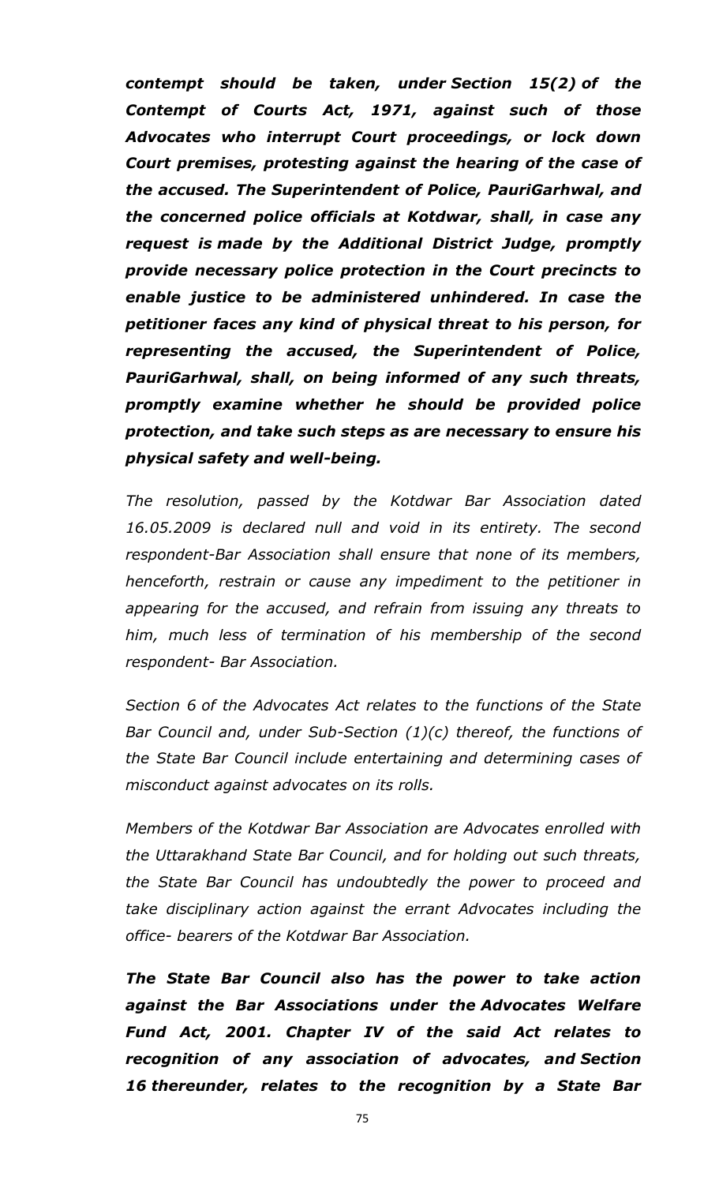***contempt should be taken, under Section 15(2) of the Contempt of Courts Act, 1971, against such of those Advocates who interrupt Court proceedings, or lock down Court premises, protesting against the hearing of the case of the accused. The Superintendent of Police, PauriGarhwal, and the concerned police officials at Kotdwar, shall, in case any request is made by the Additional District Judge, promptly provide necessary police protection in the Court precincts to enable justice to be administered unhindered. In case the petitioner faces any kind of physical threat to his person, for representing the accused, the Superintendent of Police, PauriGarhwal, shall, on being informed of any such threats, promptly examine whether he should be provided police protection, and take such steps as are necessary to ensure his physical safety and well-being.***

*The resolution, passed by the Kotdwar Bar Association dated 16.05.2009 is declared null and void in its entirety. The second respondent-Bar Association shall ensure that none of its members, henceforth, restrain or cause any impediment to the petitioner in appearing for the accused, and refrain from issuing any threats to him, much less of termination of his membership of the second respondent- Bar Association.*

*Section 6 of the Advocates Act relates to the functions of the State Bar Council and, under Sub-Section (1)(c) thereof, the functions of the State Bar Council include entertaining and determining cases of misconduct against advocates on its rolls.*

*Members of the Kotdwar Bar Association are Advocates enrolled with the Uttarakhand State Bar Council, and for holding out such threats, the State Bar Council has undoubtedly the power to proceed and take disciplinary action against the errant Advocates including the office- bearers of the Kotdwar Bar Association.*

***The State Bar Council also has the power to take action against the Bar Associations under the Advocates Welfare Fund Act, 2001. Chapter IV of the said Act relates to recognition of any association of advocates, and Section 16 thereunder, relates to the recognition by a State Bar***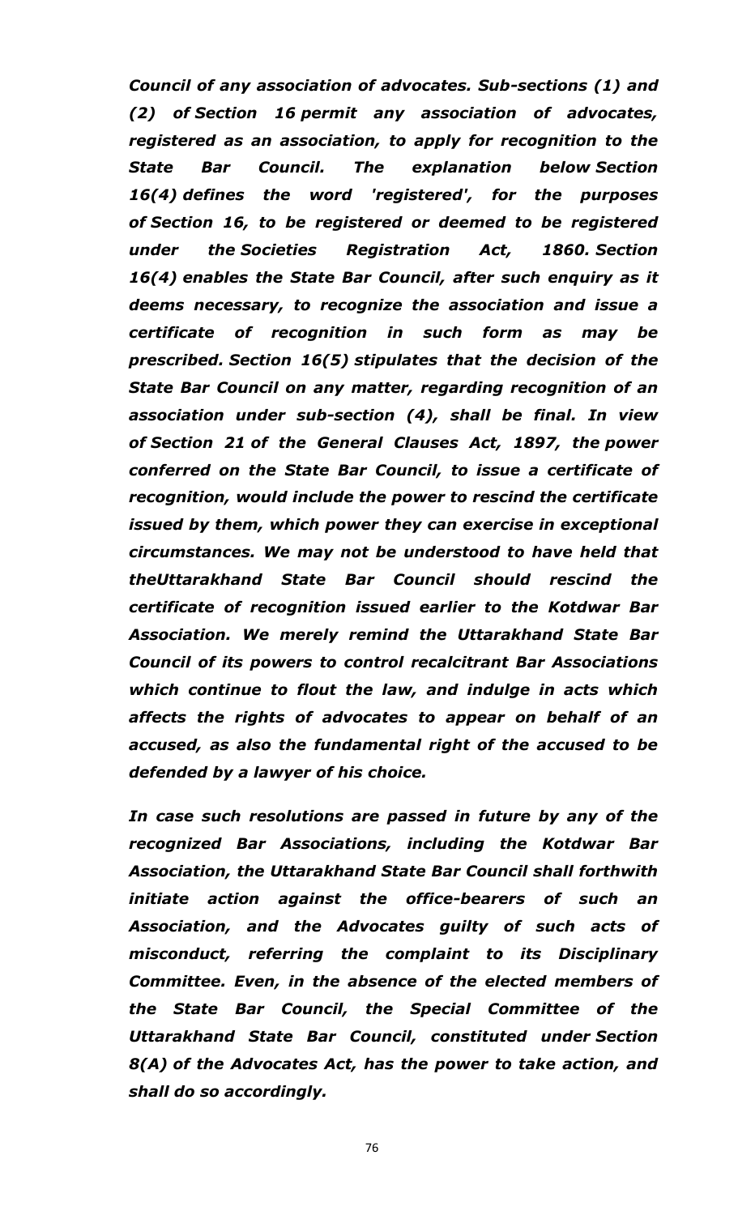***Council of any association of advocates. Sub-sections (1) and (2) of Section 16 permit any association of advocates, registered as an association, to apply for recognition to the State Bar Council. The explanation below Section 16(4) defines the word 'registered', for the purposes of Section 16, to be registered or deemed to be registered under the Societies Registration Act, 1860. Section 16(4) enables the State Bar Council, after such enquiry as it deems necessary, to recognize the association and issue a certificate of recognition in such form as may be prescribed. Section 16(5) stipulates that the decision of the State Bar Council on any matter, regarding recognition of an association under sub-section (4), shall be final. In view of Section 21 of the General Clauses Act, 1897, the power conferred on the State Bar Council, to issue a certificate of recognition, would include the power to rescind the certificate issued by them, which power they can exercise in exceptional circumstances. We may not be understood to have held that theUttarakhand State Bar Council should rescind the certificate of recognition issued earlier to the Kotdwar Bar Association. We merely remind the Uttarakhand State Bar Council of its powers to control recalcitrant Bar Associations which continue to flout the law, and indulge in acts which affects the rights of advocates to appear on behalf of an accused, as also the fundamental right of the accused to be defended by a lawyer of his choice.***

***In case such resolutions are passed in future by any of the recognized Bar Associations, including the Kotdwar Bar Association, the Uttarakhand State Bar Council shall forthwith initiate action against the office-bearers of such an Association, and the Advocates guilty of such acts of misconduct, referring the complaint to its Disciplinary Committee. Even, in the absence of the elected members of the State Bar Council, the Special Committee of the Uttarakhand State Bar Council, constituted under Section 8(A) of the Advocates Act, has the power to take action, and shall do so accordingly.***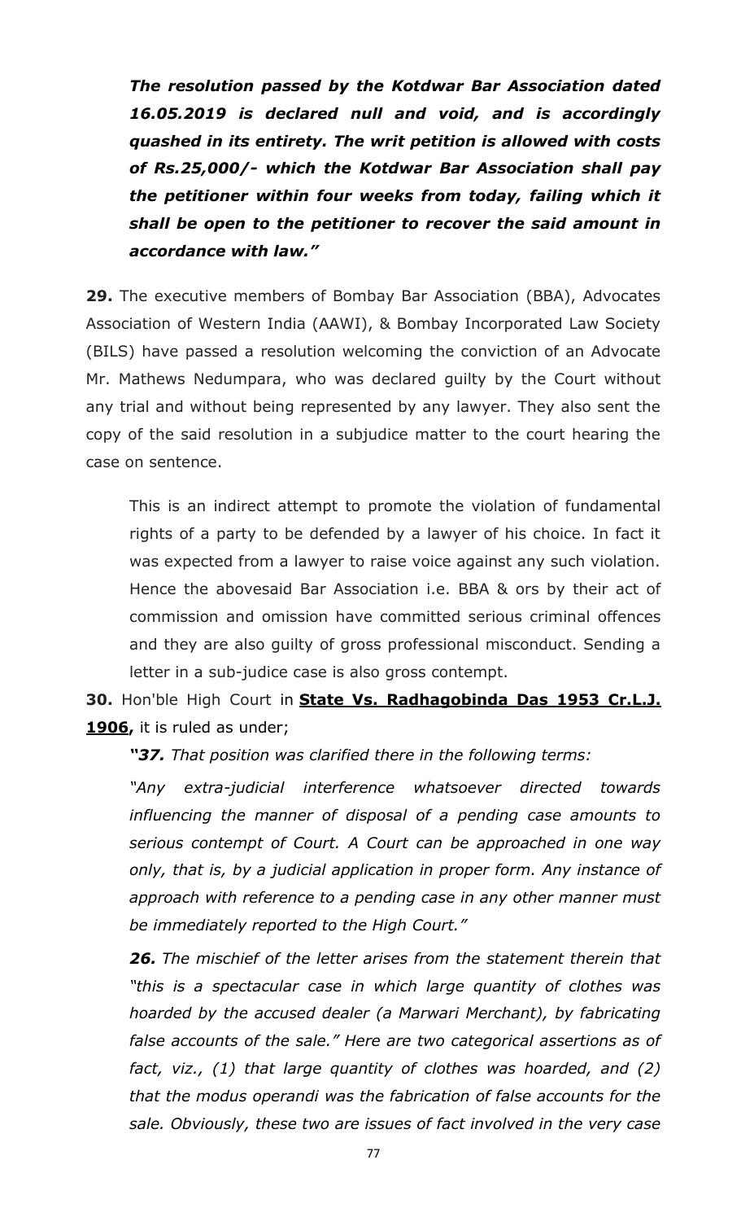***The resolution passed by the Kotdwar Bar Association dated 16.05.2019 is declared null and void, and is accordingly quashed in its entirety. The writ petition is allowed with costs of Rs.25,000/- which the Kotdwar Bar Association shall pay the petitioner within four weeks from today, failing which it shall be open to the petitioner to recover the said amount in accordance with law."***

**29.** The executive members of Bombay Bar Association (BBA), Advocates Association of Western India (AAWI), & Bombay Incorporated Law Society (BILS) have passed a resolution welcoming the conviction of an Advocate Mr. Mathews Nedumpara, who was declared guilty by the Court without any trial and without being represented by any lawyer. They also sent the copy of the said resolution in a subjudice matter to the court hearing the case on sentence.

This is an indirect attempt to promote the violation of fundamental rights of a party to be defended by a lawyer of his choice. In fact it was expected from a lawyer to raise voice against any such violation. Hence the abovesaid Bar Association i.e. BBA & ors by their act of commission and omission have committed serious criminal offences and they are also guilty of gross professional misconduct. Sending a letter in a sub-judice case is also gross contempt.

**30.** Hon'ble High Court in **State Vs. Radhagobinda Das 1953 Cr.L.J. 1906,** it is ruled as under;

***"37.*** *That position was clarified there in the following terms:*

*"Any extra-judicial interference whatsoever directed towards influencing the manner of disposal of a pending case amounts to serious contempt of Court. A Court can be approached in one way only, that is, by a judicial application in proper form. Any instance of approach with reference to a pending case in any other manner must be immediately reported to the High Court."*

***26.*** *The mischief of the letter arises from the statement therein that "this is a spectacular case in which large quantity of clothes was hoarded by the accused dealer (a Marwari Merchant), by fabricating false accounts of the sale." Here are two categorical assertions as of fact, viz., (1) that large quantity of clothes was hoarded, and (2) that the modus operandi was the fabrication of false accounts for the sale. Obviously, these two are issues of fact involved in the very case*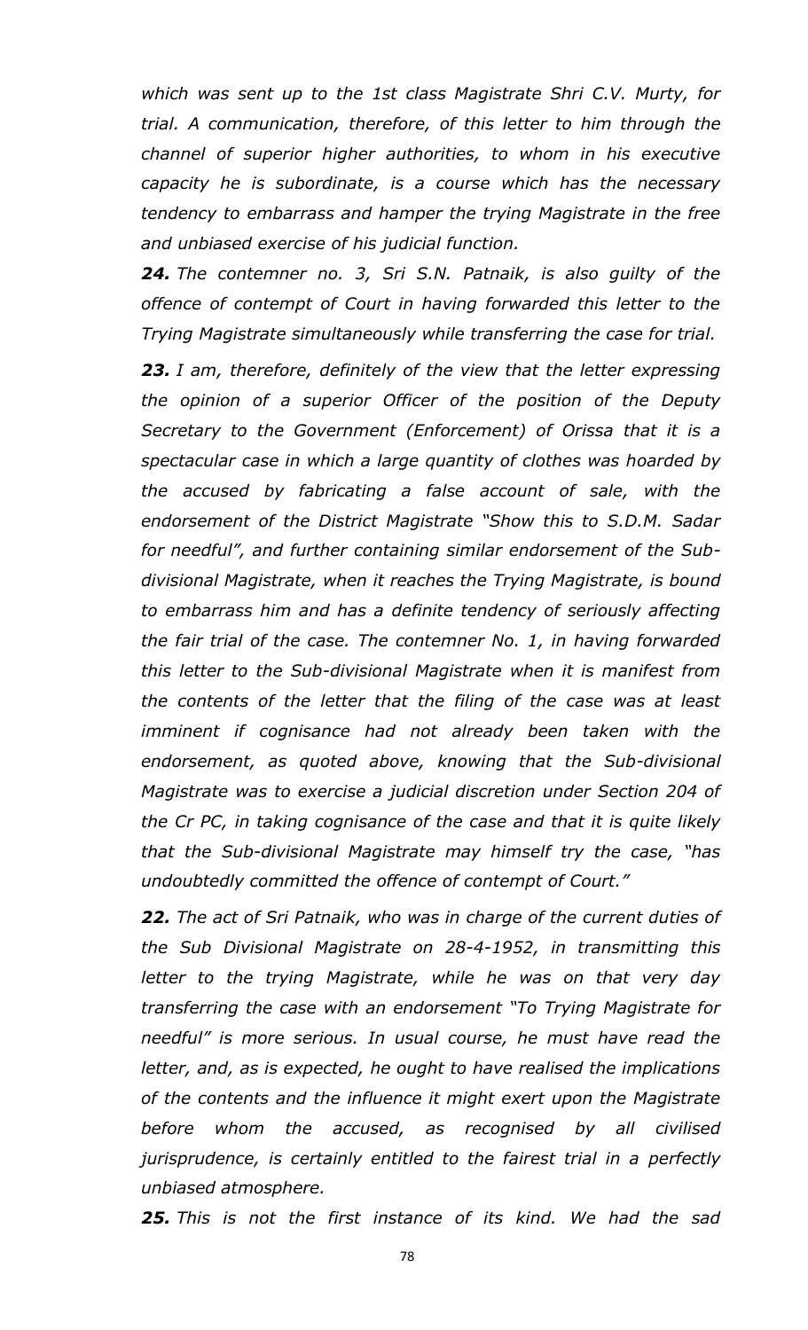*which was sent up to the 1st class Magistrate Shri C.V. Murty, for trial. A communication, therefore, of this letter to him through the channel of superior higher authorities, to whom in his executive capacity he is subordinate, is a course which has the necessary tendency to embarrass and hamper the trying Magistrate in the free and unbiased exercise of his judicial function.*

***24.*** *The contemner no. 3, Sri S.N. Patnaik, is also guilty of the offence of contempt of Court in having forwarded this letter to the Trying Magistrate simultaneously while transferring the case for trial.*

***23.*** *I am, therefore, definitely of the view that the letter expressing the opinion of a superior Officer of the position of the Deputy Secretary to the Government (Enforcement) of Orissa that it is a spectacular case in which a large quantity of clothes was hoarded by the accused by fabricating a false account of sale, with the endorsement of the District Magistrate "Show this to S.D.M. Sadar for needful", and further containing similar endorsement of the Sub-divisional Magistrate, when it reaches the Trying Magistrate, is bound to embarrass him and has a definite tendency of seriously affecting the fair trial of the case. The contemner No. 1, in having forwarded this letter to the Sub-divisional Magistrate when it is manifest from the contents of the letter that the filing of the case was at least imminent if cognisance had not already been taken with the endorsement, as quoted above, knowing that the Sub-divisional Magistrate was to exercise a judicial discretion under Section 204 of the Cr PC, in taking cognisance of the case and that it is quite likely that the Sub-divisional Magistrate may himself try the case, "has undoubtedly committed the offence of contempt of Court."*

***22.*** *The act of Sri Patnaik, who was in charge of the current duties of the Sub Divisional Magistrate on 28-4-1952, in transmitting this letter to the trying Magistrate, while he was on that very day transferring the case with an endorsement "To Trying Magistrate for needful" is more serious. In usual course, he must have read the letter, and, as is expected, he ought to have realised the implications of the contents and the influence it might exert upon the Magistrate before whom the accused, as recognised by all civilised jurisprudence, is certainly entitled to the fairest trial in a perfectly unbiased atmosphere.*

***25.*** *This is not the first instance of its kind. We had the sad*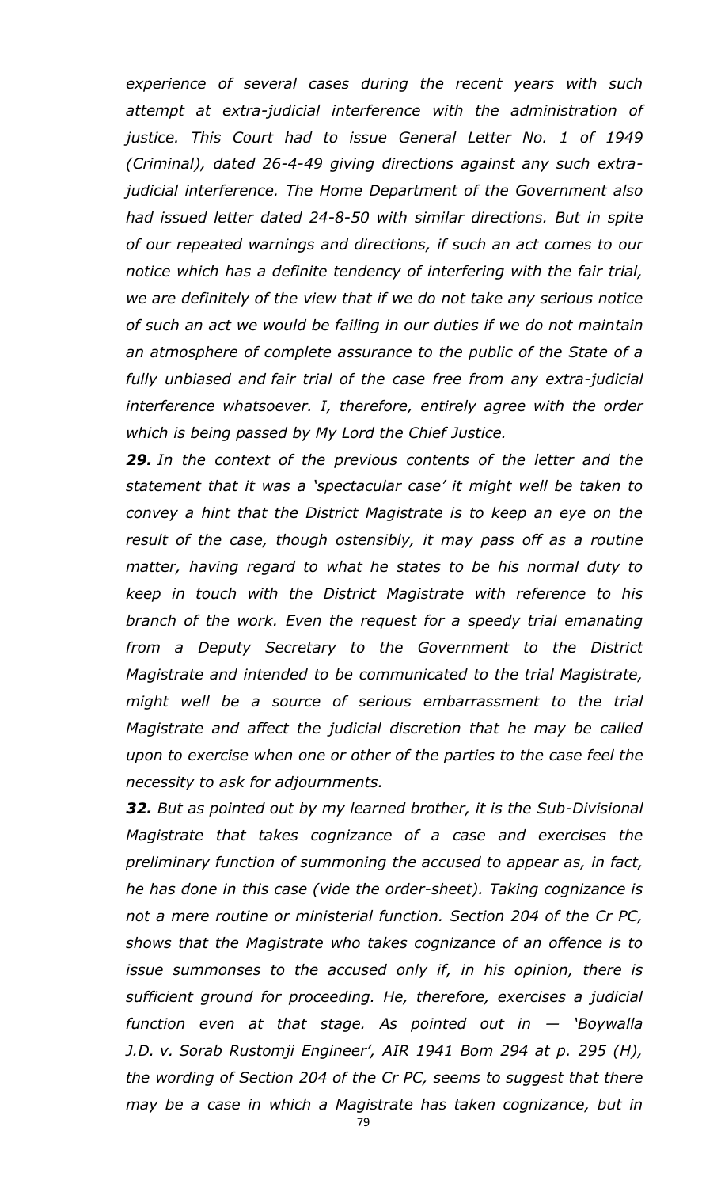*experience of several cases during the recent years with such attempt at extra-judicial interference with the administration of justice. This Court had to issue General Letter No. 1 of 1949 (Criminal), dated 26-4-49 giving directions against any such extra-judicial interference. The Home Department of the Government also had issued letter dated 24-8-50 with similar directions. But in spite of our repeated warnings and directions, if such an act comes to our notice which has a definite tendency of interfering with the fair trial, we are definitely of the view that if we do not take any serious notice of such an act we would be failing in our duties if we do not maintain an atmosphere of complete assurance to the public of the State of a fully unbiased and fair trial of the case free from any extra-judicial interference whatsoever. I, therefore, entirely agree with the order which is being passed by My Lord the Chief Justice.*

***29.*** *In the context of the previous contents of the letter and the statement that it was a 'spectacular case' it might well be taken to convey a hint that the District Magistrate is to keep an eye on the result of the case, though ostensibly, it may pass off as a routine matter, having regard to what he states to be his normal duty to keep in touch with the District Magistrate with reference to his branch of the work. Even the request for a speedy trial emanating from a Deputy Secretary to the Government to the District Magistrate and intended to be communicated to the trial Magistrate, might well be a source of serious embarrassment to the trial Magistrate and affect the judicial discretion that he may be called upon to exercise when one or other of the parties to the case feel the necessity to ask for adjournments.*

***32.*** *But as pointed out by my learned brother, it is the Sub-Divisional Magistrate that takes cognizance of a case and exercises the preliminary function of summoning the accused to appear as, in fact, he has done in this case (vide the order-sheet). Taking cognizance is not a mere routine or ministerial function. Section 204 of the Cr PC, shows that the Magistrate who takes cognizance of an offence is to issue summonses to the accused only if, in his opinion, there is sufficient ground for proceeding. He, therefore, exercises a judicial function even at that stage. As pointed out in — 'Boywalla J.D. v. Sorab Rustomji Engineer', AIR 1941 Bom 294 at p. 295 (H), the wording of Section 204 of the Cr PC, seems to suggest that there may be a case in which a Magistrate has taken cognizance, but in*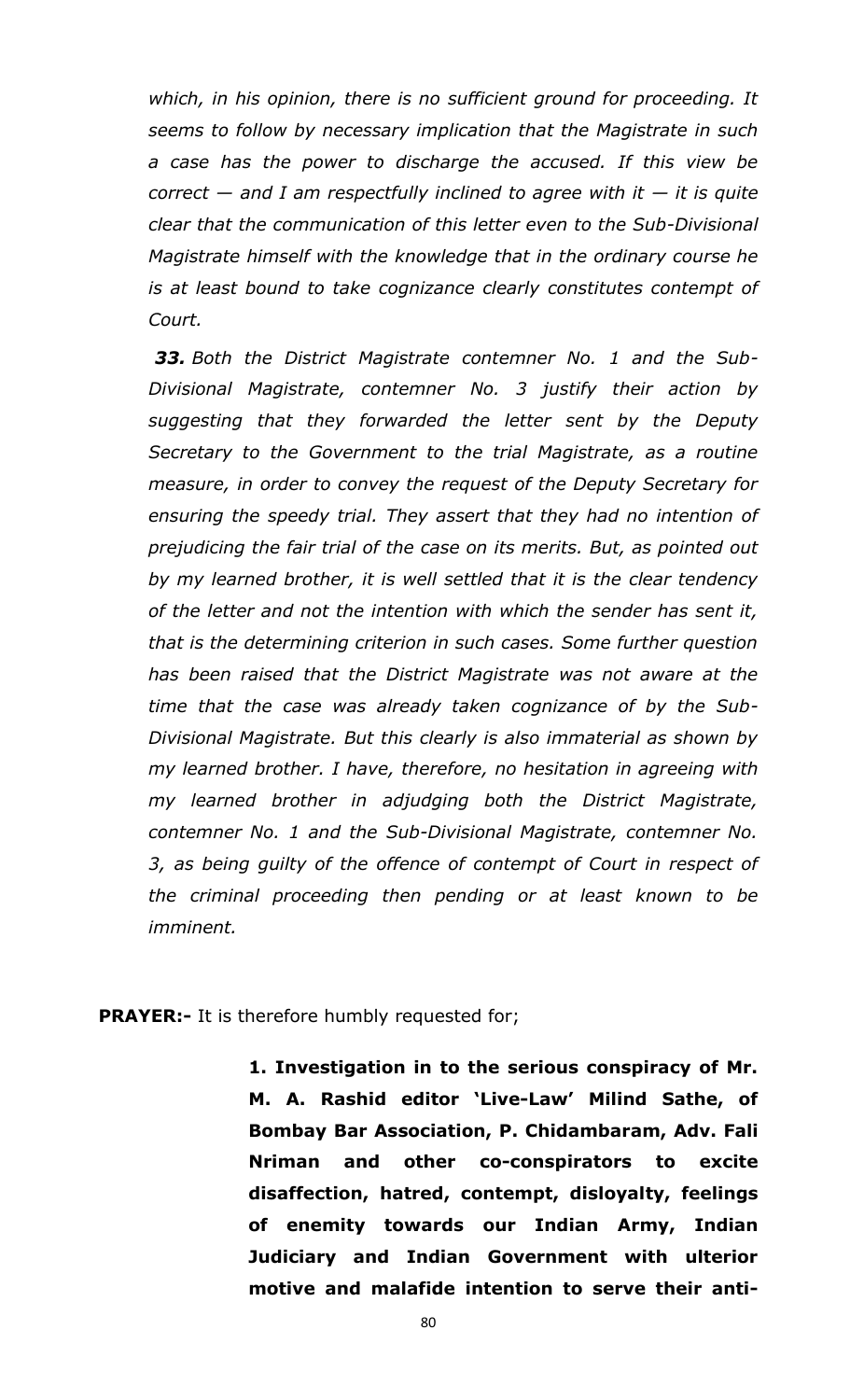*which, in his opinion, there is no sufficient ground for proceeding. It seems to follow by necessary implication that the Magistrate in such a case has the power to discharge the accused. If this view be correct — and I am respectfully inclined to agree with it — it is quite clear that the communication of this letter even to the Sub-Divisional Magistrate himself with the knowledge that in the ordinary course he is at least bound to take cognizance clearly constitutes contempt of Court.*

***33.*** *Both the District Magistrate contemner No. 1 and the Sub-Divisional Magistrate, contemner No. 3 justify their action by suggesting that they forwarded the letter sent by the Deputy Secretary to the Government to the trial Magistrate, as a routine measure, in order to convey the request of the Deputy Secretary for ensuring the speedy trial. They assert that they had no intention of prejudicing the fair trial of the case on its merits. But, as pointed out by my learned brother, it is well settled that it is the clear tendency of the letter and not the intention with which the sender has sent it, that is the determining criterion in such cases. Some further question has been raised that the District Magistrate was not aware at the time that the case was already taken cognizance of by the Sub-Divisional Magistrate. But this clearly is also immaterial as shown by my learned brother. I have, therefore, no hesitation in agreeing with my learned brother in adjudging both the District Magistrate, contemner No. 1 and the Sub-Divisional Magistrate, contemner No. 3, as being guilty of the offence of contempt of Court in respect of the criminal proceeding then pending or at least known to be imminent.*

**PRAYER:-** It is therefore humbly requested for;

**1. Investigation in to the serious conspiracy of Mr. M. A. Rashid editor 'Live-Law' Milind Sathe, of Bombay Bar Association, P. Chidambaram, Adv. Fali Nriman and other co-conspirators to excite disaffection, hatred, contempt, disloyalty, feelings of enemity towards our Indian Army, Indian Judiciary and Indian Government with ulterior motive and malafide intention to serve their anti-**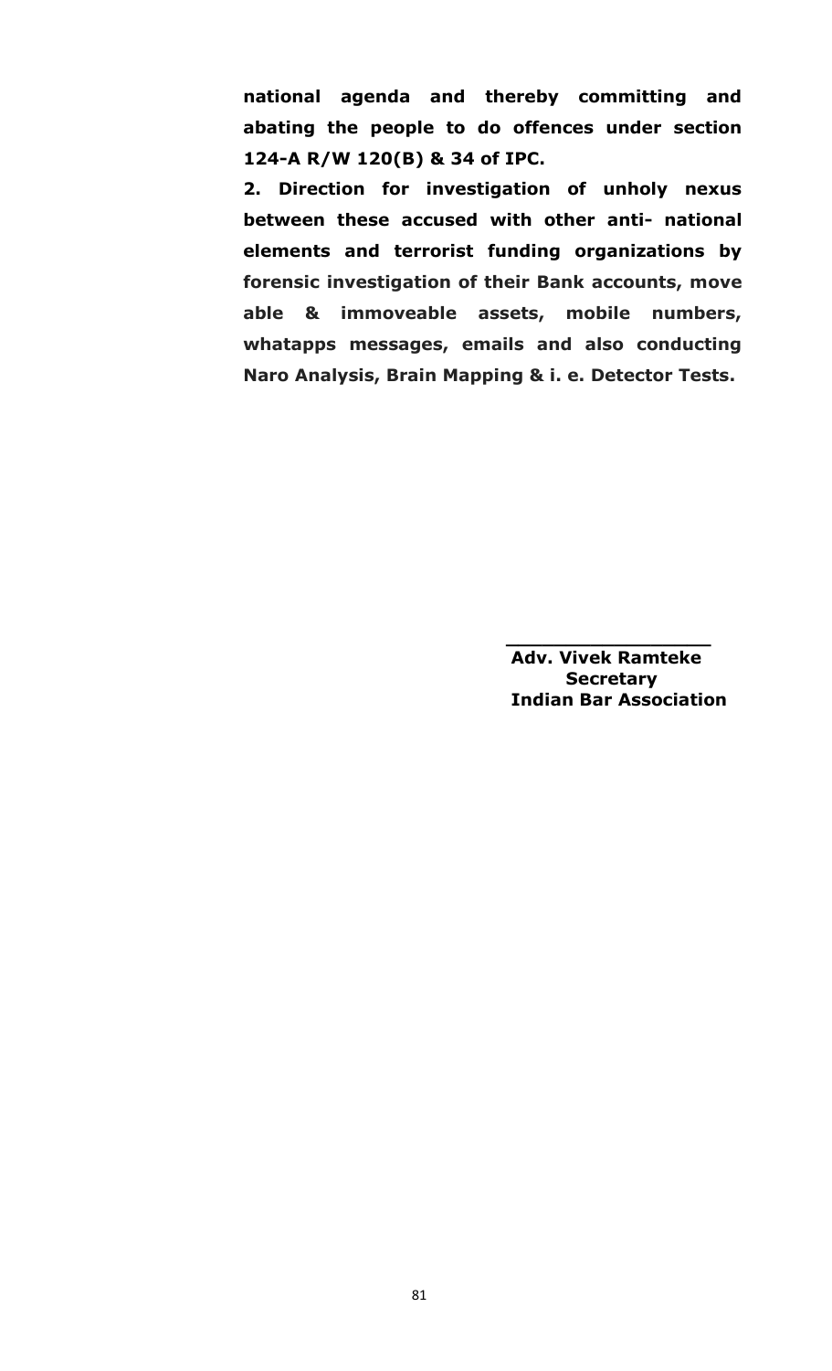**national agenda and thereby committing and abating the people to do offences under section 124-A R/W 120(B) & 34 of IPC.**

**2. Direction for investigation of unholy nexus between these accused with other anti- national elements and terrorist funding organizations by forensic investigation of their Bank accounts, move able & immoveable assets, mobile numbers, whatapps messages, emails and also conducting Naro Analysis, Brain Mapping & i. e. Detector Tests.**

**Adv. Vivek Ramteke**
**Secretary**
**Indian Bar Association**